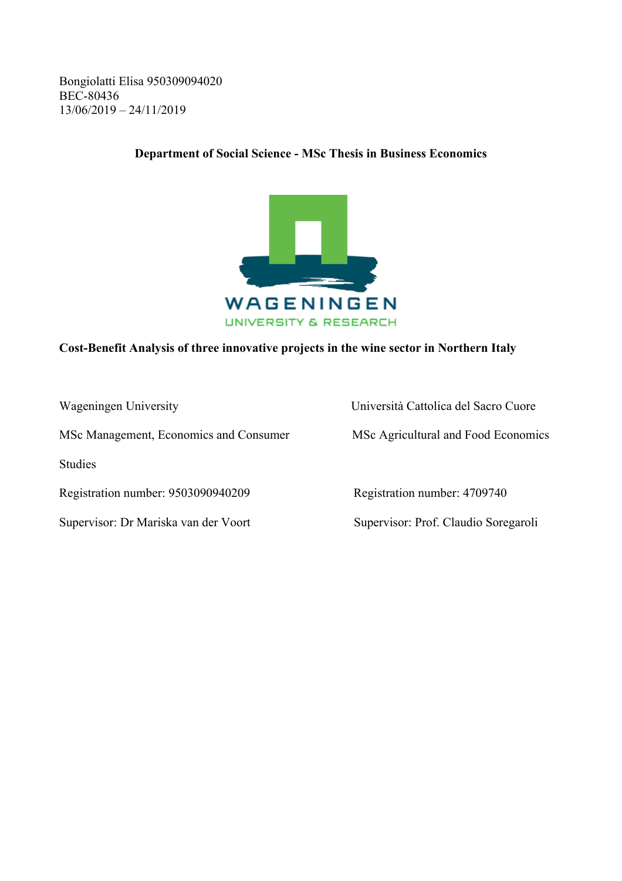Bongiolatti Elisa 950309094020
BEC-80436
13/06/2019 – 24/11/2019

**Department of Social Science - MSc Thesis in Business Economics**

WAGENINGEN
UNIVERSITY & RESEARCH

**Cost-Benefit Analysis of three innovative projects in the wine sector in Northern Italy**

Wageningen University

MSc Management, Economics and Consumer Studies

Registration number: 9503090940209

Supervisor: Dr Mariska van der Voort

Università Cattolica del Sacro Cuore

MSc Agricultural and Food Economics

Registration number: 4709740

Supervisor: Prof. Claudio Soregaroli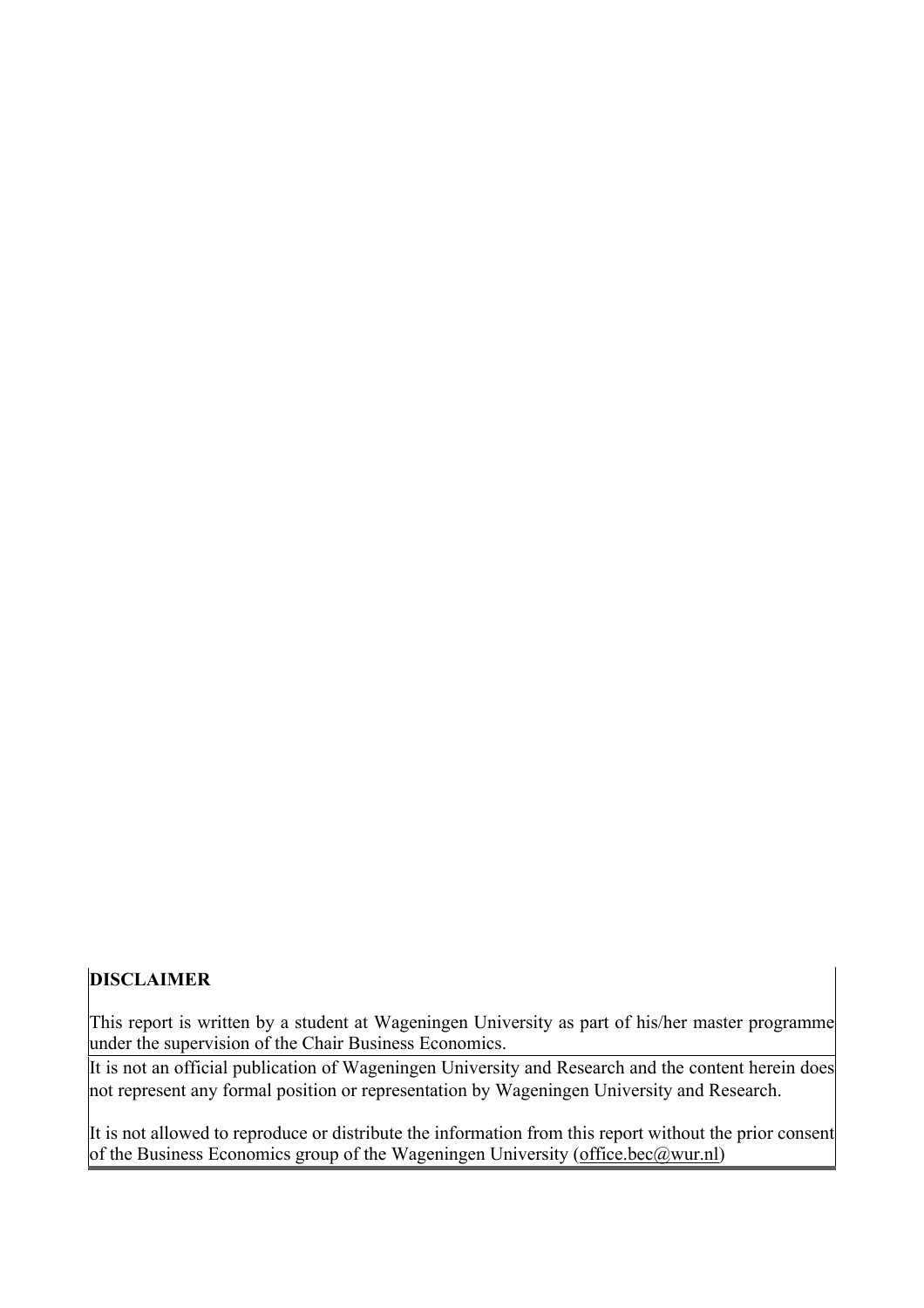**DISCLAIMER**

This report is written by a student at Wageningen University as part of his/her master programme under the supervision of the Chair Business Economics.

It is not an official publication of Wageningen University and Research and the content herein does not represent any formal position or representation by Wageningen University and Research.

It is not allowed to reproduce or distribute the information from this report without the prior consent of the Business Economics group of the Wageningen University (office.bec@wur.nl)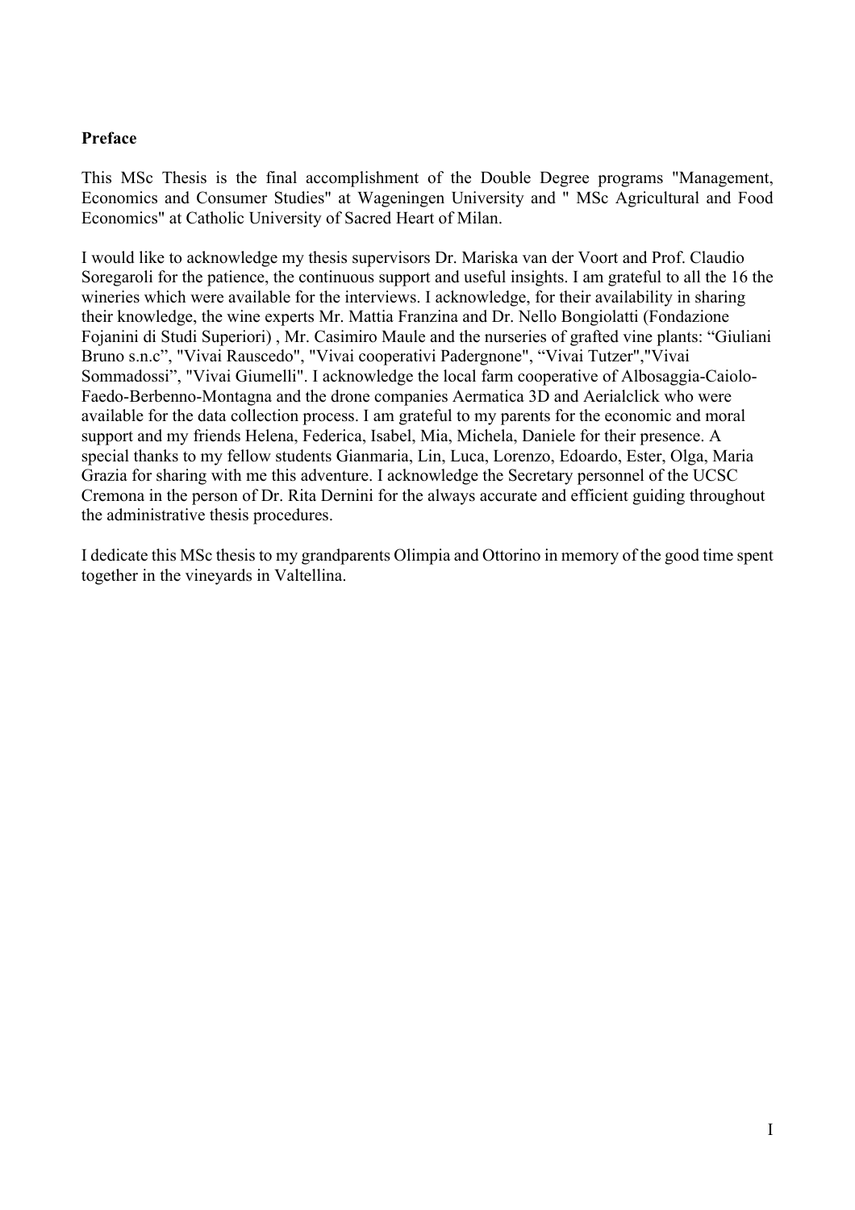**Preface**

This MSc Thesis is the final accomplishment of the Double Degree programs "Management, Economics and Consumer Studies" at Wageningen University and " MSc Agricultural and Food Economics" at Catholic University of Sacred Heart of Milan.

I would like to acknowledge my thesis supervisors Dr. Mariska van der Voort and Prof. Claudio Soregaroli for the patience, the continuous support and useful insights. I am grateful to all the 16 the wineries which were available for the interviews. I acknowledge, for their availability in sharing their knowledge, the wine experts Mr. Mattia Franzina and Dr. Nello Bongiolatti (Fondazione Fojanini di Studi Superiori) , Mr. Casimiro Maule and the nurseries of grafted vine plants: "Giuliani Bruno s.n.c", "Vivai Rauscedo", "Vivai cooperativi Padergnone", "Vivai Tutzer","Vivai Sommadossi", "Vivai Giumelli". I acknowledge the local farm cooperative of Albosaggia-Caiolo-Faedo-Berbenno-Montagna and the drone companies Aermatica 3D and Aerialclick who were available for the data collection process. I am grateful to my parents for the economic and moral support and my friends Helena, Federica, Isabel, Mia, Michela, Daniele for their presence. A special thanks to my fellow students Gianmaria, Lin, Luca, Lorenzo, Edoardo, Ester, Olga, Maria Grazia for sharing with me this adventure. I acknowledge the Secretary personnel of the UCSC Cremona in the person of Dr. Rita Dernini for the always accurate and efficient guiding throughout the administrative thesis procedures.

I dedicate this MSc thesis to my grandparents Olimpia and Ottorino in memory of the good time spent together in the vineyards in Valtellina.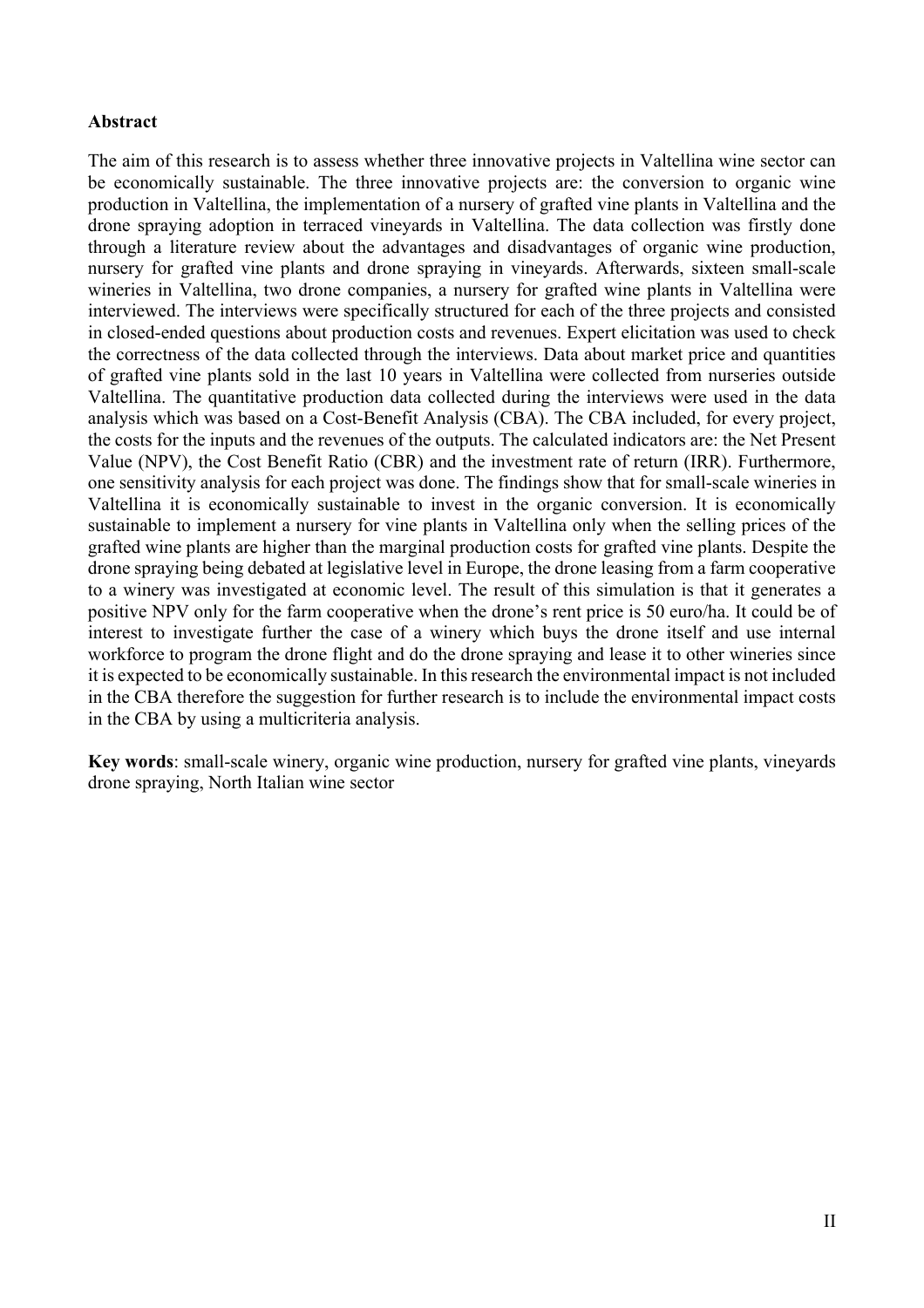**Abstract**

The aim of this research is to assess whether three innovative projects in Valtellina wine sector can be economically sustainable. The three innovative projects are: the conversion to organic wine production in Valtellina, the implementation of a nursery of grafted vine plants in Valtellina and the drone spraying adoption in terraced vineyards in Valtellina. The data collection was firstly done through a literature review about the advantages and disadvantages of organic wine production, nursery for grafted vine plants and drone spraying in vineyards. Afterwards, sixteen small-scale wineries in Valtellina, two drone companies, a nursery for grafted wine plants in Valtellina were interviewed. The interviews were specifically structured for each of the three projects and consisted in closed-ended questions about production costs and revenues. Expert elicitation was used to check the correctness of the data collected through the interviews. Data about market price and quantities of grafted vine plants sold in the last 10 years in Valtellina were collected from nurseries outside Valtellina. The quantitative production data collected during the interviews were used in the data analysis which was based on a Cost-Benefit Analysis (CBA). The CBA included, for every project, the costs for the inputs and the revenues of the outputs. The calculated indicators are: the Net Present Value (NPV), the Cost Benefit Ratio (CBR) and the investment rate of return (IRR). Furthermore, one sensitivity analysis for each project was done. The findings show that for small-scale wineries in Valtellina it is economically sustainable to invest in the organic conversion. It is economically sustainable to implement a nursery for vine plants in Valtellina only when the selling prices of the grafted wine plants are higher than the marginal production costs for grafted vine plants. Despite the drone spraying being debated at legislative level in Europe, the drone leasing from a farm cooperative to a winery was investigated at economic level. The result of this simulation is that it generates a positive NPV only for the farm cooperative when the drone's rent price is 50 euro/ha. It could be of interest to investigate further the case of a winery which buys the drone itself and use internal workforce to program the drone flight and do the drone spraying and lease it to other wineries since it is expected to be economically sustainable. In this research the environmental impact is not included in the CBA therefore the suggestion for further research is to include the environmental impact costs in the CBA by using a multicriteria analysis.

**Key words**: small-scale winery, organic wine production, nursery for grafted vine plants, vineyards drone spraying, North Italian wine sector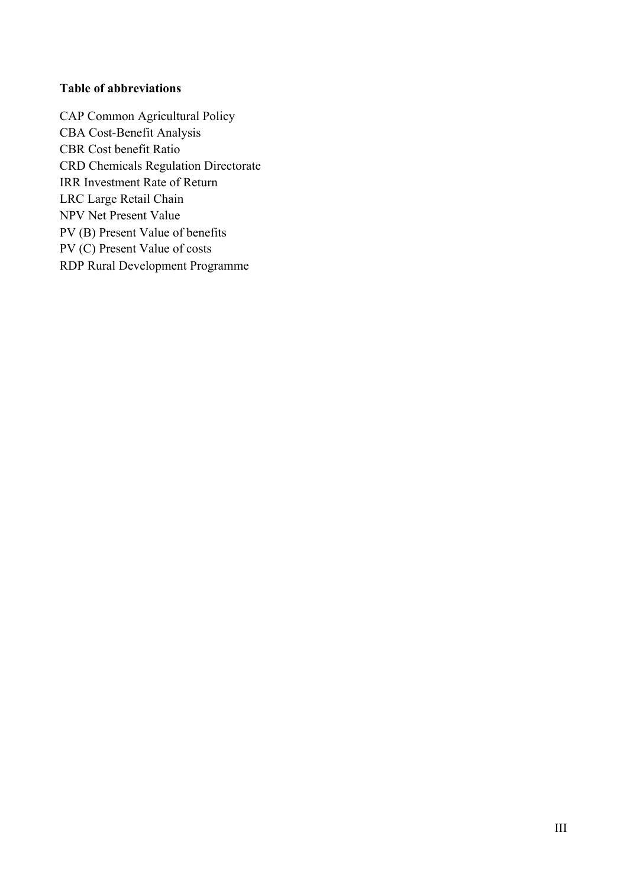**Table of abbreviations**

CAP Common Agricultural Policy
CBA Cost-Benefit Analysis
CBR Cost benefit Ratio
CRD Chemicals Regulation Directorate
IRR Investment Rate of Return
LRC Large Retail Chain
NPV Net Present Value
PV (B) Present Value of benefits
PV (C) Present Value of costs
RDP Rural Development Programme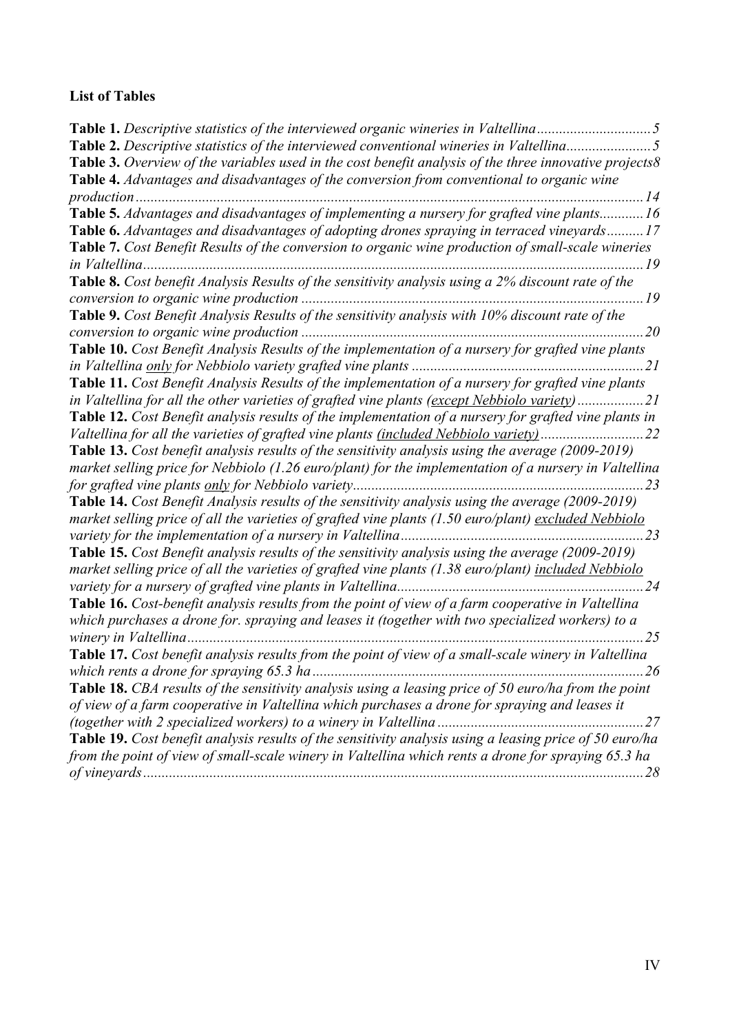## List of Tables

**Table 1.** *Descriptive statistics of the interviewed organic wineries in Valtellina* ............................... *5*
**Table 2.** *Descriptive statistics of the interviewed conventional wineries in Valtellina* ....................... *5*
**Table 3.** *Overview of the variables used in the cost benefit analysis of the three innovative projects* *8*
**Table 4.** *Advantages and disadvantages of the conversion from conventional to organic wine production* ........................................................................................................................................ *14*
**Table 5.** *Advantages and disadvantages of implementing a nursery for grafted vine plants* ............ *16*
**Table 6.** *Advantages and disadvantages of adopting drones spraying in terraced vineyards* .......... *17*
**Table 7.** *Cost Benefit Results of the conversion to organic wine production of small-scale wineries in Valtellina* ....................................................................................................................................... *19*
**Table 8.** *Cost benefit Analysis Results of the sensitivity analysis using a 2% discount rate of the conversion to organic wine production* ............................................................................................ *19*
**Table 9.** *Cost Benefit Analysis Results of the sensitivity analysis with 10% discount rate of the conversion to organic wine production* ............................................................................................ *20*
**Table 10.** *Cost Benefit Analysis Results of the implementation of a nursery for grafted vine plants in Valtellina* *only* *for Nebbiolo variety grafted vine plants* ............................................................... *21*
**Table 11.** *Cost Benefit Analysis Results of the implementation of a nursery for grafted vine plants in Valtellina for all the other varieties of grafted vine plants* *(except Nebbiolo variety)* .................. *21*
**Table 12.** *Cost Benefit analysis results of the implementation of a nursery for grafted vine plants in Valtellina for all the varieties of grafted vine plants* *(included Nebbiolo variety)* ............................ *22*
**Table 13.** *Cost benefit analysis results of the sensitivity analysis using the average (2009-2019) market selling price for Nebbiolo (1.26 euro/plant) for the implementation of a nursery in Valtellina for grafted vine plants* *only* *for Nebbiolo variety* ............................................................................... *23*
**Table 14.** *Cost Benefit Analysis results of the sensitivity analysis using the average (2009-2019) market selling price of all the varieties of grafted vine plants (1.50 euro/plant)* *excluded Nebbiolo variety* *for the implementation of a nursery in Valtellina* .................................................................. *23*
**Table 15.** *Cost Benefit analysis results of the sensitivity analysis using the average (2009-2019) market selling price of all the varieties of grafted vine plants (1.38 euro/plant)* *included Nebbiolo variety* *for a nursery of grafted vine plants in Valtellina* .................................................................. *24*
**Table 16.** *Cost-benefit analysis results from the point of view of a farm cooperative in Valtellina which purchases a drone for. spraying and leases it (together with two specialized workers) to a winery in Valtellina* ........................................................................................................................... *25*
**Table 17.** *Cost benefit analysis results from the point of view of a small-scale winery in Valtellina which rents a drone for spraying 65.3 ha* ......................................................................................... *26*
**Table 18.** *CBA results of the sensitivity analysis using a leasing price of 50 euro/ha from the point of view of a farm cooperative in Valtellina which purchases a drone for spraying and leases it (together with 2 specialized workers) to a winery in Valtellina* ....................................................... *27*
**Table 19.** *Cost benefit analysis results of the sensitivity analysis using a leasing price of 50 euro/ha from the point of view of small-scale winery in Valtellina which rents a drone for spraying 65.3 ha of vineyards* ...................................................................................................................................... *28*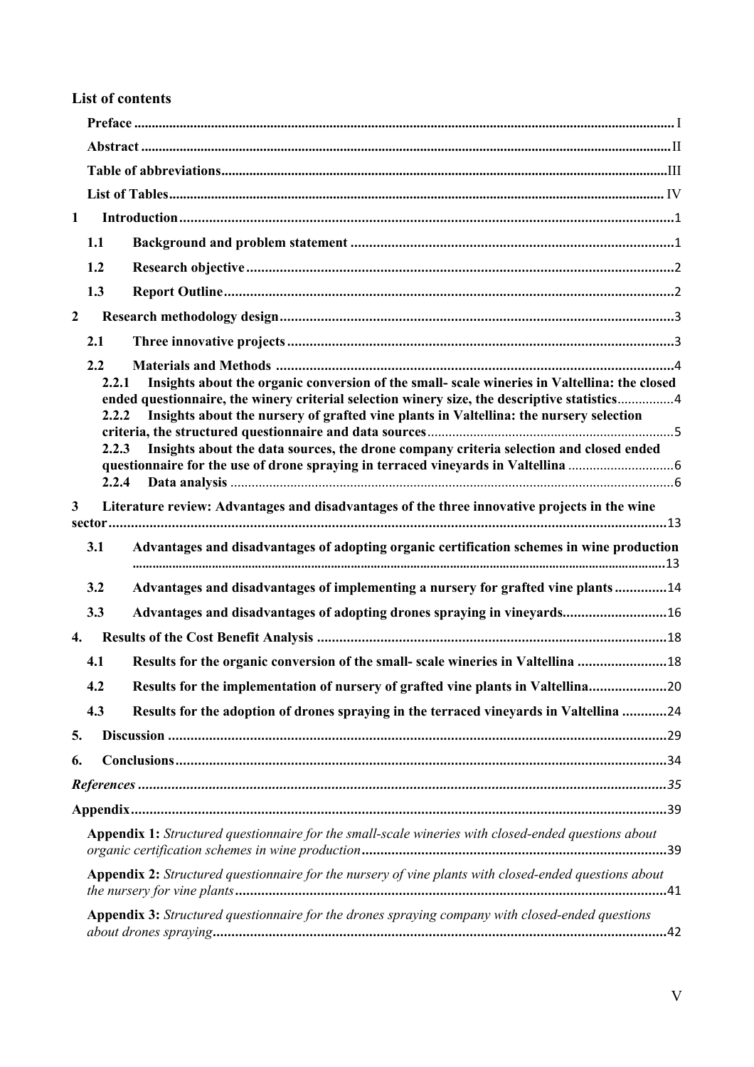## List of contents

**Preface** ........................................................................ I

**Abstract** ........................................................................ II

**Table of abbreviations** ........................................................................ III

**List of Tables** ........................................................................ IV

**1 Introduction** ........................................................................ 1

- **1.1 Background and problem statement** ........................................................................ 1
- **1.2 Research objective** ........................................................................ 2
- **1.3 Report Outline** ........................................................................ 2

**2 Research methodology design** ........................................................................ 3

- **2.1 Three innovative projects** ........................................................................ 3
- **2.2 Materials and Methods** ........................................................................ 4
  - **2.2.1 Insights about the organic conversion of the small- scale wineries in Valtellina: the closed ended questionnaire, the winery criterial selection winery size, the descriptive statistics** ........................................................................ 4
  - **2.2.2 Insights about the nursery of grafted vine plants in Valtellina: the nursery selection criteria, the structured questionnaire and data sources** ........................................................................ 5
  - **2.2.3 Insights about the data sources, the drone company criteria selection and closed ended questionnaire for the use of drone spraying in terraced vineyards in Valtellina** ........................................................................ 6
  - **2.2.4 Data analysis** ........................................................................ 6

**3 Literature review: Advantages and disadvantages of the three innovative projects in the wine sector** ........................................................................ 13

- **3.1 Advantages and disadvantages of adopting organic certification schemes in wine production** ........................................................................ 13
- **3.2 Advantages and disadvantages of implementing a nursery for grafted vine plants** ........................................................................ 14
- **3.3 Advantages and disadvantages of adopting drones spraying in vineyards** ........................................................................ 16

**4. Results of the Cost Benefit Analysis** ........................................................................ 18

- **4.1 Results for the organic conversion of the small- scale wineries in Valtellina** ........................................................................ 18
- **4.2 Results for the implementation of nursery of grafted vine plants in Valtellina** ........................................................................ 20
- **4.3 Results for the adoption of drones spraying in the terraced vineyards in Valtellina** ........................................................................ 24

**5. Discussion** ........................................................................ 29

**6. Conclusions** ........................................................................ 34

***References*** ........................................................................ 35

**Appendix** ........................................................................ 39

- **Appendix 1:** *Structured questionnaire for the small-scale wineries with closed-ended questions about organic certification schemes in wine production* ........................................................................ 39
- **Appendix 2:** *Structured questionnaire for the nursery of vine plants with closed-ended questions about the nursery for vine plants* ........................................................................ 41
- **Appendix 3:** *Structured questionnaire for the drones spraying company with closed-ended questions about drones spraying* ........................................................................ 42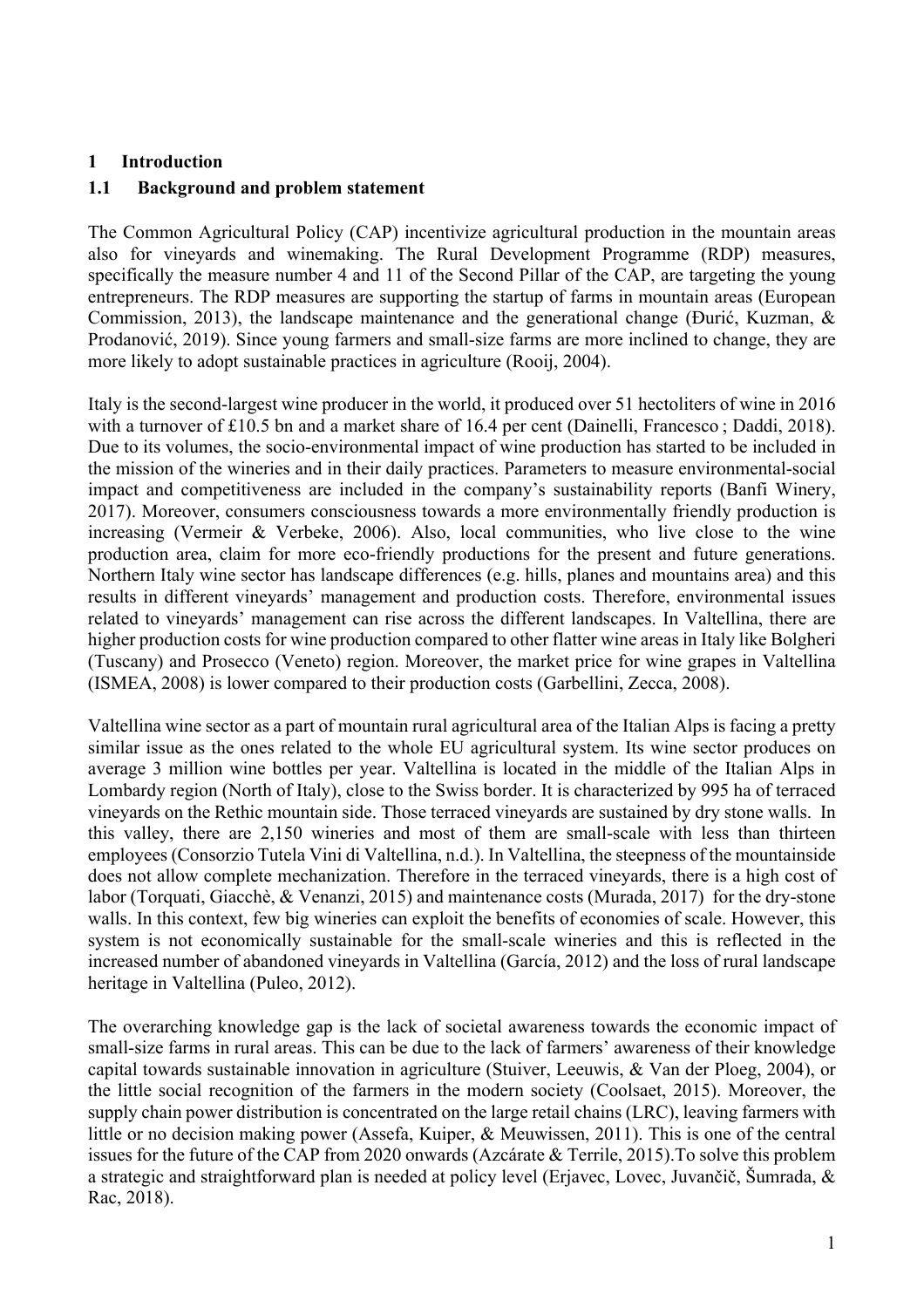# 1 Introduction

## 1.1 Background and problem statement

The Common Agricultural Policy (CAP) incentivize agricultural production in the mountain areas also for vineyards and winemaking. The Rural Development Programme (RDP) measures, specifically the measure number 4 and 11 of the Second Pillar of the CAP, are targeting the young entrepreneurs. The RDP measures are supporting the startup of farms in mountain areas (European Commission, 2013), the landscape maintenance and the generational change (Đurić, Kuzman, & Prodanović, 2019). Since young farmers and small-size farms are more inclined to change, they are more likely to adopt sustainable practices in agriculture (Rooij, 2004).

Italy is the second-largest wine producer in the world, it produced over 51 hectoliters of wine in 2016 with a turnover of £10.5 bn and a market share of 16.4 per cent (Dainelli, Francesco ; Daddi, 2018). Due to its volumes, the socio-environmental impact of wine production has started to be included in the mission of the wineries and in their daily practices. Parameters to measure environmental-social impact and competitiveness are included in the company's sustainability reports (Banfi Winery, 2017). Moreover, consumers consciousness towards a more environmentally friendly production is increasing (Vermeir & Verbeke, 2006). Also, local communities, who live close to the wine production area, claim for more eco-friendly productions for the present and future generations. Northern Italy wine sector has landscape differences (e.g. hills, planes and mountains area) and this results in different vineyards' management and production costs. Therefore, environmental issues related to vineyards' management can rise across the different landscapes. In Valtellina, there are higher production costs for wine production compared to other flatter wine areas in Italy like Bolgheri (Tuscany) and Prosecco (Veneto) region. Moreover, the market price for wine grapes in Valtellina (ISMEA, 2008) is lower compared to their production costs (Garbellini, Zecca, 2008).

Valtellina wine sector as a part of mountain rural agricultural area of the Italian Alps is facing a pretty similar issue as the ones related to the whole EU agricultural system. Its wine sector produces on average 3 million wine bottles per year. Valtellina is located in the middle of the Italian Alps in Lombardy region (North of Italy), close to the Swiss border. It is characterized by 995 ha of terraced vineyards on the Rethic mountain side. Those terraced vineyards are sustained by dry stone walls. In this valley, there are 2,150 wineries and most of them are small-scale with less than thirteen employees (Consorzio Tutela Vini di Valtellina, n.d.). In Valtellina, the steepness of the mountainside does not allow complete mechanization. Therefore in the terraced vineyards, there is a high cost of labor (Torquati, Giacchè, & Venanzi, 2015) and maintenance costs (Murada, 2017) for the dry-stone walls. In this context, few big wineries can exploit the benefits of economies of scale. However, this system is not economically sustainable for the small-scale wineries and this is reflected in the increased number of abandoned vineyards in Valtellina (García, 2012) and the loss of rural landscape heritage in Valtellina (Puleo, 2012).

The overarching knowledge gap is the lack of societal awareness towards the economic impact of small-size farms in rural areas. This can be due to the lack of farmers' awareness of their knowledge capital towards sustainable innovation in agriculture (Stuiver, Leeuwis, & Van der Ploeg, 2004), or the little social recognition of the farmers in the modern society (Coolsaet, 2015). Moreover, the supply chain power distribution is concentrated on the large retail chains (LRC), leaving farmers with little or no decision making power (Assefa, Kuiper, & Meuwissen, 2011). This is one of the central issues for the future of the CAP from 2020 onwards (Azcárate & Terrile, 2015).To solve this problem a strategic and straightforward plan is needed at policy level (Erjavec, Lovec, Juvančič, Šumrada, & Rac, 2018).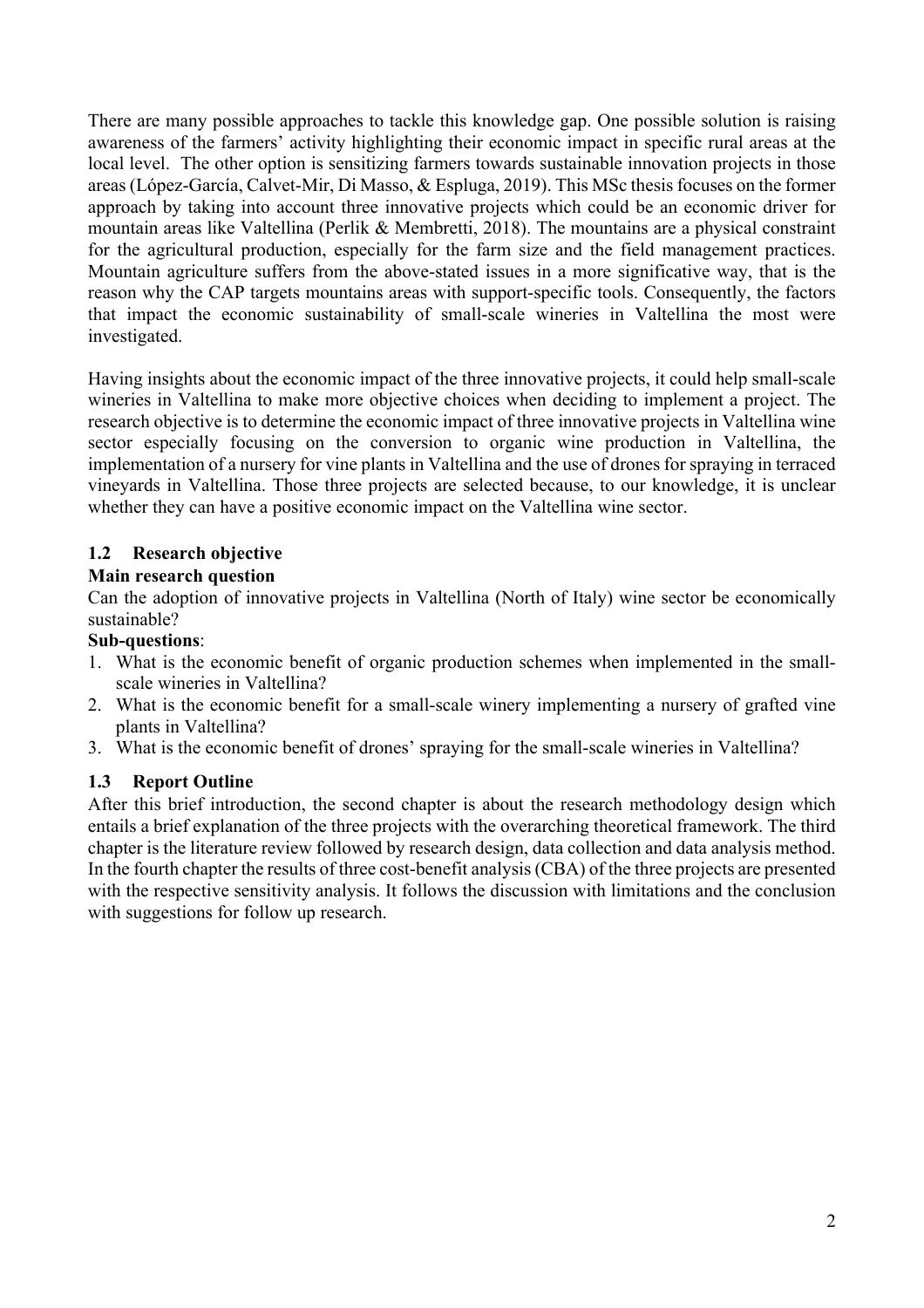There are many possible approaches to tackle this knowledge gap. One possible solution is raising awareness of the farmers' activity highlighting their economic impact in specific rural areas at the local level. The other option is sensitizing farmers towards sustainable innovation projects in those areas (López-García, Calvet-Mir, Di Masso, & Espluga, 2019). This MSc thesis focuses on the former approach by taking into account three innovative projects which could be an economic driver for mountain areas like Valtellina (Perlik & Membretti, 2018). The mountains are a physical constraint for the agricultural production, especially for the farm size and the field management practices. Mountain agriculture suffers from the above-stated issues in a more significative way, that is the reason why the CAP targets mountains areas with support-specific tools. Consequently, the factors that impact the economic sustainability of small-scale wineries in Valtellina the most were investigated.

Having insights about the economic impact of the three innovative projects, it could help small-scale wineries in Valtellina to make more objective choices when deciding to implement a project. The research objective is to determine the economic impact of three innovative projects in Valtellina wine sector especially focusing on the conversion to organic wine production in Valtellina, the implementation of a nursery for vine plants in Valtellina and the use of drones for spraying in terraced vineyards in Valtellina. Those three projects are selected because, to our knowledge, it is unclear whether they can have a positive economic impact on the Valtellina wine sector.

## 1.2 Research objective

**Main research question**

Can the adoption of innovative projects in Valtellina (North of Italy) wine sector be economically sustainable?

**Sub-questions**:

1. What is the economic benefit of organic production schemes when implemented in the small-scale wineries in Valtellina?
2. What is the economic benefit for a small-scale winery implementing a nursery of grafted vine plants in Valtellina?
3. What is the economic benefit of drones' spraying for the small-scale wineries in Valtellina?

## 1.3 Report Outline

After this brief introduction, the second chapter is about the research methodology design which entails a brief explanation of the three projects with the overarching theoretical framework. The third chapter is the literature review followed by research design, data collection and data analysis method. In the fourth chapter the results of three cost-benefit analysis (CBA) of the three projects are presented with the respective sensitivity analysis. It follows the discussion with limitations and the conclusion with suggestions for follow up research.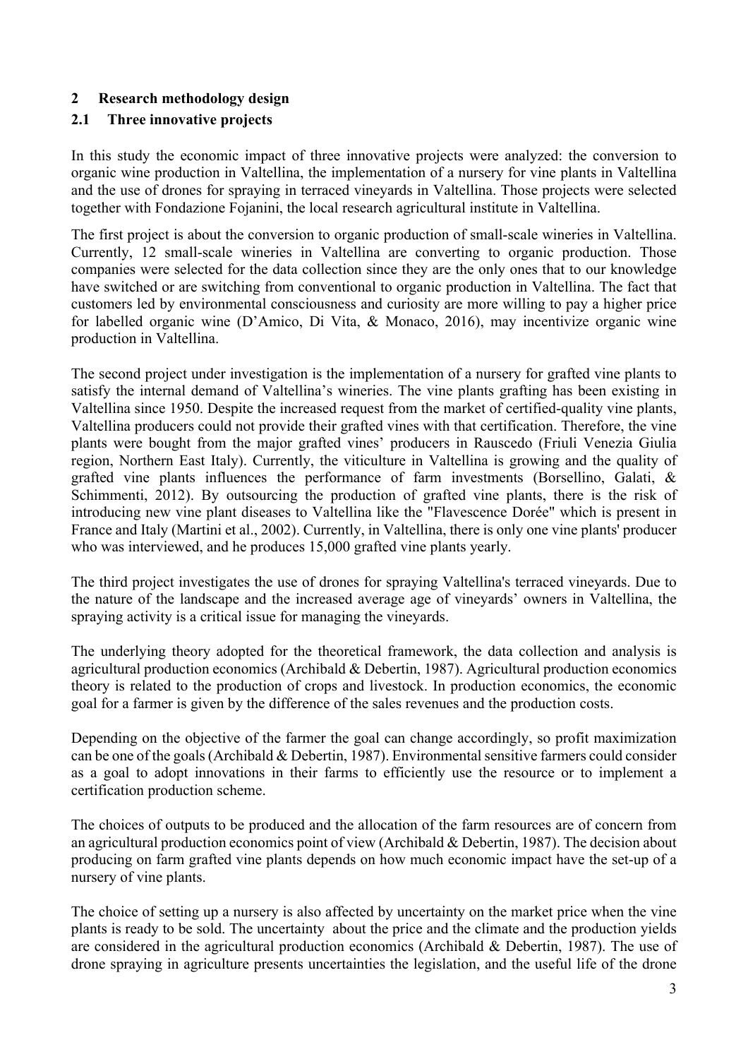## 2 Research methodology design

### 2.1 Three innovative projects

In this study the economic impact of three innovative projects were analyzed: the conversion to organic wine production in Valtellina, the implementation of a nursery for vine plants in Valtellina and the use of drones for spraying in terraced vineyards in Valtellina. Those projects were selected together with Fondazione Fojanini, the local research agricultural institute in Valtellina.

The first project is about the conversion to organic production of small-scale wineries in Valtellina. Currently, 12 small-scale wineries in Valtellina are converting to organic production. Those companies were selected for the data collection since they are the only ones that to our knowledge have switched or are switching from conventional to organic production in Valtellina. The fact that customers led by environmental consciousness and curiosity are more willing to pay a higher price for labelled organic wine (D'Amico, Di Vita, & Monaco, 2016), may incentivize organic wine production in Valtellina.

The second project under investigation is the implementation of a nursery for grafted vine plants to satisfy the internal demand of Valtellina's wineries. The vine plants grafting has been existing in Valtellina since 1950. Despite the increased request from the market of certified-quality vine plants, Valtellina producers could not provide their grafted vines with that certification. Therefore, the vine plants were bought from the major grafted vines' producers in Rauscedo (Friuli Venezia Giulia region, Northern East Italy). Currently, the viticulture in Valtellina is growing and the quality of grafted vine plants influences the performance of farm investments (Borsellino, Galati, & Schimmenti, 2012). By outsourcing the production of grafted vine plants, there is the risk of introducing new vine plant diseases to Valtellina like the "Flavescence Dorée" which is present in France and Italy (Martini et al., 2002). Currently, in Valtellina, there is only one vine plants' producer who was interviewed, and he produces 15,000 grafted vine plants yearly.

The third project investigates the use of drones for spraying Valtellina's terraced vineyards. Due to the nature of the landscape and the increased average age of vineyards' owners in Valtellina, the spraying activity is a critical issue for managing the vineyards.

The underlying theory adopted for the theoretical framework, the data collection and analysis is agricultural production economics (Archibald & Debertin, 1987). Agricultural production economics theory is related to the production of crops and livestock. In production economics, the economic goal for a farmer is given by the difference of the sales revenues and the production costs.

Depending on the objective of the farmer the goal can change accordingly, so profit maximization can be one of the goals (Archibald & Debertin, 1987). Environmental sensitive farmers could consider as a goal to adopt innovations in their farms to efficiently use the resource or to implement a certification production scheme.

The choices of outputs to be produced and the allocation of the farm resources are of concern from an agricultural production economics point of view (Archibald & Debertin, 1987). The decision about producing on farm grafted vine plants depends on how much economic impact have the set-up of a nursery of vine plants.

The choice of setting up a nursery is also affected by uncertainty on the market price when the vine plants is ready to be sold. The uncertainty about the price and the climate and the production yields are considered in the agricultural production economics (Archibald & Debertin, 1987). The use of drone spraying in agriculture presents uncertainties the legislation, and the useful life of the drone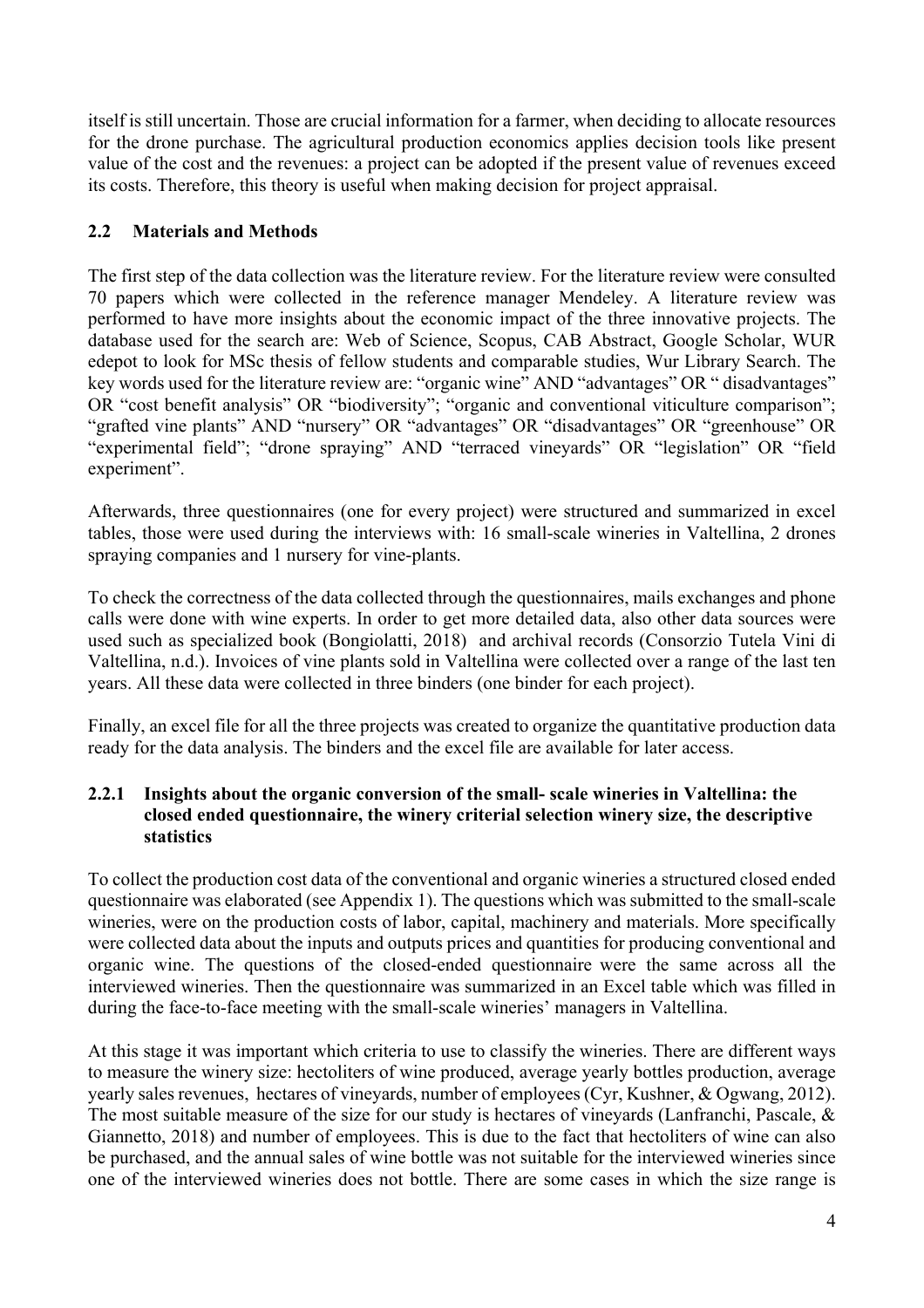itself is still uncertain. Those are crucial information for a farmer, when deciding to allocate resources for the drone purchase. The agricultural production economics applies decision tools like present value of the cost and the revenues: a project can be adopted if the present value of revenues exceed its costs. Therefore, this theory is useful when making decision for project appraisal.

## 2.2 Materials and Methods

The first step of the data collection was the literature review. For the literature review were consulted 70 papers which were collected in the reference manager Mendeley. A literature review was performed to have more insights about the economic impact of the three innovative projects. The database used for the search are: Web of Science, Scopus, CAB Abstract, Google Scholar, WUR edepot to look for MSc thesis of fellow students and comparable studies, Wur Library Search. The key words used for the literature review are: "organic wine" AND "advantages" OR " disadvantages" OR "cost benefit analysis" OR "biodiversity"; "organic and conventional viticulture comparison"; "grafted vine plants" AND "nursery" OR "advantages" OR "disadvantages" OR "greenhouse" OR "experimental field"; "drone spraying" AND "terraced vineyards" OR "legislation" OR "field experiment".

Afterwards, three questionnaires (one for every project) were structured and summarized in excel tables, those were used during the interviews with: 16 small-scale wineries in Valtellina, 2 drones spraying companies and 1 nursery for vine-plants.

To check the correctness of the data collected through the questionnaires, mails exchanges and phone calls were done with wine experts. In order to get more detailed data, also other data sources were used such as specialized book (Bongiolatti, 2018) and archival records (Consorzio Tutela Vini di Valtellina, n.d.). Invoices of vine plants sold in Valtellina were collected over a range of the last ten years. All these data were collected in three binders (one binder for each project).

Finally, an excel file for all the three projects was created to organize the quantitative production data ready for the data analysis. The binders and the excel file are available for later access.

### 2.2.1 Insights about the organic conversion of the small- scale wineries in Valtellina: the closed ended questionnaire, the winery criterial selection winery size, the descriptive statistics

To collect the production cost data of the conventional and organic wineries a structured closed ended questionnaire was elaborated (see Appendix 1). The questions which was submitted to the small-scale wineries, were on the production costs of labor, capital, machinery and materials. More specifically were collected data about the inputs and outputs prices and quantities for producing conventional and organic wine. The questions of the closed-ended questionnaire were the same across all the interviewed wineries. Then the questionnaire was summarized in an Excel table which was filled in during the face-to-face meeting with the small-scale wineries' managers in Valtellina.

At this stage it was important which criteria to use to classify the wineries. There are different ways to measure the winery size: hectoliters of wine produced, average yearly bottles production, average yearly sales revenues, hectares of vineyards, number of employees (Cyr, Kushner, & Ogwang, 2012). The most suitable measure of the size for our study is hectares of vineyards (Lanfranchi, Pascale, & Giannetto, 2018) and number of employees. This is due to the fact that hectoliters of wine can also be purchased, and the annual sales of wine bottle was not suitable for the interviewed wineries since one of the interviewed wineries does not bottle. There are some cases in which the size range is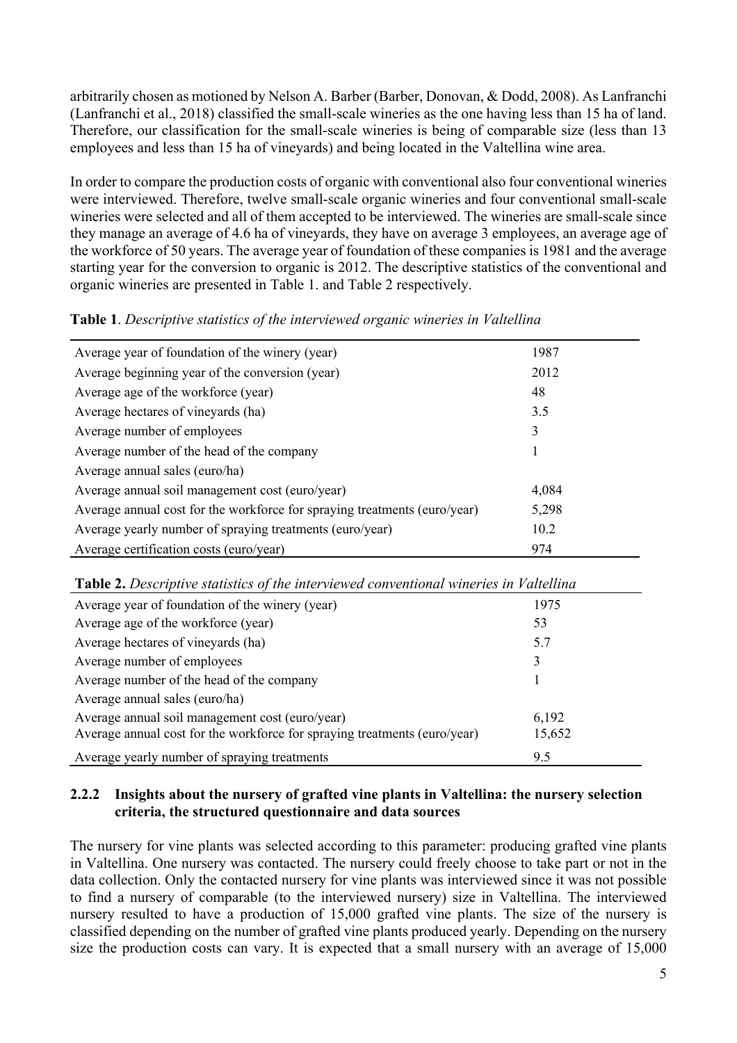arbitrarily chosen as motioned by Nelson A. Barber (Barber, Donovan, & Dodd, 2008). As Lanfranchi (Lanfranchi et al., 2018) classified the small-scale wineries as the one having less than 15 ha of land. Therefore, our classification for the small-scale wineries is being of comparable size (less than 13 employees and less than 15 ha of vineyards) and being located in the Valtellina wine area.

In order to compare the production costs of organic with conventional also four conventional wineries were interviewed. Therefore, twelve small-scale organic wineries and four conventional small-scale wineries were selected and all of them accepted to be interviewed. The wineries are small-scale since they manage an average of 4.6 ha of vineyards, they have on average 3 employees, an average age of the workforce of 50 years. The average year of foundation of these companies is 1981 and the average starting year for the conversion to organic is 2012. The descriptive statistics of the conventional and organic wineries are presented in Table 1. and Table 2 respectively.

**Table 1**. *Descriptive statistics of the interviewed organic wineries in Valtellina*

| | |
|---|---|
| Average year of foundation of the winery (year) | 1987 |
| Average beginning year of the conversion (year) | 2012 |
| Average age of the workforce (year) | 48 |
| Average hectares of vineyards (ha) | 3.5 |
| Average number of employees | 3 |
| Average number of the head of the company | 1 |
| Average annual sales (euro/ha) | |
| Average annual soil management cost (euro/year) | 4,084 |
| Average annual cost for the workforce for spraying treatments (euro/year) | 5,298 |
| Average yearly number of spraying treatments (euro/year) | 10.2 |
| Average certification costs (euro/year) | 974 |

**Table 2.** *Descriptive statistics of the interviewed conventional wineries in Valtellina*

| | |
|---|---|
| Average year of foundation of the winery (year) | 1975 |
| Average age of the workforce (year) | 53 |
| Average hectares of vineyards (ha) | 5.7 |
| Average number of employees | 3 |
| Average number of the head of the company | 1 |
| Average annual sales (euro/ha) | |
| Average annual soil management cost (euro/year) | 6,192 |
| Average annual cost for the workforce for spraying treatments (euro/year) | 15,652 |
| Average yearly number of spraying treatments | 9.5 |

### 2.2.2 Insights about the nursery of grafted vine plants in Valtellina: the nursery selection criteria, the structured questionnaire and data sources

The nursery for vine plants was selected according to this parameter: producing grafted vine plants in Valtellina. One nursery was contacted. The nursery could freely choose to take part or not in the data collection. Only the contacted nursery for vine plants was interviewed since it was not possible to find a nursery of comparable (to the interviewed nursery) size in Valtellina. The interviewed nursery resulted to have a production of 15,000 grafted vine plants. The size of the nursery is classified depending on the number of grafted vine plants produced yearly. Depending on the nursery size the production costs can vary. It is expected that a small nursery with an average of 15,000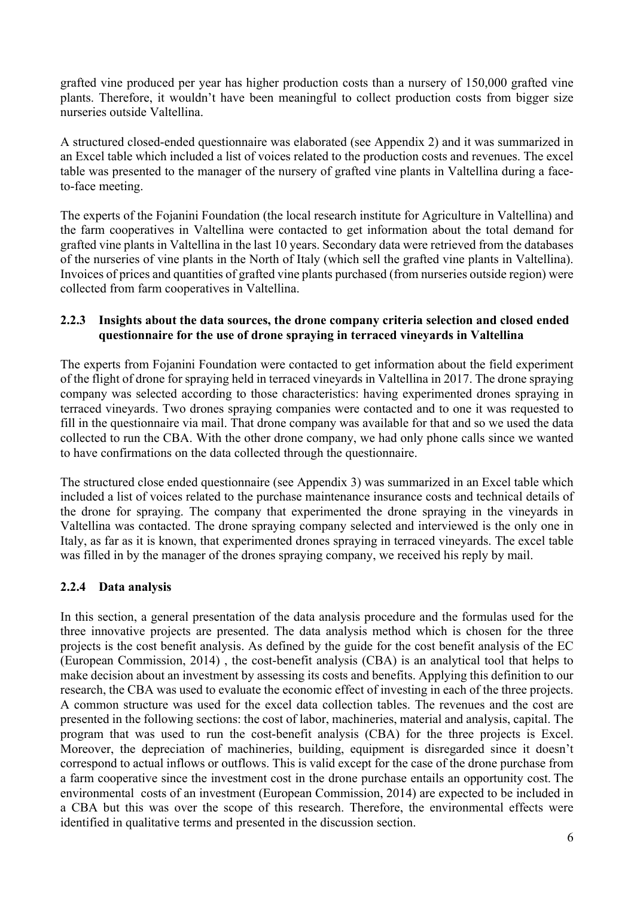grafted vine produced per year has higher production costs than a nursery of 150,000 grafted vine plants. Therefore, it wouldn't have been meaningful to collect production costs from bigger size nurseries outside Valtellina.

A structured closed-ended questionnaire was elaborated (see Appendix 2) and it was summarized in an Excel table which included a list of voices related to the production costs and revenues. The excel table was presented to the manager of the nursery of grafted vine plants in Valtellina during a face-to-face meeting.

The experts of the Fojanini Foundation (the local research institute for Agriculture in Valtellina) and the farm cooperatives in Valtellina were contacted to get information about the total demand for grafted vine plants in Valtellina in the last 10 years. Secondary data were retrieved from the databases of the nurseries of vine plants in the North of Italy (which sell the grafted vine plants in Valtellina). Invoices of prices and quantities of grafted vine plants purchased (from nurseries outside region) were collected from farm cooperatives in Valtellina.

### 2.2.3 Insights about the data sources, the drone company criteria selection and closed ended questionnaire for the use of drone spraying in terraced vineyards in Valtellina

The experts from Fojanini Foundation were contacted to get information about the field experiment of the flight of drone for spraying held in terraced vineyards in Valtellina in 2017. The drone spraying company was selected according to those characteristics: having experimented drones spraying in terraced vineyards. Two drones spraying companies were contacted and to one it was requested to fill in the questionnaire via mail. That drone company was available for that and so we used the data collected to run the CBA. With the other drone company, we had only phone calls since we wanted to have confirmations on the data collected through the questionnaire.

The structured close ended questionnaire (see Appendix 3) was summarized in an Excel table which included a list of voices related to the purchase maintenance insurance costs and technical details of the drone for spraying. The company that experimented the drone spraying in the vineyards in Valtellina was contacted. The drone spraying company selected and interviewed is the only one in Italy, as far as it is known, that experimented drones spraying in terraced vineyards. The excel table was filled in by the manager of the drones spraying company, we received his reply by mail.

### 2.2.4 Data analysis

In this section, a general presentation of the data analysis procedure and the formulas used for the three innovative projects are presented. The data analysis method which is chosen for the three projects is the cost benefit analysis. As defined by the guide for the cost benefit analysis of the EC (European Commission, 2014) , the cost-benefit analysis (CBA) is an analytical tool that helps to make decision about an investment by assessing its costs and benefits. Applying this definition to our research, the CBA was used to evaluate the economic effect of investing in each of the three projects. A common structure was used for the excel data collection tables. The revenues and the cost are presented in the following sections: the cost of labor, machineries, material and analysis, capital. The program that was used to run the cost-benefit analysis (CBA) for the three projects is Excel. Moreover, the depreciation of machineries, building, equipment is disregarded since it doesn't correspond to actual inflows or outflows. This is valid except for the case of the drone purchase from a farm cooperative since the investment cost in the drone purchase entails an opportunity cost. The environmental costs of an investment (European Commission, 2014) are expected to be included in a CBA but this was over the scope of this research. Therefore, the environmental effects were identified in qualitative terms and presented in the discussion section.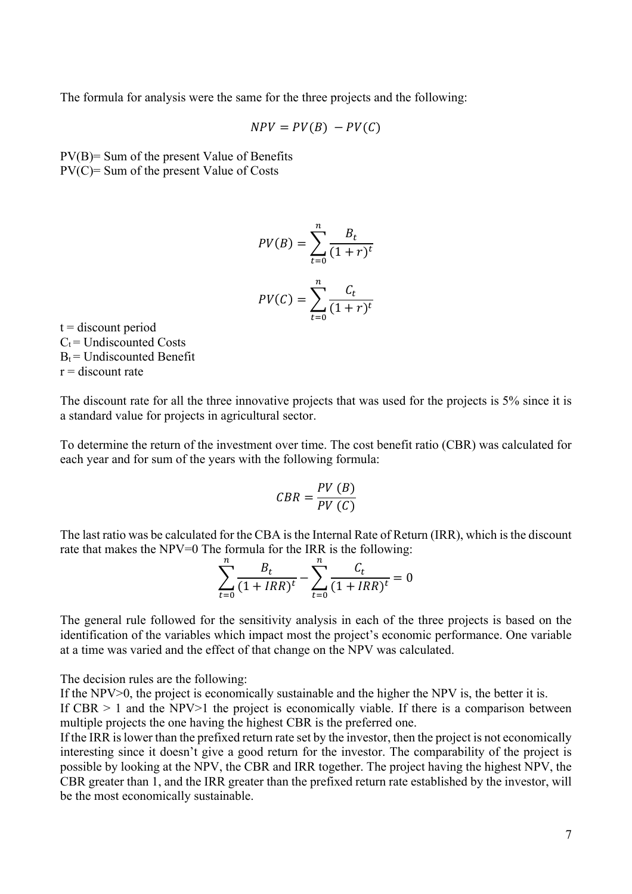The formula for analysis were the same for the three projects and the following:

$$NPV = PV(B) - PV(C)$$

PV(B)= Sum of the present Value of Benefits
PV(C)= Sum of the present Value of Costs

$$PV(B) = \sum_{t=0}^{n} \frac{B_t}{(1+r)^t}$$

$$PV(C) = \sum_{t=0}^{n} \frac{C_t}{(1+r)^t}$$

t = discount period
$C_t$ = Undiscounted Costs
$B_t$ = Undiscounted Benefit
r = discount rate

The discount rate for all the three innovative projects that was used for the projects is 5% since it is a standard value for projects in agricultural sector.

To determine the return of the investment over time. The cost benefit ratio (CBR) was calculated for each year and for sum of the years with the following formula:

$$CBR = \frac{PV\ (B)}{PV\ (C)}$$

The last ratio was be calculated for the CBA is the Internal Rate of Return (IRR), which is the discount rate that makes the NPV=0 The formula for the IRR is the following:

$$\sum_{t=0}^{n} \frac{B_t}{(1+IRR)^t} - \sum_{t=0}^{n} \frac{C_t}{(1+IRR)^t} = 0$$

The general rule followed for the sensitivity analysis in each of the three projects is based on the identification of the variables which impact most the project's economic performance. One variable at a time was varied and the effect of that change on the NPV was calculated.

The decision rules are the following:
If the NPV>0, the project is economically sustainable and the higher the NPV is, the better it is.
If CBR > 1 and the NPV>1 the project is economically viable. If there is a comparison between multiple projects the one having the highest CBR is the preferred one.
If the IRR is lower than the prefixed return rate set by the investor, then the project is not economically interesting since it doesn't give a good return for the investor. The comparability of the project is possible by looking at the NPV, the CBR and IRR together. The project having the highest NPV, the CBR greater than 1, and the IRR greater than the prefixed return rate established by the investor, will be the most economically sustainable.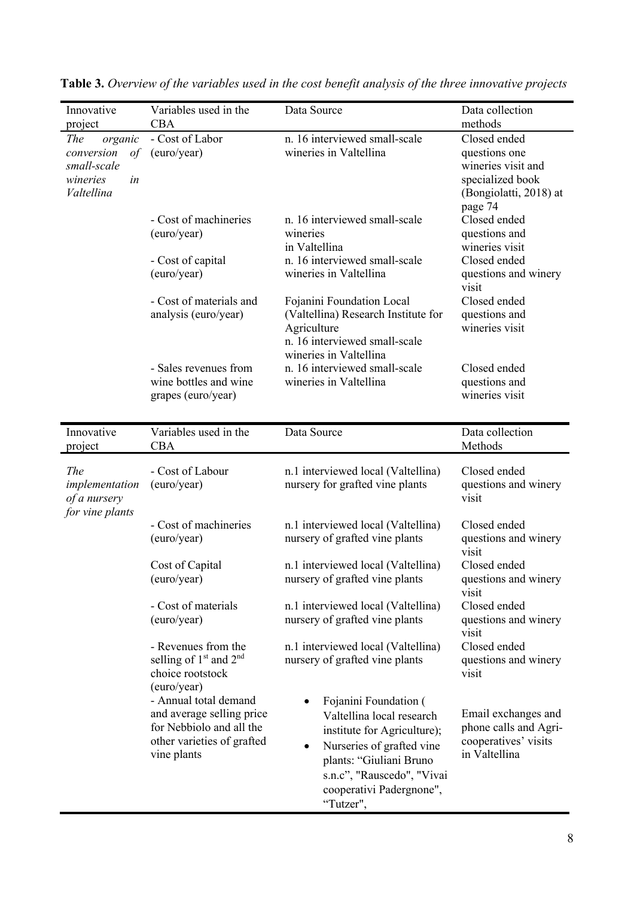**Table 3.** *Overview of the variables used in the cost benefit analysis of the three innovative projects*

| Innovative project | Variables used in the CBA | Data Source | Data collection methods |
|---|---|---|---|
| *The organic conversion of small-scale wineries in Valtellina* | - Cost of Labor (euro/year) | n. 16 interviewed small-scale wineries in Valtellina | Closed ended questions one wineries visit and specialized book (Bongiolatti, 2018) at page 74 |
| | - Cost of machineries (euro/year) | n. 16 interviewed small-scale wineries in Valtellina | Closed ended questions and wineries visit |
| | - Cost of capital (euro/year) | n. 16 interviewed small-scale wineries in Valtellina | Closed ended questions and winery visit |
| | - Cost of materials and analysis (euro/year) | Fojanini Foundation Local (Valtellina) Research Institute for Agriculture<br>n. 16 interviewed small-scale wineries in Valtellina | Closed ended questions and wineries visit |
| | - Sales revenues from wine bottles and wine grapes (euro/year) | n. 16 interviewed small-scale wineries in Valtellina | Closed ended questions and wineries visit |

| Innovative project | Variables used in the CBA | Data Source | Data collection Methods |
|---|---|---|---|
| *The implementation of a nursery for vine plants* | - Cost of Labour (euro/year) | n.1 interviewed local (Valtellina) nursery for grafted vine plants | Closed ended questions and winery visit |
| | - Cost of machineries (euro/year) | n.1 interviewed local (Valtellina) nursery of grafted vine plants | Closed ended questions and winery visit |
| | Cost of Capital (euro/year) | n.1 interviewed local (Valtellina) nursery of grafted vine plants | Closed ended questions and winery visit |
| | - Cost of materials (euro/year) | n.1 interviewed local (Valtellina) nursery of grafted vine plants | Closed ended questions and winery visit |
| | - Revenues from the selling of 1st and 2nd choice rootstock (euro/year) | n.1 interviewed local (Valtellina) nursery of grafted vine plants | Closed ended questions and winery visit |
| | - Annual total demand and average selling price for Nebbiolo and all the other varieties of grafted vine plants | • Fojanini Foundation ( Valtellina local research institute for Agriculture);<br>• Nurseries of grafted vine plants: "Giuliani Bruno s.n.c", "Rauscedo", "Vivai cooperativi Padergnone", "Tutzer", | Email exchanges and phone calls and Agri-cooperatives' visits in Valtellina |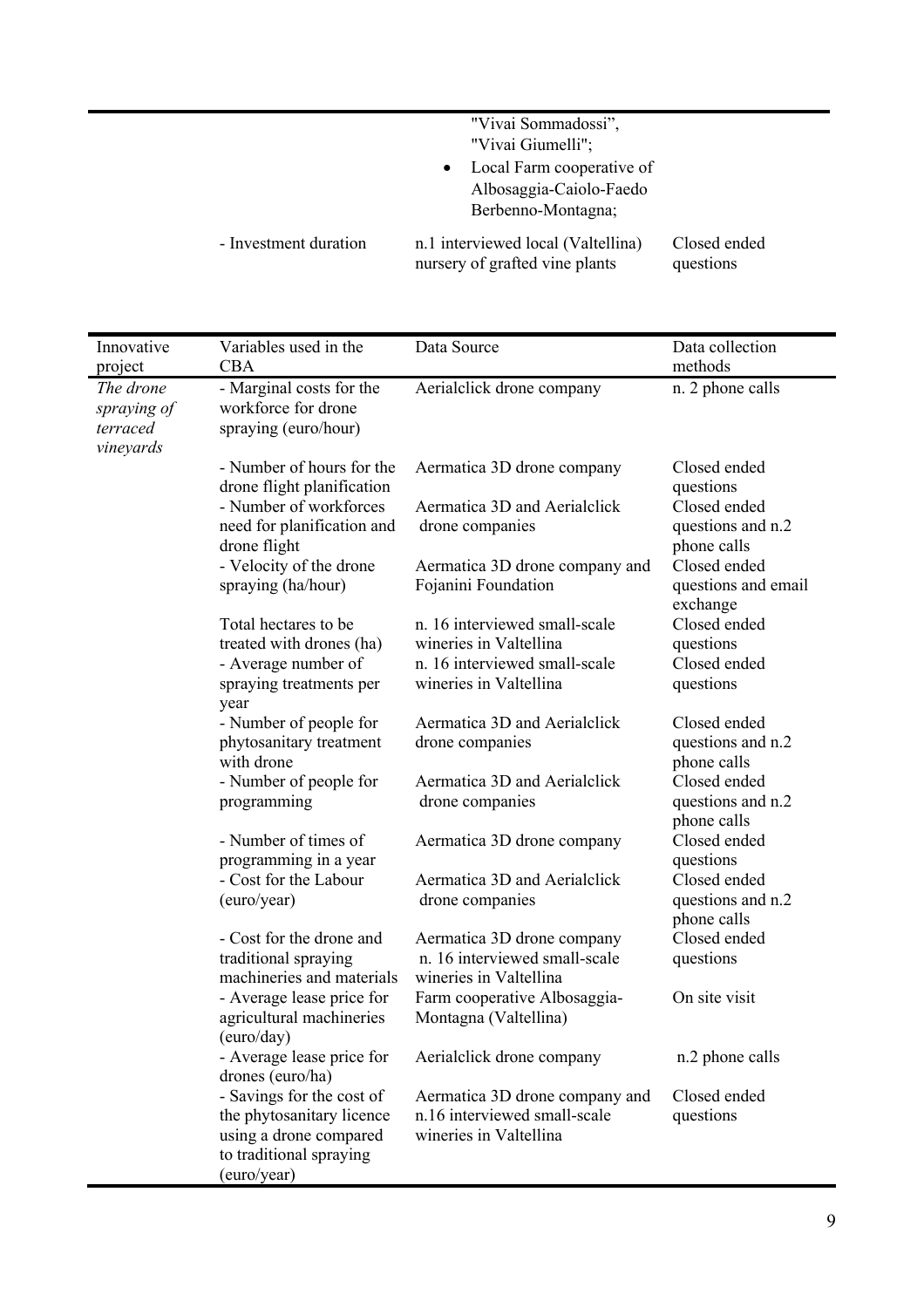| | | | |
|---|---|---|---|
| | | "Vivai Sommadossi", "Vivai Giumelli"; • Local Farm cooperative of Albosaggia-Caiolo-Faedo Berbenno-Montagna; | |
| | - Investment duration | n.1 interviewed local (Valtellina) nursery of grafted vine plants | Closed ended questions |

| Innovative project | Variables used in the CBA | Data Source | Data collection methods |
|---|---|---|---|
| *The drone spraying of terraced vineyards* | - Marginal costs for the workforce for drone spraying (euro/hour) | Aerialclick drone company | n. 2 phone calls |
| | - Number of hours for the drone flight planification | Aermatica 3D drone company | Closed ended questions |
| | - Number of workforces need for planification and drone flight | Aermatica 3D and Aerialclick drone companies | Closed ended questions and n.2 phone calls |
| | - Velocity of the drone spraying (ha/hour) | Aermatica 3D drone company and Fojanini Foundation | Closed ended questions and email exchange |
| | Total hectares to be treated with drones (ha) | n. 16 interviewed small-scale wineries in Valtellina | Closed ended questions |
| | - Average number of spraying treatments per year | n. 16 interviewed small-scale wineries in Valtellina | Closed ended questions |
| | - Number of people for phytosanitary treatment with drone | Aermatica 3D and Aerialclick drone companies | Closed ended questions and n.2 phone calls |
| | - Number of people for programming | Aermatica 3D and Aerialclick drone companies | Closed ended questions and n.2 phone calls |
| | - Number of times of programming in a year | Aermatica 3D drone company | Closed ended questions |
| | - Cost for the Labour (euro/year) | Aermatica 3D and Aerialclick drone companies | Closed ended questions and n.2 phone calls |
| | - Cost for the drone and traditional spraying machineries and materials | Aermatica 3D drone company n. 16 interviewed small-scale wineries in Valtellina | Closed ended questions |
| | - Average lease price for agricultural machineries (euro/day) | Farm cooperative Albosaggia-Montagna (Valtellina) | On site visit |
| | - Average lease price for drones (euro/ha) | Aerialclick drone company | n.2 phone calls |
| | - Savings for the cost of the phytosanitary licence using a drone compared to traditional spraying (euro/year) | Aermatica 3D drone company and n.16 interviewed small-scale wineries in Valtellina | Closed ended questions |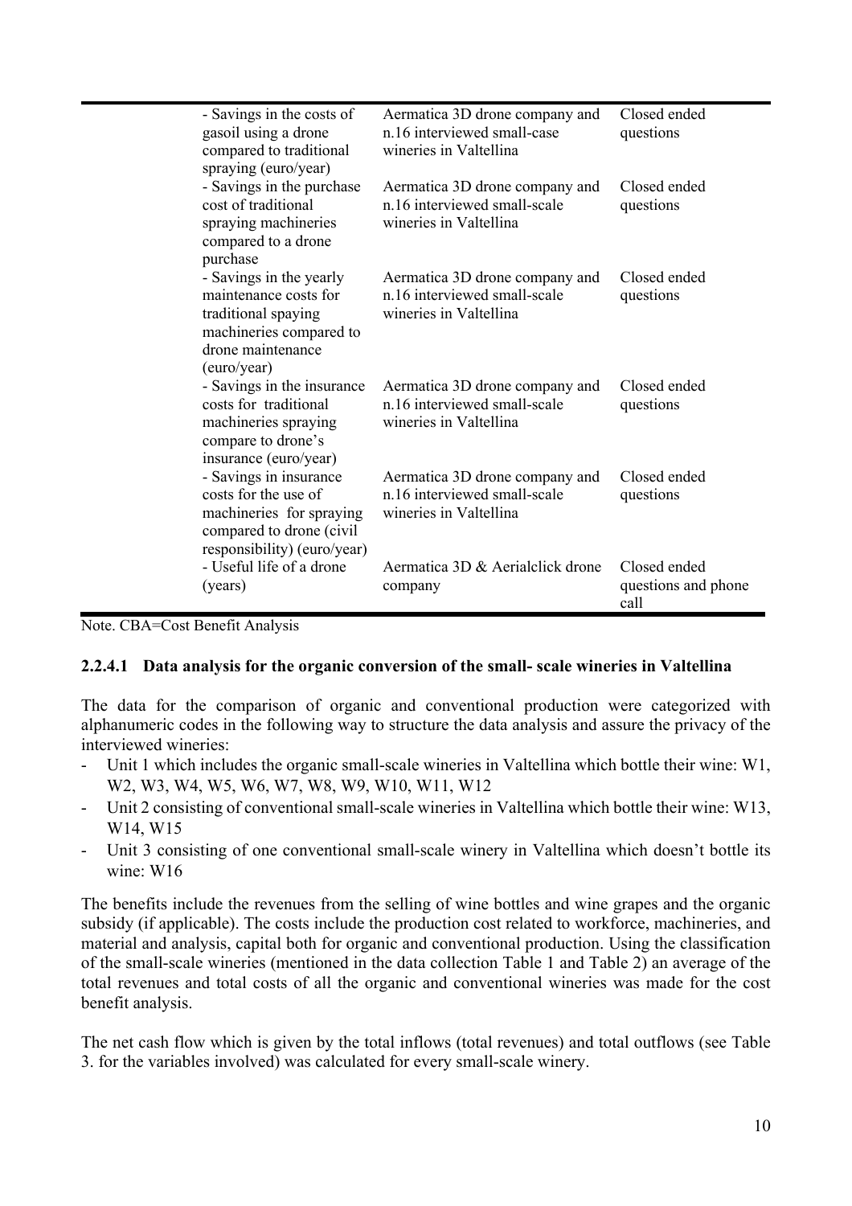| | | |
|---|---|---|
| - Savings in the costs of gasoil using a drone compared to traditional spraying (euro/year) | Aermatica 3D drone company and n.16 interviewed small-case wineries in Valtellina | Closed ended questions |
| - Savings in the purchase cost of traditional spraying machineries compared to a drone purchase | Aermatica 3D drone company and n.16 interviewed small-scale wineries in Valtellina | Closed ended questions |
| - Savings in the yearly maintenance costs for traditional spaying machineries compared to drone maintenance (euro/year) | Aermatica 3D drone company and n.16 interviewed small-scale wineries in Valtellina | Closed ended questions |
| - Savings in the insurance costs for traditional machineries spraying compare to drone's insurance (euro/year) | Aermatica 3D drone company and n.16 interviewed small-scale wineries in Valtellina | Closed ended questions |
| - Savings in insurance costs for the use of machineries for spraying compared to drone (civil responsibility) (euro/year) | Aermatica 3D drone company and n.16 interviewed small-scale wineries in Valtellina | Closed ended questions |
| - Useful life of a drone (years) | Aermatica 3D & Aerialclick drone company | Closed ended questions and phone call |

Note. CBA=Cost Benefit Analysis

#### 2.2.4.1 Data analysis for the organic conversion of the small- scale wineries in Valtellina

The data for the comparison of organic and conventional production were categorized with alphanumeric codes in the following way to structure the data analysis and assure the privacy of the interviewed wineries:

- Unit 1 which includes the organic small-scale wineries in Valtellina which bottle their wine: W1, W2, W3, W4, W5, W6, W7, W8, W9, W10, W11, W12
- Unit 2 consisting of conventional small-scale wineries in Valtellina which bottle their wine: W13, W14, W15
- Unit 3 consisting of one conventional small-scale winery in Valtellina which doesn't bottle its wine: W16

The benefits include the revenues from the selling of wine bottles and wine grapes and the organic subsidy (if applicable). The costs include the production cost related to workforce, machineries, and material and analysis, capital both for organic and conventional production. Using the classification of the small-scale wineries (mentioned in the data collection Table 1 and Table 2) an average of the total revenues and total costs of all the organic and conventional wineries was made for the cost benefit analysis.

The net cash flow which is given by the total inflows (total revenues) and total outflows (see Table 3. for the variables involved) was calculated for every small-scale winery.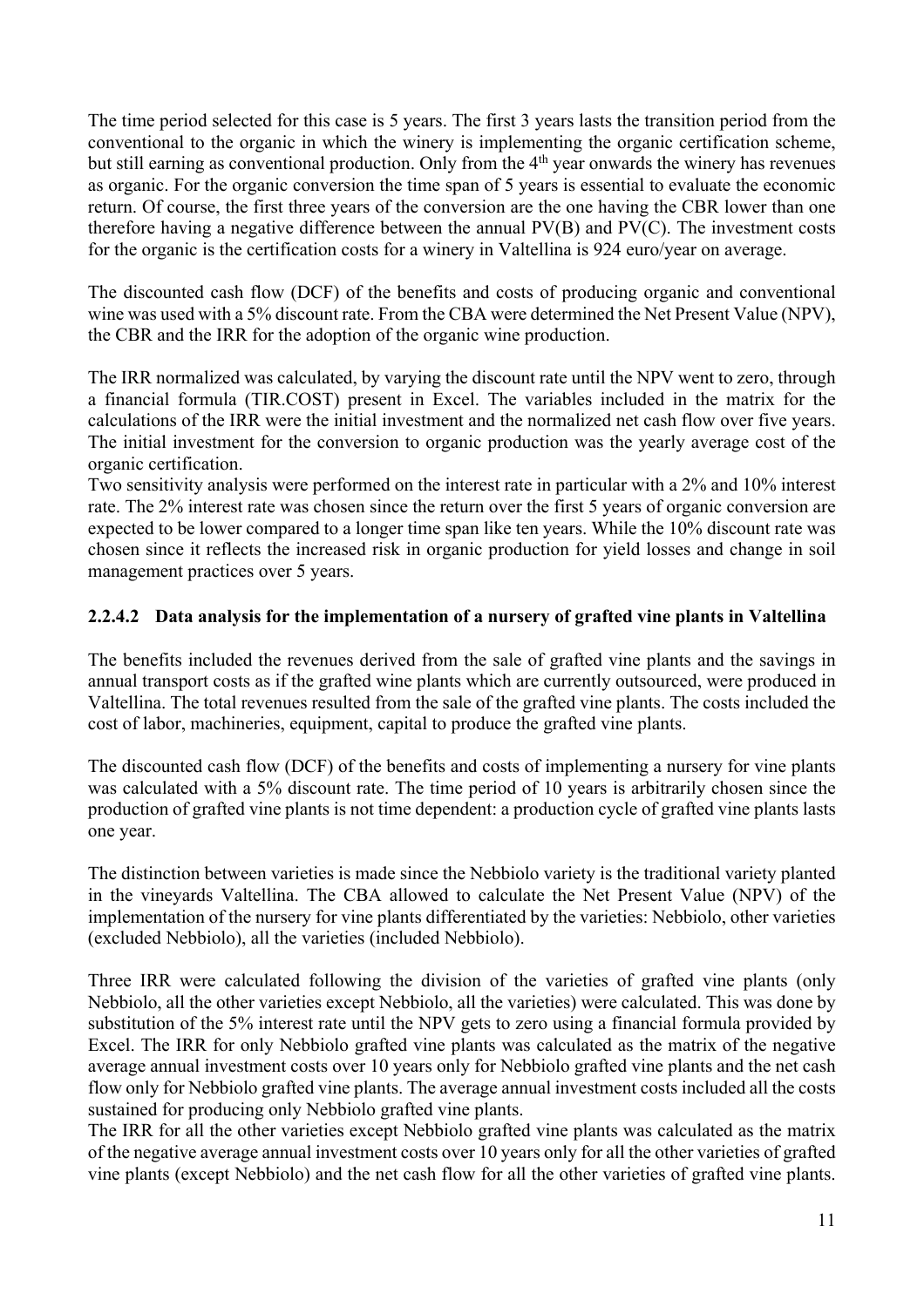The time period selected for this case is 5 years. The first 3 years lasts the transition period from the conventional to the organic in which the winery is implementing the organic certification scheme, but still earning as conventional production. Only from the 4th year onwards the winery has revenues as organic. For the organic conversion the time span of 5 years is essential to evaluate the economic return. Of course, the first three years of the conversion are the one having the CBR lower than one therefore having a negative difference between the annual PV(B) and PV(C). The investment costs for the organic is the certification costs for a winery in Valtellina is 924 euro/year on average.

The discounted cash flow (DCF) of the benefits and costs of producing organic and conventional wine was used with a 5% discount rate. From the CBA were determined the Net Present Value (NPV), the CBR and the IRR for the adoption of the organic wine production.

The IRR normalized was calculated, by varying the discount rate until the NPV went to zero, through a financial formula (TIR.COST) present in Excel. The variables included in the matrix for the calculations of the IRR were the initial investment and the normalized net cash flow over five years. The initial investment for the conversion to organic production was the yearly average cost of the organic certification.
Two sensitivity analysis were performed on the interest rate in particular with a 2% and 10% interest rate. The 2% interest rate was chosen since the return over the first 5 years of organic conversion are expected to be lower compared to a longer time span like ten years. While the 10% discount rate was chosen since it reflects the increased risk in organic production for yield losses and change in soil management practices over 5 years.

### 2.2.4.2 Data analysis for the implementation of a nursery of grafted vine plants in Valtellina

The benefits included the revenues derived from the sale of grafted vine plants and the savings in annual transport costs as if the grafted wine plants which are currently outsourced, were produced in Valtellina. The total revenues resulted from the sale of the grafted vine plants. The costs included the cost of labor, machineries, equipment, capital to produce the grafted vine plants.

The discounted cash flow (DCF) of the benefits and costs of implementing a nursery for vine plants was calculated with a 5% discount rate. The time period of 10 years is arbitrarily chosen since the production of grafted vine plants is not time dependent: a production cycle of grafted vine plants lasts one year.

The distinction between varieties is made since the Nebbiolo variety is the traditional variety planted in the vineyards Valtellina. The CBA allowed to calculate the Net Present Value (NPV) of the implementation of the nursery for vine plants differentiated by the varieties: Nebbiolo, other varieties (excluded Nebbiolo), all the varieties (included Nebbiolo).

Three IRR were calculated following the division of the varieties of grafted vine plants (only Nebbiolo, all the other varieties except Nebbiolo, all the varieties) were calculated. This was done by substitution of the 5% interest rate until the NPV gets to zero using a financial formula provided by Excel. The IRR for only Nebbiolo grafted vine plants was calculated as the matrix of the negative average annual investment costs over 10 years only for Nebbiolo grafted vine plants and the net cash flow only for Nebbiolo grafted vine plants. The average annual investment costs included all the costs sustained for producing only Nebbiolo grafted vine plants.
The IRR for all the other varieties except Nebbiolo grafted vine plants was calculated as the matrix of the negative average annual investment costs over 10 years only for all the other varieties of grafted vine plants (except Nebbiolo) and the net cash flow for all the other varieties of grafted vine plants.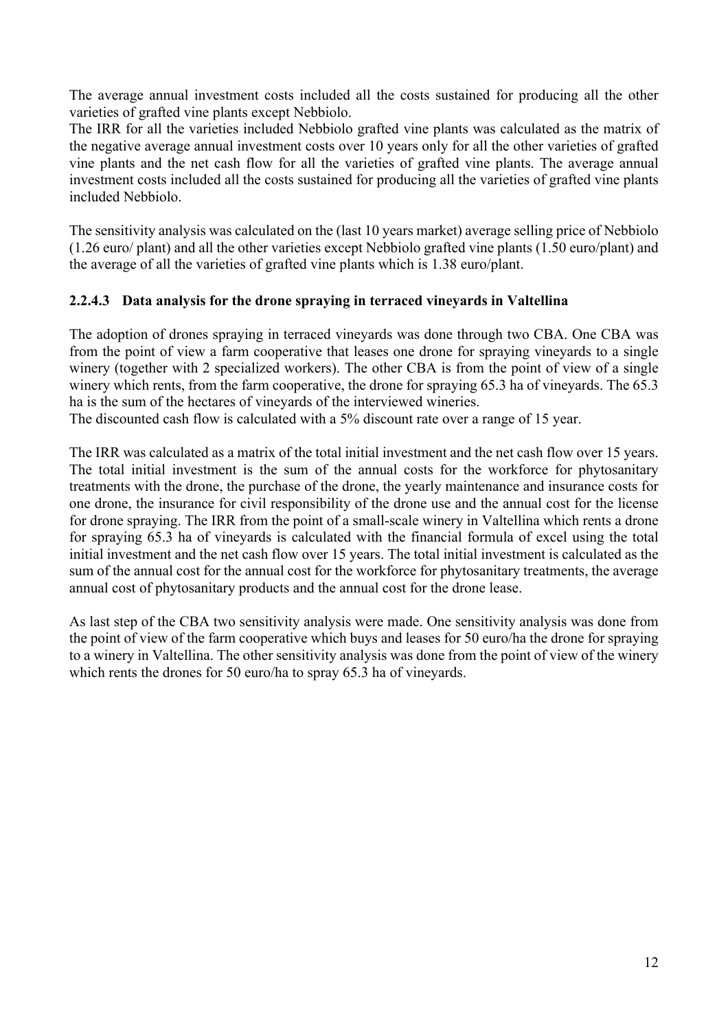The average annual investment costs included all the costs sustained for producing all the other varieties of grafted vine plants except Nebbiolo.

The IRR for all the varieties included Nebbiolo grafted vine plants was calculated as the matrix of the negative average annual investment costs over 10 years only for all the other varieties of grafted vine plants and the net cash flow for all the varieties of grafted vine plants. The average annual investment costs included all the costs sustained for producing all the varieties of grafted vine plants included Nebbiolo.

The sensitivity analysis was calculated on the (last 10 years market) average selling price of Nebbiolo (1.26 euro/ plant) and all the other varieties except Nebbiolo grafted vine plants (1.50 euro/plant) and the average of all the varieties of grafted vine plants which is 1.38 euro/plant.

#### 2.2.4.3 Data analysis for the drone spraying in terraced vineyards in Valtellina

The adoption of drones spraying in terraced vineyards was done through two CBA. One CBA was from the point of view a farm cooperative that leases one drone for spraying vineyards to a single winery (together with 2 specialized workers). The other CBA is from the point of view of a single winery which rents, from the farm cooperative, the drone for spraying 65.3 ha of vineyards. The 65.3 ha is the sum of the hectares of vineyards of the interviewed wineries.

The discounted cash flow is calculated with a 5% discount rate over a range of 15 year.

The IRR was calculated as a matrix of the total initial investment and the net cash flow over 15 years. The total initial investment is the sum of the annual costs for the workforce for phytosanitary treatments with the drone, the purchase of the drone, the yearly maintenance and insurance costs for one drone, the insurance for civil responsibility of the drone use and the annual cost for the license for drone spraying. The IRR from the point of a small-scale winery in Valtellina which rents a drone for spraying 65.3 ha of vineyards is calculated with the financial formula of excel using the total initial investment and the net cash flow over 15 years. The total initial investment is calculated as the sum of the annual cost for the annual cost for the workforce for phytosanitary treatments, the average annual cost of phytosanitary products and the annual cost for the drone lease.

As last step of the CBA two sensitivity analysis were made. One sensitivity analysis was done from the point of view of the farm cooperative which buys and leases for 50 euro/ha the drone for spraying to a winery in Valtellina. The other sensitivity analysis was done from the point of view of the winery which rents the drones for 50 euro/ha to spray 65.3 ha of vineyards.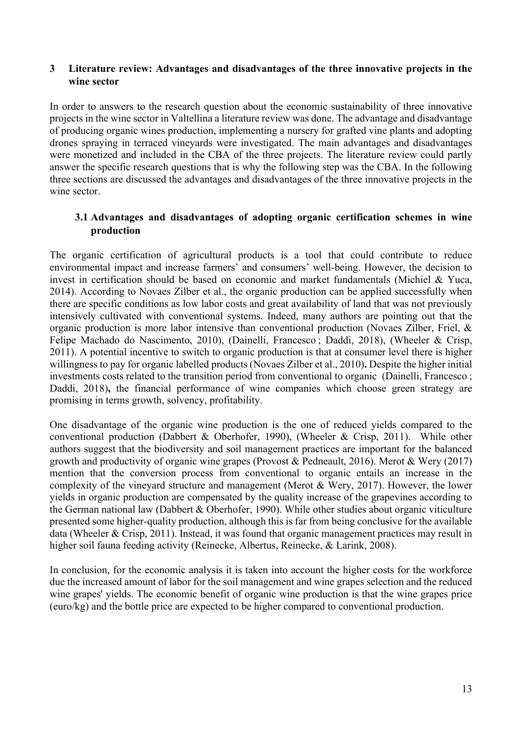## 3 Literature review: Advantages and disadvantages of the three innovative projects in the wine sector

In order to answers to the research question about the economic sustainability of three innovative projects in the wine sector in Valtellina a literature review was done. The advantage and disadvantage of producing organic wines production, implementing a nursery for grafted vine plants and adopting drones spraying in terraced vineyards were investigated. The main advantages and disadvantages were monetized and included in the CBA of the three projects. The literature review could partly answer the specific research questions that is why the following step was the CBA. In the following three sections are discussed the advantages and disadvantages of the three innovative projects in the wine sector.

### 3.1 Advantages and disadvantages of adopting organic certification schemes in wine production

The organic certification of agricultural products is a tool that could contribute to reduce environmental impact and increase farmers' and consumers' well-being. However, the decision to invest in certification should be based on economic and market fundamentals (Michiel & Yuca, 2014). According to Novaes Zilber et al., the organic production can be applied successfully when there are specific conditions as low labor costs and great availability of land that was not previously intensively cultivated with conventional systems. Indeed, many authors are pointing out that the organic production is more labor intensive than conventional production (Novaes Zilber, Friel, & Felipe Machado do Nascimento, 2010), (Dainelli, Francesco ; Daddi, 2018), (Wheeler & Crisp, 2011). A potential incentive to switch to organic production is that at consumer level there is higher willingness to pay for organic labelled products (Novaes Zilber et al., 2010)**.** Despite the higher initial investments costs related to the transition period from conventional to organic (Dainelli, Francesco ; Daddi, 2018)**,** the financial performance of wine companies which choose green strategy are promising in terms growth, solvency, profitability.

One disadvantage of the organic wine production is the one of reduced yields compared to the conventional production (Dabbert & Oberhofer, 1990), (Wheeler & Crisp, 2011). While other authors suggest that the biodiversity and soil management practices are important for the balanced growth and productivity of organic wine grapes (Provost & Pedneault, 2016). Merot & Wery (2017) mention that the conversion process from conventional to organic entails an increase in the complexity of the vineyard structure and management (Merot & Wery, 2017). However, the lower yields in organic production are compensated by the quality increase of the grapevines according to the German national law (Dabbert & Oberhofer, 1990). While other studies about organic viticulture presented some higher-quality production, although this is far from being conclusive for the available data (Wheeler & Crisp, 2011). Instead, it was found that organic management practices may result in higher soil fauna feeding activity (Reinecke, Albertus, Reinecke, & Larink, 2008).

In conclusion, for the economic analysis it is taken into account the higher costs for the workforce due the increased amount of labor for the soil management and wine grapes selection and the reduced wine grapes' yields. The economic benefit of organic wine production is that the wine grapes price (euro/kg) and the bottle price are expected to be higher compared to conventional production.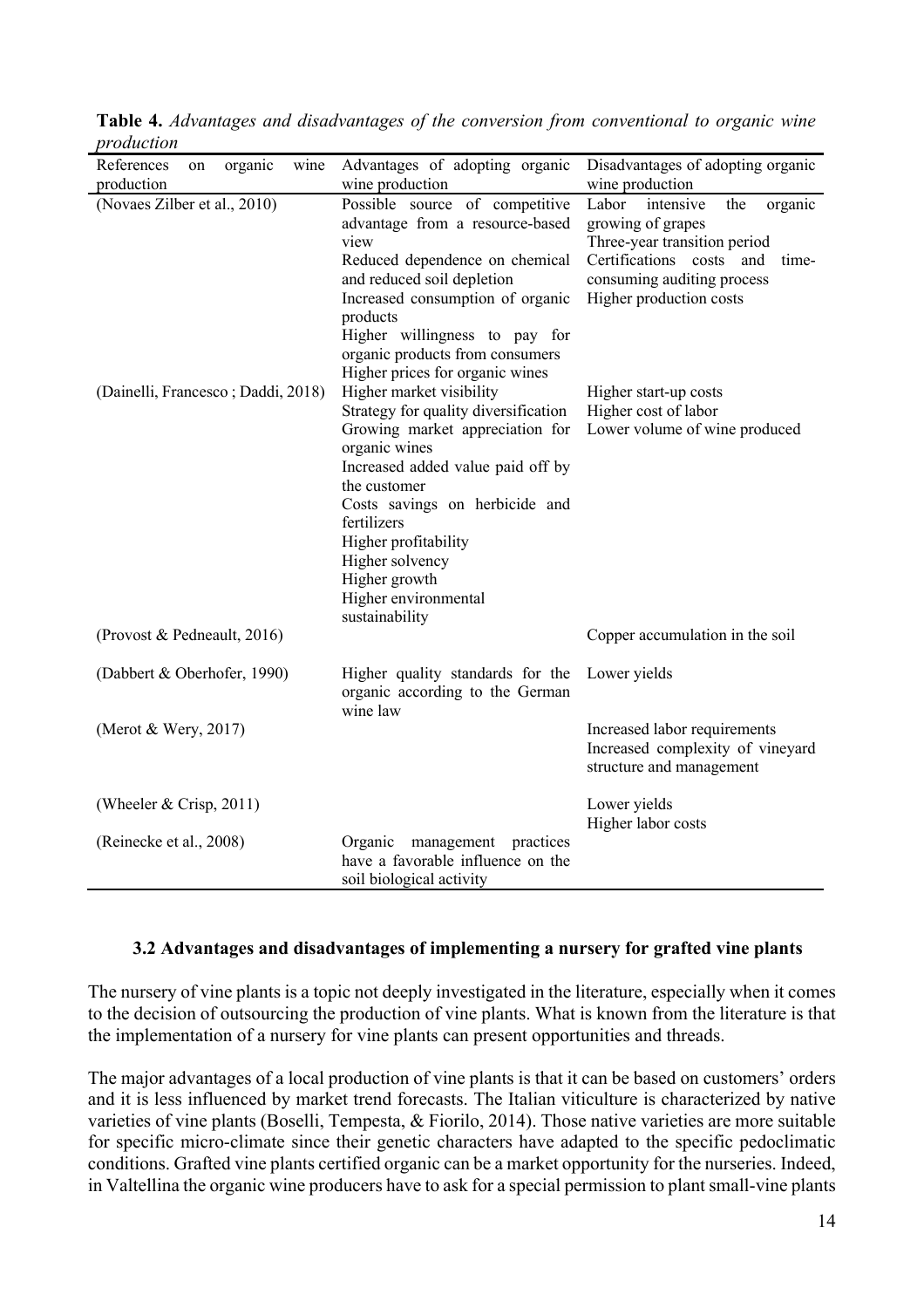**Table 4.** *Advantages and disadvantages of the conversion from conventional to organic wine production*

| References on organic wine production | Advantages of adopting organic wine production | Disadvantages of adopting organic wine production |
|---|---|---|
| (Novaes Zilber et al., 2010) | Possible source of competitive advantage from a resource-based view<br>Reduced dependence on chemical and reduced soil depletion<br>Increased consumption of organic products<br>Higher willingness to pay for organic products from consumers<br>Higher prices for organic wines | Labor intensive the organic growing of grapes<br>Three-year transition period<br>Certifications costs and time-consuming auditing process<br>Higher production costs |
| (Dainelli, Francesco ; Daddi, 2018) | Higher market visibility<br>Strategy for quality diversification<br>Growing market appreciation for organic wines<br>Increased added value paid off by the customer<br>Costs savings on herbicide and fertilizers<br>Higher profitability<br>Higher solvency<br>Higher growth<br>Higher environmental sustainability | Higher start-up costs<br>Higher cost of labor<br>Lower volume of wine produced |
| (Provost & Pedneault, 2016) | | Copper accumulation in the soil |
| (Dabbert & Oberhofer, 1990) | Higher quality standards for the organic according to the German wine law | Lower yields |
| (Merot & Wery, 2017) | | Increased labor requirements<br>Increased complexity of vineyard structure and management |
| (Wheeler & Crisp, 2011) | | Lower yields<br>Higher labor costs |
| (Reinecke et al., 2008) | Organic management practices have a favorable influence on the soil biological activity | |

### 3.2 Advantages and disadvantages of implementing a nursery for grafted vine plants

The nursery of vine plants is a topic not deeply investigated in the literature, especially when it comes to the decision of outsourcing the production of vine plants. What is known from the literature is that the implementation of a nursery for vine plants can present opportunities and threads.

The major advantages of a local production of vine plants is that it can be based on customers' orders and it is less influenced by market trend forecasts. The Italian viticulture is characterized by native varieties of vine plants (Boselli, Tempesta, & Fiorilo, 2014). Those native varieties are more suitable for specific micro-climate since their genetic characters have adapted to the specific pedoclimatic conditions. Grafted vine plants certified organic can be a market opportunity for the nurseries. Indeed, in Valtellina the organic wine producers have to ask for a special permission to plant small-vine plants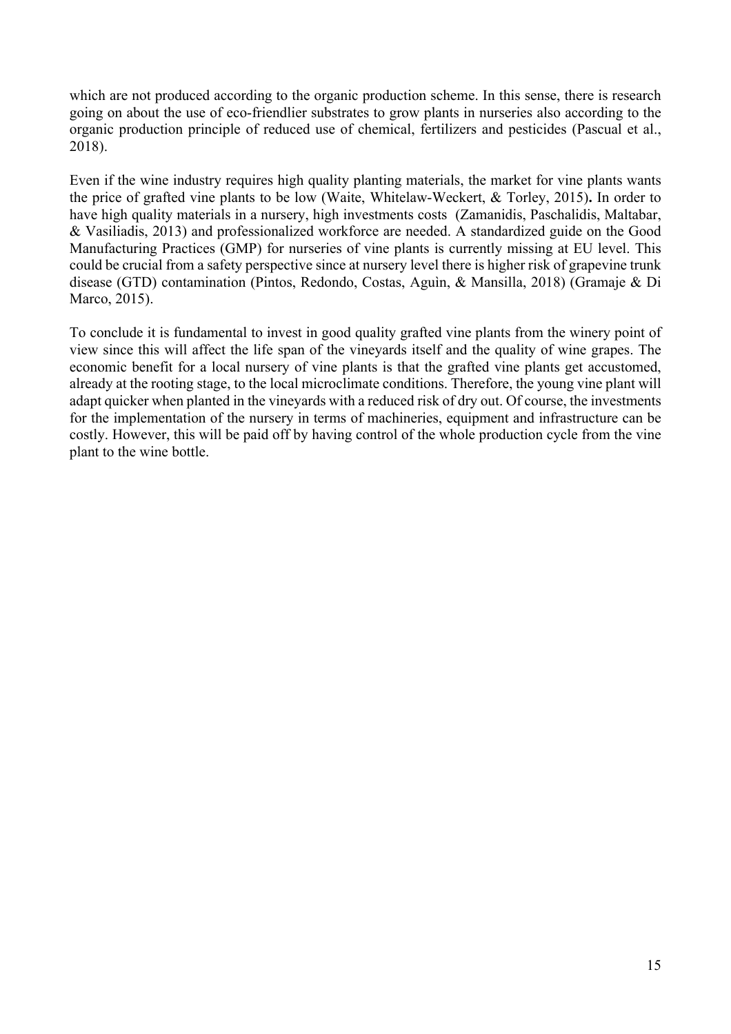which are not produced according to the organic production scheme. In this sense, there is research going on about the use of eco-friendlier substrates to grow plants in nurseries also according to the organic production principle of reduced use of chemical, fertilizers and pesticides (Pascual et al., 2018).

Even if the wine industry requires high quality planting materials, the market for vine plants wants the price of grafted vine plants to be low (Waite, Whitelaw-Weckert, & Torley, 2015)**.** In order to have high quality materials in a nursery, high investments costs (Zamanidis, Paschalidis, Maltabar, & Vasiliadis, 2013) and professionalized workforce are needed. A standardized guide on the Good Manufacturing Practices (GMP) for nurseries of vine plants is currently missing at EU level. This could be crucial from a safety perspective since at nursery level there is higher risk of grapevine trunk disease (GTD) contamination (Pintos, Redondo, Costas, Aguìn, & Mansilla, 2018) (Gramaje & Di Marco, 2015).

To conclude it is fundamental to invest in good quality grafted vine plants from the winery point of view since this will affect the life span of the vineyards itself and the quality of wine grapes. The economic benefit for a local nursery of vine plants is that the grafted vine plants get accustomed, already at the rooting stage, to the local microclimate conditions. Therefore, the young vine plant will adapt quicker when planted in the vineyards with a reduced risk of dry out. Of course, the investments for the implementation of the nursery in terms of machineries, equipment and infrastructure can be costly. However, this will be paid off by having control of the whole production cycle from the vine plant to the wine bottle.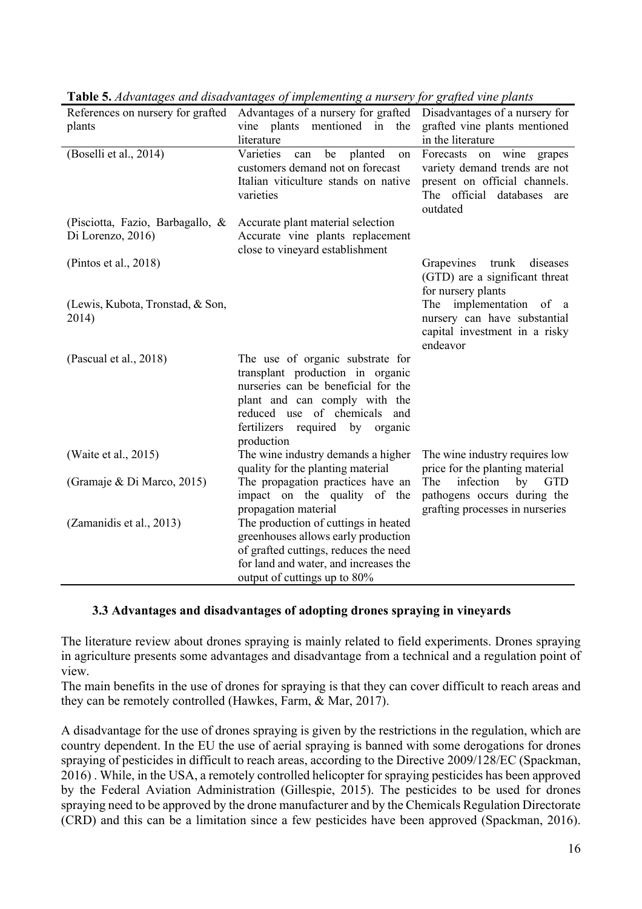**Table 5.** *Advantages and disadvantages of implementing a nursery for grafted vine plants*

| References on nursery for grafted plants | Advantages of a nursery for grafted vine plants mentioned in the literature | Disadvantages of a nursery for grafted vine plants mentioned in the literature |
|---|---|---|
| (Boselli et al., 2014) | Varieties can be planted on customers demand not on forecast Italian viticulture stands on native varieties | Forecasts on wine grapes variety demand trends are not present on official channels. The official databases are outdated |
| (Pisciotta, Fazio, Barbagallo, & Di Lorenzo, 2016) | Accurate plant material selection Accurate vine plants replacement close to vineyard establishment | |
| (Pintos et al., 2018) | | Grapevines trunk diseases (GTD) are a significant threat for nursery plants |
| (Lewis, Kubota, Tronstad, & Son, 2014) | | The implementation of a nursery can have substantial capital investment in a risky endeavor |
| (Pascual et al., 2018) | The use of organic substrate for transplant production in organic nurseries can be beneficial for the plant and can comply with the reduced use of chemicals and fertilizers required by organic production | |
| (Waite et al., 2015) | The wine industry demands a higher quality for the planting material | The wine industry requires low price for the planting material |
| (Gramaje & Di Marco, 2015) | The propagation practices have an impact on the quality of the propagation material | The infection by GTD pathogens occurs during the grafting processes in nurseries |
| (Zamanidis et al., 2013) | The production of cuttings in heated greenhouses allows early production of grafted cuttings, reduces the need for land and water, and increases the output of cuttings up to 80% | |

### 3.3 Advantages and disadvantages of adopting drones spraying in vineyards

The literature review about drones spraying is mainly related to field experiments. Drones spraying in agriculture presents some advantages and disadvantage from a technical and a regulation point of view.

The main benefits in the use of drones for spraying is that they can cover difficult to reach areas and they can be remotely controlled (Hawkes, Farm, & Mar, 2017).

A disadvantage for the use of drones spraying is given by the restrictions in the regulation, which are country dependent. In the EU the use of aerial spraying is banned with some derogations for drones spraying of pesticides in difficult to reach areas, according to the Directive 2009/128/EC (Spackman, 2016) . While, in the USA, a remotely controlled helicopter for spraying pesticides has been approved by the Federal Aviation Administration (Gillespie, 2015). The pesticides to be used for drones spraying need to be approved by the drone manufacturer and by the Chemicals Regulation Directorate (CRD) and this can be a limitation since a few pesticides have been approved (Spackman, 2016).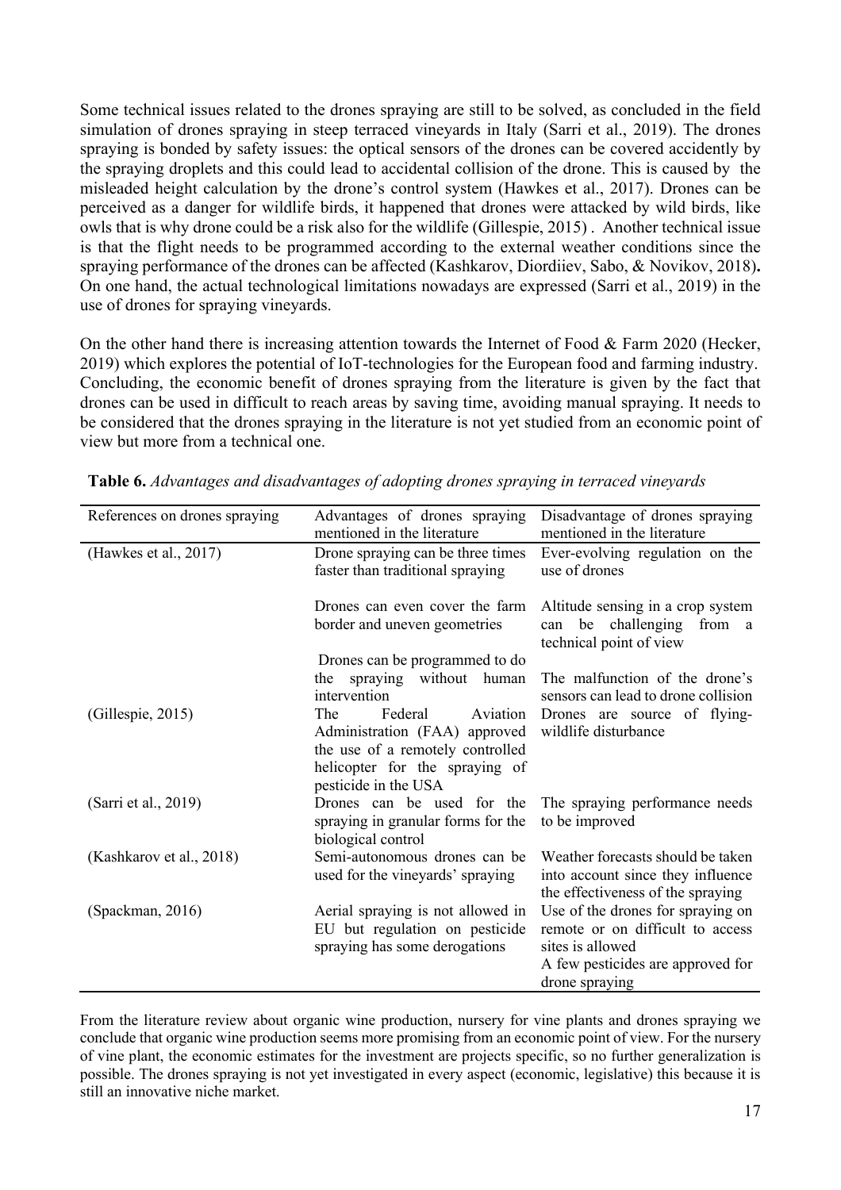Some technical issues related to the drones spraying are still to be solved, as concluded in the field simulation of drones spraying in steep terraced vineyards in Italy (Sarri et al., 2019). The drones spraying is bonded by safety issues: the optical sensors of the drones can be covered accidently by the spraying droplets and this could lead to accidental collision of the drone. This is caused by the misleaded height calculation by the drone's control system (Hawkes et al., 2017). Drones can be perceived as a danger for wildlife birds, it happened that drones were attacked by wild birds, like owls that is why drone could be a risk also for the wildlife (Gillespie, 2015) . Another technical issue is that the flight needs to be programmed according to the external weather conditions since the spraying performance of the drones can be affected (Kashkarov, Diordiiev, Sabo, & Novikov, 2018)**.** On one hand, the actual technological limitations nowadays are expressed (Sarri et al., 2019) in the use of drones for spraying vineyards.

On the other hand there is increasing attention towards the Internet of Food & Farm 2020 (Hecker, 2019) which explores the potential of IoT-technologies for the European food and farming industry. Concluding, the economic benefit of drones spraying from the literature is given by the fact that drones can be used in difficult to reach areas by saving time, avoiding manual spraying. It needs to be considered that the drones spraying in the literature is not yet studied from an economic point of view but more from a technical one.

**Table 6.** *Advantages and disadvantages of adopting drones spraying in terraced vineyards*

| References on drones spraying | Advantages of drones spraying mentioned in the literature | Disadvantage of drones spraying mentioned in the literature |
|---|---|---|
| (Hawkes et al., 2017) | Drone spraying can be three times faster than traditional spraying | Ever-evolving regulation on the use of drones |
| | Drones can even cover the farm border and uneven geometries | Altitude sensing in a crop system can be challenging from a technical point of view |
| | Drones can be programmed to do the spraying without human intervention | The malfunction of the drone's sensors can lead to drone collision |
| (Gillespie, 2015) | The Federal Aviation Administration (FAA) approved the use of a remotely controlled helicopter for the spraying of pesticide in the USA | Drones are source of flying-wildlife disturbance |
| (Sarri et al., 2019) | Drones can be used for the spraying in granular forms for the biological control | The spraying performance needs to be improved |
| (Kashkarov et al., 2018) | Semi-autonomous drones can be used for the vineyards' spraying | Weather forecasts should be taken into account since they influence the effectiveness of the spraying |
| (Spackman, 2016) | Aerial spraying is not allowed in EU but regulation on pesticide spraying has some derogations | Use of the drones for spraying on remote or on difficult to access sites is allowed<br>A few pesticides are approved for drone spraying |

From the literature review about organic wine production, nursery for vine plants and drones spraying we conclude that organic wine production seems more promising from an economic point of view. For the nursery of vine plant, the economic estimates for the investment are projects specific, so no further generalization is possible. The drones spraying is not yet investigated in every aspect (economic, legislative) this because it is still an innovative niche market.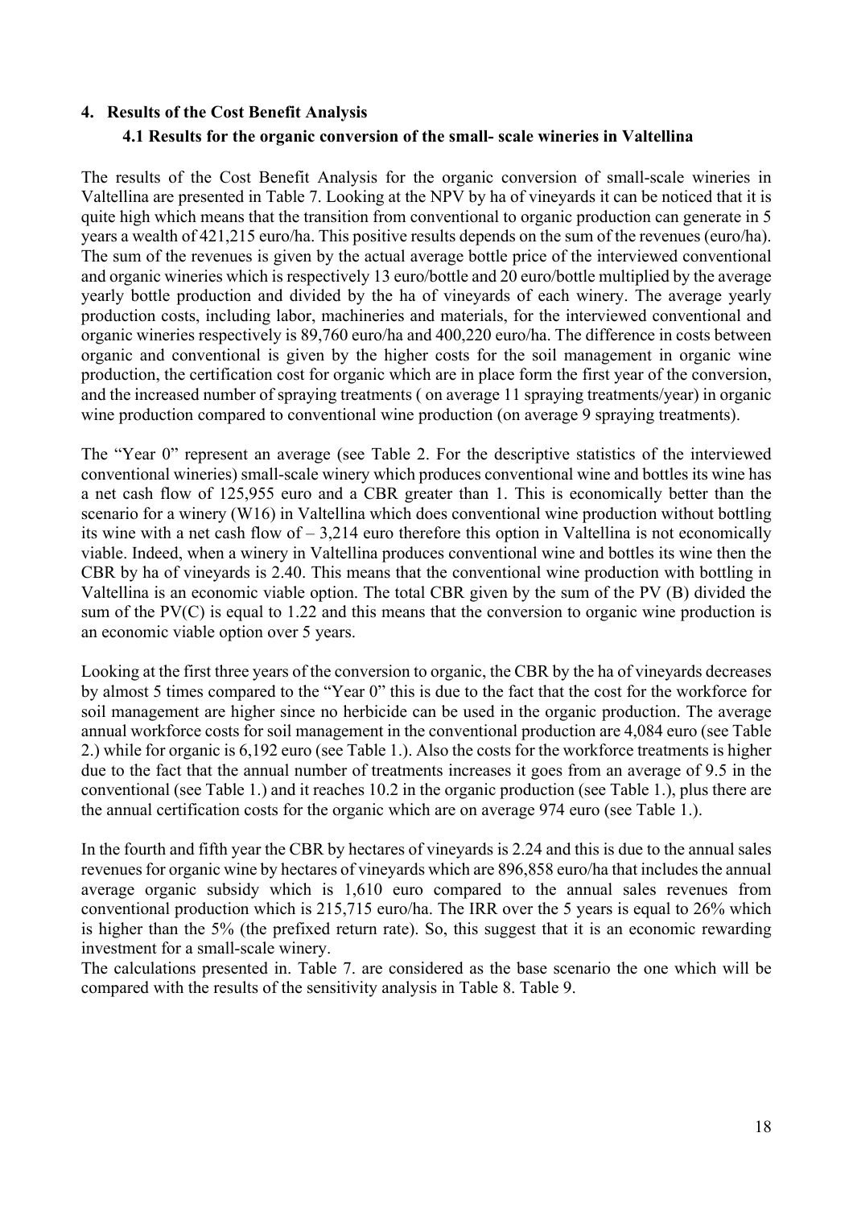## 4. Results of the Cost Benefit Analysis

### 4.1 Results for the organic conversion of the small- scale wineries in Valtellina

The results of the Cost Benefit Analysis for the organic conversion of small-scale wineries in Valtellina are presented in Table 7. Looking at the NPV by ha of vineyards it can be noticed that it is quite high which means that the transition from conventional to organic production can generate in 5 years a wealth of 421,215 euro/ha. This positive results depends on the sum of the revenues (euro/ha). The sum of the revenues is given by the actual average bottle price of the interviewed conventional and organic wineries which is respectively 13 euro/bottle and 20 euro/bottle multiplied by the average yearly bottle production and divided by the ha of vineyards of each winery. The average yearly production costs, including labor, machineries and materials, for the interviewed conventional and organic wineries respectively is 89,760 euro/ha and 400,220 euro/ha. The difference in costs between organic and conventional is given by the higher costs for the soil management in organic wine production, the certification cost for organic which are in place form the first year of the conversion, and the increased number of spraying treatments ( on average 11 spraying treatments/year) in organic wine production compared to conventional wine production (on average 9 spraying treatments).

The "Year 0" represent an average (see Table 2. For the descriptive statistics of the interviewed conventional wineries) small-scale winery which produces conventional wine and bottles its wine has a net cash flow of 125,955 euro and a CBR greater than 1. This is economically better than the scenario for a winery (W16) in Valtellina which does conventional wine production without bottling its wine with a net cash flow of – 3,214 euro therefore this option in Valtellina is not economically viable. Indeed, when a winery in Valtellina produces conventional wine and bottles its wine then the CBR by ha of vineyards is 2.40. This means that the conventional wine production with bottling in Valtellina is an economic viable option. The total CBR given by the sum of the PV (B) divided the sum of the PV(C) is equal to 1.22 and this means that the conversion to organic wine production is an economic viable option over 5 years.

Looking at the first three years of the conversion to organic, the CBR by the ha of vineyards decreases by almost 5 times compared to the "Year 0" this is due to the fact that the cost for the workforce for soil management are higher since no herbicide can be used in the organic production. The average annual workforce costs for soil management in the conventional production are 4,084 euro (see Table 2.) while for organic is 6,192 euro (see Table 1.). Also the costs for the workforce treatments is higher due to the fact that the annual number of treatments increases it goes from an average of 9.5 in the conventional (see Table 1.) and it reaches 10.2 in the organic production (see Table 1.), plus there are the annual certification costs for the organic which are on average 974 euro (see Table 1.).

In the fourth and fifth year the CBR by hectares of vineyards is 2.24 and this is due to the annual sales revenues for organic wine by hectares of vineyards which are 896,858 euro/ha that includes the annual average organic subsidy which is 1,610 euro compared to the annual sales revenues from conventional production which is 215,715 euro/ha. The IRR over the 5 years is equal to 26% which is higher than the 5% (the prefixed return rate). So, this suggest that it is an economic rewarding investment for a small-scale winery.
The calculations presented in. Table 7. are considered as the base scenario the one which will be compared with the results of the sensitivity analysis in Table 8. Table 9.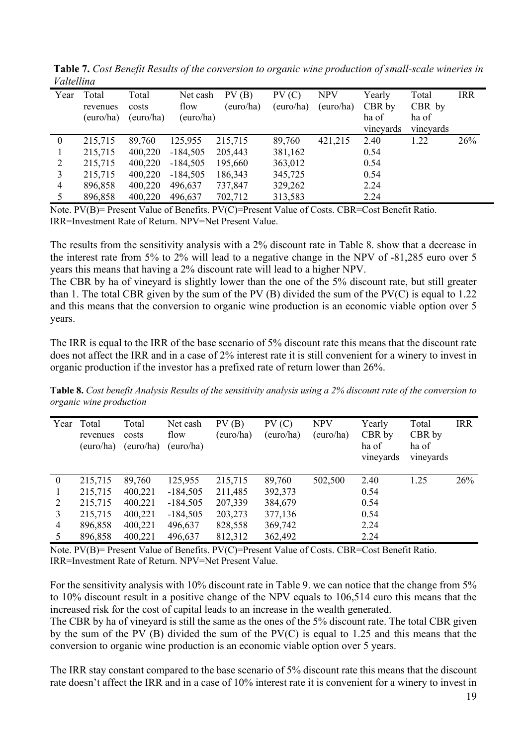**Table 7.** *Cost Benefit Results of the conversion to organic wine production of small-scale wineries in Valtellina*

| Year | Total revenues (euro/ha) | Total costs (euro/ha) | Net cash flow (euro/ha) | PV (B) (euro/ha) | PV (C) (euro/ha) | NPV (euro/ha) | Yearly CBR by ha of vineyards | Total CBR by ha of vineyards | IRR |
|---|---|---|---|---|---|---|---|---|---|
| 0 | 215,715 | 89,760 | 125,955 | 215,715 | 89,760 | 421,215 | 2.40 | 1.22 | 26% |
| 1 | 215,715 | 400,220 | -184,505 | 205,443 | 381,162 | | 0.54 | | |
| 2 | 215,715 | 400,220 | -184,505 | 195,660 | 363,012 | | 0.54 | | |
| 3 | 215,715 | 400,220 | -184,505 | 186,343 | 345,725 | | 0.54 | | |
| 4 | 896,858 | 400,220 | 496,637 | 737,847 | 329,262 | | 2.24 | | |
| 5 | 896,858 | 400,220 | 496,637 | 702,712 | 313,583 | | 2.24 | | |

Note. PV(B)= Present Value of Benefits. PV(C)=Present Value of Costs. CBR=Cost Benefit Ratio. IRR=Investment Rate of Return. NPV=Net Present Value.

The results from the sensitivity analysis with a 2% discount rate in Table 8. show that a decrease in the interest rate from 5% to 2% will lead to a negative change in the NPV of -81,285 euro over 5 years this means that having a 2% discount rate will lead to a higher NPV.

The CBR by ha of vineyard is slightly lower than the one of the 5% discount rate, but still greater than 1. The total CBR given by the sum of the PV (B) divided the sum of the PV(C) is equal to 1.22 and this means that the conversion to organic wine production is an economic viable option over 5 years.

The IRR is equal to the IRR of the base scenario of 5% discount rate this means that the discount rate does not affect the IRR and in a case of 2% interest rate it is still convenient for a winery to invest in organic production if the investor has a prefixed rate of return lower than 26%.

**Table 8.** *Cost benefit Analysis Results of the sensitivity analysis using a 2% discount rate of the conversion to organic wine production*

| Year | Total revenues (euro/ha) | Total costs (euro/ha) | Net cash flow (euro/ha) | PV (B) (euro/ha) | PV (C) (euro/ha) | NPV (euro/ha) | Yearly CBR by ha of vineyards | Total CBR by ha of vineyards | IRR |
|---|---|---|---|---|---|---|---|---|---|
| 0 | 215,715 | 89,760 | 125,955 | 215,715 | 89,760 | 502,500 | 2.40 | 1.25 | 26% |
| 1 | 215,715 | 400,221 | -184,505 | 211,485 | 392,373 | | 0.54 | | |
| 2 | 215,715 | 400,221 | -184,505 | 207,339 | 384,679 | | 0.54 | | |
| 3 | 215,715 | 400,221 | -184,505 | 203,273 | 377,136 | | 0.54 | | |
| 4 | 896,858 | 400,221 | 496,637 | 828,558 | 369,742 | | 2.24 | | |
| 5 | 896,858 | 400,221 | 496,637 | 812,312 | 362,492 | | 2.24 | | |

Note. PV(B)= Present Value of Benefits. PV(C)=Present Value of Costs. CBR=Cost Benefit Ratio. IRR=Investment Rate of Return. NPV=Net Present Value.

For the sensitivity analysis with 10% discount rate in Table 9. we can notice that the change from 5% to 10% discount result in a positive change of the NPV equals to 106,514 euro this means that the increased risk for the cost of capital leads to an increase in the wealth generated.

The CBR by ha of vineyard is still the same as the ones of the 5% discount rate. The total CBR given by the sum of the PV (B) divided the sum of the PV(C) is equal to 1.25 and this means that the conversion to organic wine production is an economic viable option over 5 years.

The IRR stay constant compared to the base scenario of 5% discount rate this means that the discount rate doesn't affect the IRR and in a case of 10% interest rate it is convenient for a winery to invest in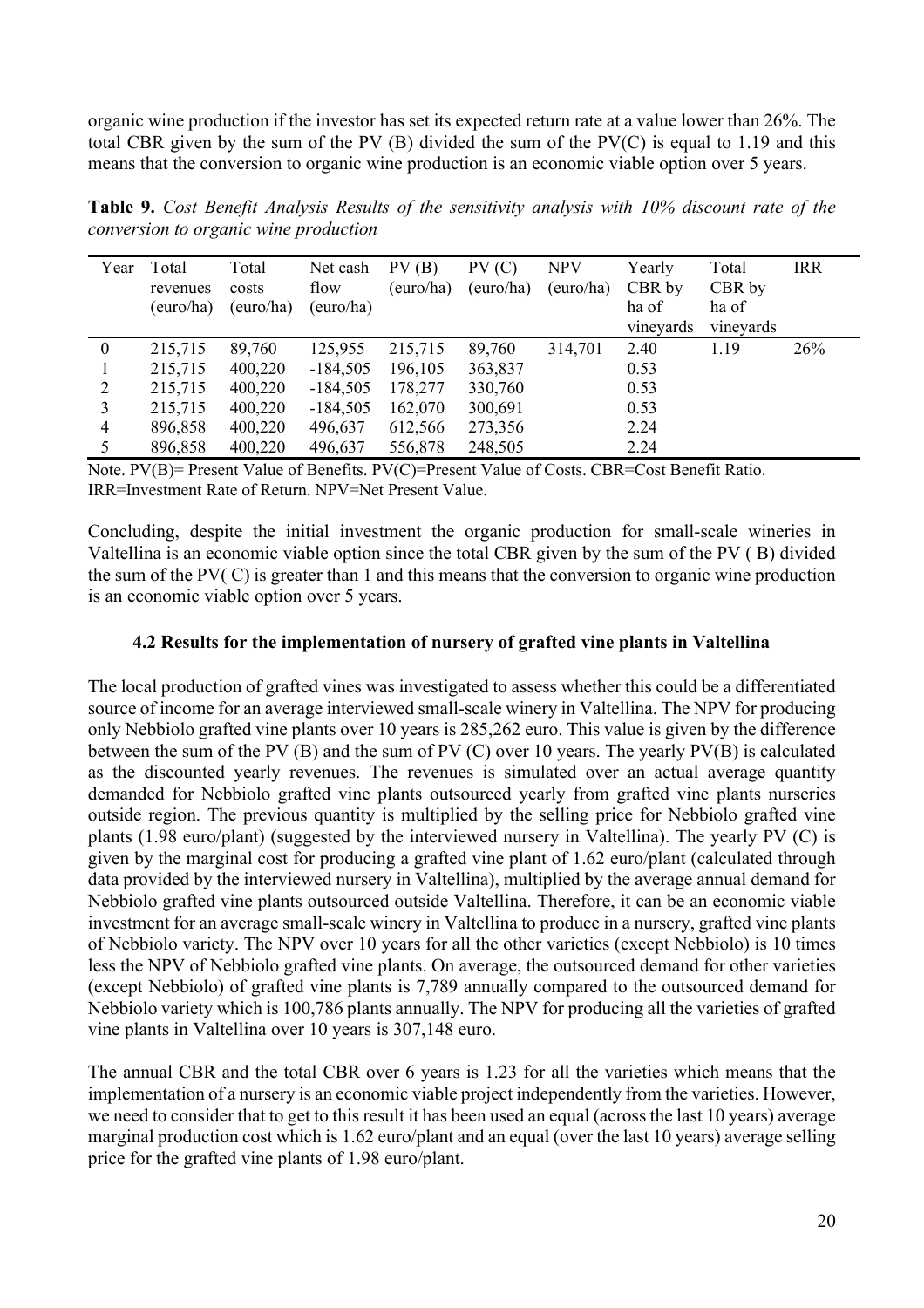organic wine production if the investor has set its expected return rate at a value lower than 26%. The total CBR given by the sum of the PV (B) divided the sum of the PV(C) is equal to 1.19 and this means that the conversion to organic wine production is an economic viable option over 5 years.

**Table 9.** *Cost Benefit Analysis Results of the sensitivity analysis with 10% discount rate of the conversion to organic wine production*

| Year | Total revenues (euro/ha) | Total costs (euro/ha) | Net cash flow (euro/ha) | PV (B) (euro/ha) | PV (C) (euro/ha) | NPV (euro/ha) | Yearly CBR by ha of vineyards | Total CBR by ha of vineyards | IRR |
|---|---|---|---|---|---|---|---|---|---|
| 0 | 215,715 | 89,760 | 125,955 | 215,715 | 89,760 | 314,701 | 2.40 | 1.19 | 26% |
| 1 | 215,715 | 400,220 | -184,505 | 196,105 | 363,837 | | 0.53 | | |
| 2 | 215,715 | 400,220 | -184,505 | 178,277 | 330,760 | | 0.53 | | |
| 3 | 215,715 | 400,220 | -184,505 | 162,070 | 300,691 | | 0.53 | | |
| 4 | 896,858 | 400,220 | 496,637 | 612,566 | 273,356 | | 2.24 | | |
| 5 | 896,858 | 400,220 | 496,637 | 556,878 | 248,505 | | 2.24 | | |

Note. PV(B)= Present Value of Benefits. PV(C)=Present Value of Costs. CBR=Cost Benefit Ratio. IRR=Investment Rate of Return. NPV=Net Present Value.

Concluding, despite the initial investment the organic production for small-scale wineries in Valtellina is an economic viable option since the total CBR given by the sum of the PV ( B) divided the sum of the PV( C) is greater than 1 and this means that the conversion to organic wine production is an economic viable option over 5 years.

### 4.2 Results for the implementation of nursery of grafted vine plants in Valtellina

The local production of grafted vines was investigated to assess whether this could be a differentiated source of income for an average interviewed small-scale winery in Valtellina. The NPV for producing only Nebbiolo grafted vine plants over 10 years is 285,262 euro. This value is given by the difference between the sum of the PV (B) and the sum of PV (C) over 10 years. The yearly PV(B) is calculated as the discounted yearly revenues. The revenues is simulated over an actual average quantity demanded for Nebbiolo grafted vine plants outsourced yearly from grafted vine plants nurseries outside region. The previous quantity is multiplied by the selling price for Nebbiolo grafted vine plants (1.98 euro/plant) (suggested by the interviewed nursery in Valtellina). The yearly PV (C) is given by the marginal cost for producing a grafted vine plant of 1.62 euro/plant (calculated through data provided by the interviewed nursery in Valtellina), multiplied by the average annual demand for Nebbiolo grafted vine plants outsourced outside Valtellina. Therefore, it can be an economic viable investment for an average small-scale winery in Valtellina to produce in a nursery, grafted vine plants of Nebbiolo variety. The NPV over 10 years for all the other varieties (except Nebbiolo) is 10 times less the NPV of Nebbiolo grafted vine plants. On average, the outsourced demand for other varieties (except Nebbiolo) of grafted vine plants is 7,789 annually compared to the outsourced demand for Nebbiolo variety which is 100,786 plants annually. The NPV for producing all the varieties of grafted vine plants in Valtellina over 10 years is 307,148 euro.

The annual CBR and the total CBR over 6 years is 1.23 for all the varieties which means that the implementation of a nursery is an economic viable project independently from the varieties. However, we need to consider that to get to this result it has been used an equal (across the last 10 years) average marginal production cost which is 1.62 euro/plant and an equal (over the last 10 years) average selling price for the grafted vine plants of 1.98 euro/plant.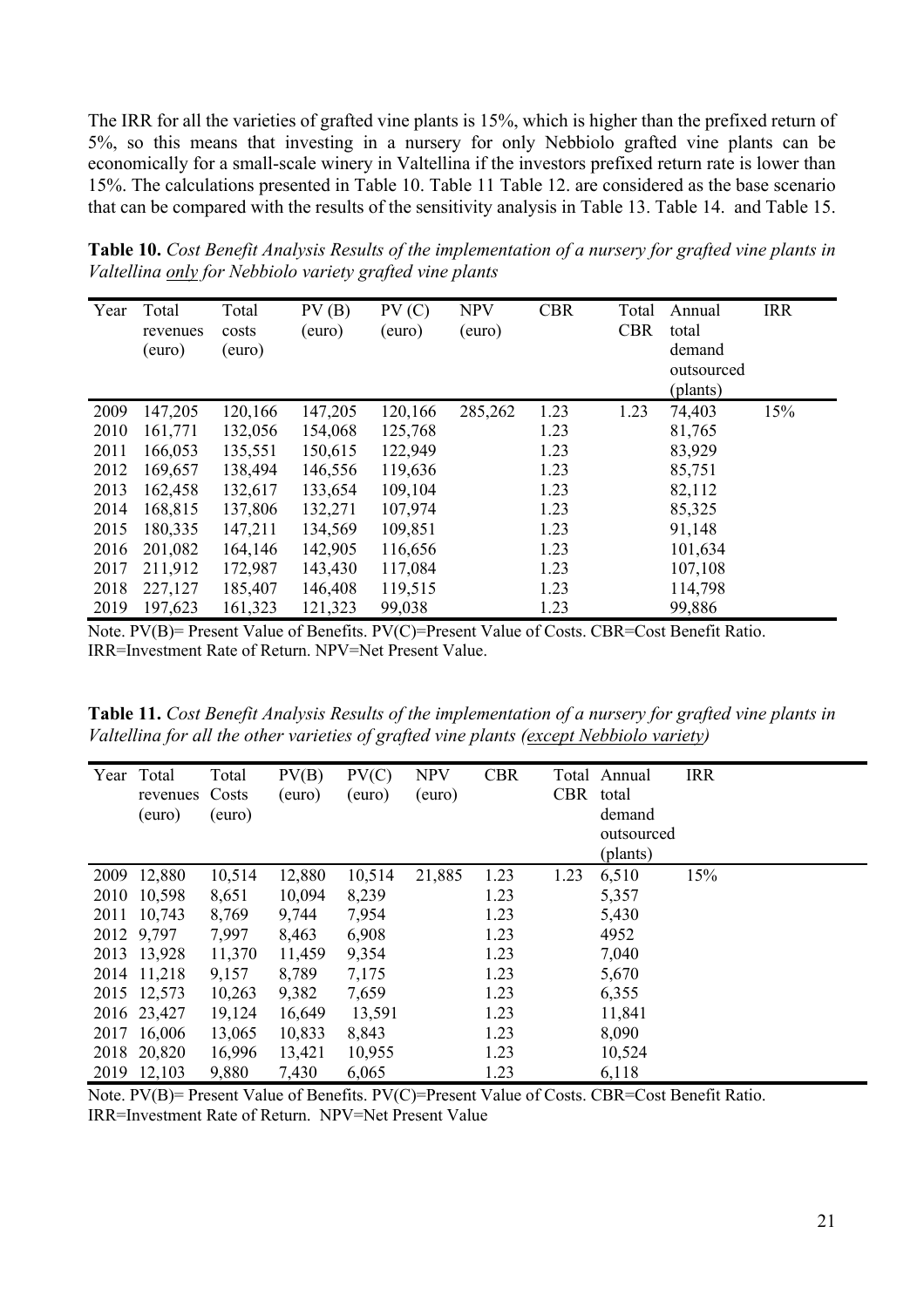The IRR for all the varieties of grafted vine plants is 15%, which is higher than the prefixed return of 5%, so this means that investing in a nursery for only Nebbiolo grafted vine plants can be economically for a small-scale winery in Valtellina if the investors prefixed return rate is lower than 15%. The calculations presented in Table 10. Table 11 Table 12. are considered as the base scenario that can be compared with the results of the sensitivity analysis in Table 13. Table 14. and Table 15.

**Table 10.** *Cost Benefit Analysis Results of the implementation of a nursery for grafted vine plants in Valtellina only for Nebbiolo variety grafted vine plants*

| Year | Total revenues (euro) | Total costs (euro) | PV (B) (euro) | PV (C) (euro) | NPV (euro) | CBR | Total CBR | Annual total demand outsourced (plants) | IRR |
|---|---|---|---|---|---|---|---|---|---|
| 2009 | 147,205 | 120,166 | 147,205 | 120,166 | 285,262 | 1.23 | 1.23 | 74,403 | 15% |
| 2010 | 161,771 | 132,056 | 154,068 | 125,768 | | 1.23 | | 81,765 | |
| 2011 | 166,053 | 135,551 | 150,615 | 122,949 | | 1.23 | | 83,929 | |
| 2012 | 169,657 | 138,494 | 146,556 | 119,636 | | 1.23 | | 85,751 | |
| 2013 | 162,458 | 132,617 | 133,654 | 109,104 | | 1.23 | | 82,112 | |
| 2014 | 168,815 | 137,806 | 132,271 | 107,974 | | 1.23 | | 85,325 | |
| 2015 | 180,335 | 147,211 | 134,569 | 109,851 | | 1.23 | | 91,148 | |
| 2016 | 201,082 | 164,146 | 142,905 | 116,656 | | 1.23 | | 101,634 | |
| 2017 | 211,912 | 172,987 | 143,430 | 117,084 | | 1.23 | | 107,108 | |
| 2018 | 227,127 | 185,407 | 146,408 | 119,515 | | 1.23 | | 114,798 | |
| 2019 | 197,623 | 161,323 | 121,323 | 99,038 | | 1.23 | | 99,886 | |

Note. PV(B)= Present Value of Benefits. PV(C)=Present Value of Costs. CBR=Cost Benefit Ratio. IRR=Investment Rate of Return. NPV=Net Present Value.

**Table 11.** *Cost Benefit Analysis Results of the implementation of a nursery for grafted vine plants in Valtellina for all the other varieties of grafted vine plants (except Nebbiolo variety)*

| Year | Total revenues (euro) | Total Costs (euro) | PV(B) (euro) | PV(C) (euro) | NPV (euro) | CBR | Total CBR | Annual total demand outsourced (plants) | IRR |
|---|---|---|---|---|---|---|---|---|---|
| 2009 | 12,880 | 10,514 | 12,880 | 10,514 | 21,885 | 1.23 | 1.23 | 6,510 | 15% |
| 2010 | 10,598 | 8,651 | 10,094 | 8,239 | | 1.23 | | 5,357 | |
| 2011 | 10,743 | 8,769 | 9,744 | 7,954 | | 1.23 | | 5,430 | |
| 2012 | 9,797 | 7,997 | 8,463 | 6,908 | | 1.23 | | 4952 | |
| 2013 | 13,928 | 11,370 | 11,459 | 9,354 | | 1.23 | | 7,040 | |
| 2014 | 11,218 | 9,157 | 8,789 | 7,175 | | 1.23 | | 5,670 | |
| 2015 | 12,573 | 10,263 | 9,382 | 7,659 | | 1.23 | | 6,355 | |
| 2016 | 23,427 | 19,124 | 16,649 | 13,591 | | 1.23 | | 11,841 | |
| 2017 | 16,006 | 13,065 | 10,833 | 8,843 | | 1.23 | | 8,090 | |
| 2018 | 20,820 | 16,996 | 13,421 | 10,955 | | 1.23 | | 10,524 | |
| 2019 | 12,103 | 9,880 | 7,430 | 6,065 | | 1.23 | | 6,118 | |

Note. PV(B)= Present Value of Benefits. PV(C)=Present Value of Costs. CBR=Cost Benefit Ratio. IRR=Investment Rate of Return. NPV=Net Present Value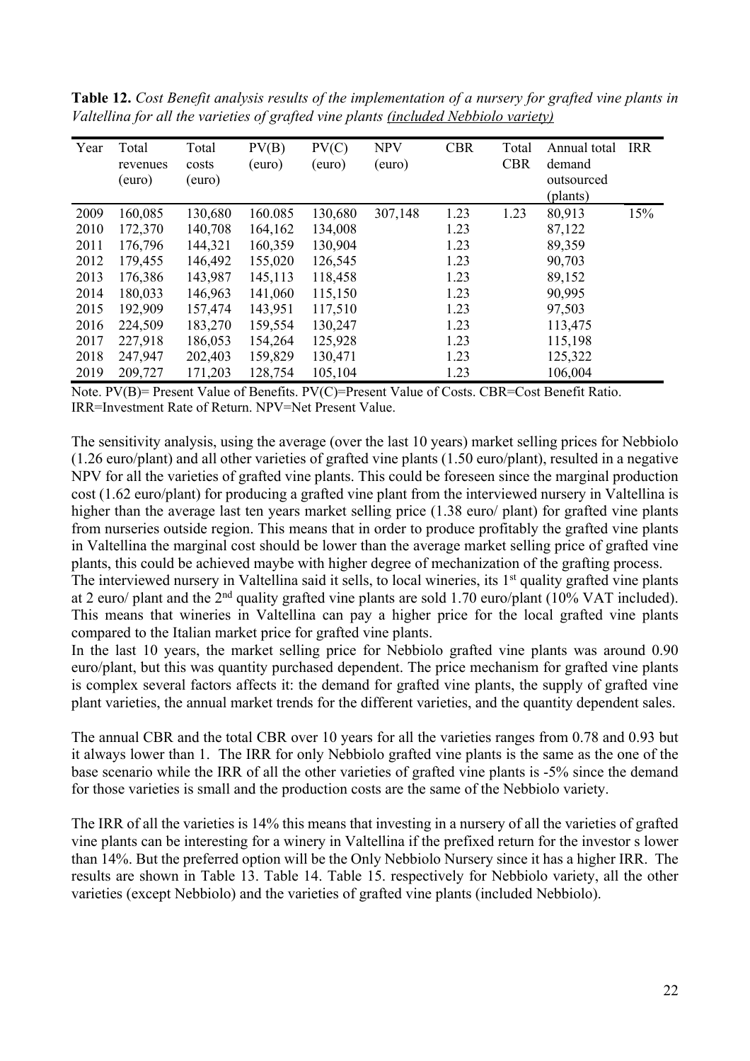**Table 12.** *Cost Benefit analysis results of the implementation of a nursery for grafted vine plants in Valtellina for all the varieties of grafted vine plants (included Nebbiolo variety)*

| Year | Total revenues (euro) | Total costs (euro) | PV(B) (euro) | PV(C) (euro) | NPV (euro) | CBR | Total CBR | Annual total demand outsourced (plants) | IRR |
|---|---|---|---|---|---|---|---|---|---|
| 2009 | 160,085 | 130,680 | 160.085 | 130,680 | 307,148 | 1.23 | 1.23 | 80,913 | 15% |
| 2010 | 172,370 | 140,708 | 164,162 | 134,008 | | 1.23 | | 87,122 | |
| 2011 | 176,796 | 144,321 | 160,359 | 130,904 | | 1.23 | | 89,359 | |
| 2012 | 179,455 | 146,492 | 155,020 | 126,545 | | 1.23 | | 90,703 | |
| 2013 | 176,386 | 143,987 | 145,113 | 118,458 | | 1.23 | | 89,152 | |
| 2014 | 180,033 | 146,963 | 141,060 | 115,150 | | 1.23 | | 90,995 | |
| 2015 | 192,909 | 157,474 | 143,951 | 117,510 | | 1.23 | | 97,503 | |
| 2016 | 224,509 | 183,270 | 159,554 | 130,247 | | 1.23 | | 113,475 | |
| 2017 | 227,918 | 186,053 | 154,264 | 125,928 | | 1.23 | | 115,198 | |
| 2018 | 247,947 | 202,403 | 159,829 | 130,471 | | 1.23 | | 125,322 | |
| 2019 | 209,727 | 171,203 | 128,754 | 105,104 | | 1.23 | | 106,004 | |

Note. PV(B)= Present Value of Benefits. PV(C)=Present Value of Costs. CBR=Cost Benefit Ratio. IRR=Investment Rate of Return. NPV=Net Present Value.

The sensitivity analysis, using the average (over the last 10 years) market selling prices for Nebbiolo (1.26 euro/plant) and all other varieties of grafted vine plants (1.50 euro/plant), resulted in a negative NPV for all the varieties of grafted vine plants. This could be foreseen since the marginal production cost (1.62 euro/plant) for producing a grafted vine plant from the interviewed nursery in Valtellina is higher than the average last ten years market selling price (1.38 euro/ plant) for grafted vine plants from nurseries outside region. This means that in order to produce profitably the grafted vine plants in Valtellina the marginal cost should be lower than the average market selling price of grafted vine plants, this could be achieved maybe with higher degree of mechanization of the grafting process.
The interviewed nursery in Valtellina said it sells, to local wineries, its 1st quality grafted vine plants at 2 euro/ plant and the 2nd quality grafted vine plants are sold 1.70 euro/plant (10% VAT included). This means that wineries in Valtellina can pay a higher price for the local grafted vine plants compared to the Italian market price for grafted vine plants.
In the last 10 years, the market selling price for Nebbiolo grafted vine plants was around 0.90 euro/plant, but this was quantity purchased dependent. The price mechanism for grafted vine plants is complex several factors affects it: the demand for grafted vine plants, the supply of grafted vine plant varieties, the annual market trends for the different varieties, and the quantity dependent sales.

The annual CBR and the total CBR over 10 years for all the varieties ranges from 0.78 and 0.93 but it always lower than 1. The IRR for only Nebbiolo grafted vine plants is the same as the one of the base scenario while the IRR of all the other varieties of grafted vine plants is -5% since the demand for those varieties is small and the production costs are the same of the Nebbiolo variety.

The IRR of all the varieties is 14% this means that investing in a nursery of all the varieties of grafted vine plants can be interesting for a winery in Valtellina if the prefixed return for the investor s lower than 14%. But the preferred option will be the Only Nebbiolo Nursery since it has a higher IRR. The results are shown in Table 13. Table 14. Table 15. respectively for Nebbiolo variety, all the other varieties (except Nebbiolo) and the varieties of grafted vine plants (included Nebbiolo).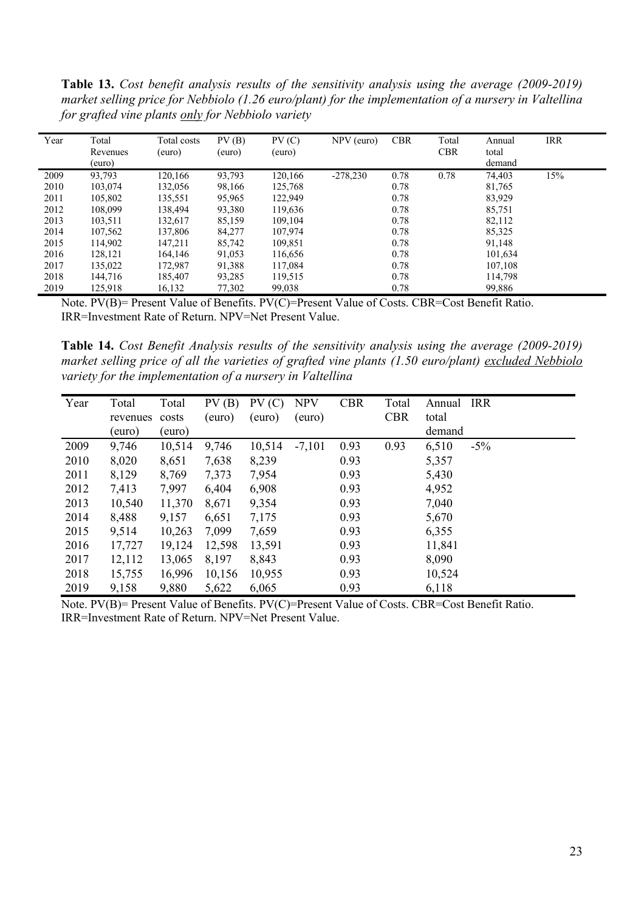**Table 13.** *Cost benefit analysis results of the sensitivity analysis using the average (2009-2019) market selling price for Nebbiolo (1.26 euro/plant) for the implementation of a nursery in Valtellina for grafted vine plants only for Nebbiolo variety*

| Year | Total Revenues (euro) | Total costs (euro) | PV (B) (euro) | PV (C) (euro) | NPV (euro) | CBR | Total CBR | Annual total demand | IRR |
|---|---|---|---|---|---|---|---|---|---|
| 2009 | 93,793 | 120,166 | 93,793 | 120,166 | -278,230 | 0.78 | 0.78 | 74,403 | 15% |
| 2010 | 103,074 | 132,056 | 98,166 | 125,768 | | 0.78 | | 81,765 | |
| 2011 | 105,802 | 135,551 | 95,965 | 122,949 | | 0.78 | | 83,929 | |
| 2012 | 108,099 | 138,494 | 93,380 | 119,636 | | 0.78 | | 85,751 | |
| 2013 | 103,511 | 132,617 | 85,159 | 109,104 | | 0.78 | | 82,112 | |
| 2014 | 107,562 | 137,806 | 84,277 | 107,974 | | 0.78 | | 85,325 | |
| 2015 | 114,902 | 147,211 | 85,742 | 109,851 | | 0.78 | | 91,148 | |
| 2016 | 128,121 | 164,146 | 91,053 | 116,656 | | 0.78 | | 101,634 | |
| 2017 | 135,022 | 172,987 | 91,388 | 117,084 | | 0.78 | | 107,108 | |
| 2018 | 144,716 | 185,407 | 93,285 | 119,515 | | 0.78 | | 114,798 | |
| 2019 | 125,918 | 16,132 | 77,302 | 99,038 | | 0.78 | | 99,886 | |

Note. PV(B)= Present Value of Benefits. PV(C)=Present Value of Costs. CBR=Cost Benefit Ratio. IRR=Investment Rate of Return. NPV=Net Present Value.

**Table 14.** *Cost Benefit Analysis results of the sensitivity analysis using the average (2009-2019) market selling price of all the varieties of grafted vine plants (1.50 euro/plant) excluded Nebbiolo variety for the implementation of a nursery in Valtellina*

| Year | Total revenues (euro) | Total costs (euro) | PV (B) (euro) | PV (C) (euro) | NPV (euro) | CBR | Total CBR | Annual total demand | IRR |
|---|---|---|---|---|---|---|---|---|---|
| 2009 | 9,746 | 10,514 | 9,746 | 10,514 | -7,101 | 0.93 | 0.93 | 6,510 | -5% |
| 2010 | 8,020 | 8,651 | 7,638 | 8,239 | | 0.93 | | 5,357 | |
| 2011 | 8,129 | 8,769 | 7,373 | 7,954 | | 0.93 | | 5,430 | |
| 2012 | 7,413 | 7,997 | 6,404 | 6,908 | | 0.93 | | 4,952 | |
| 2013 | 10,540 | 11,370 | 8,671 | 9,354 | | 0.93 | | 7,040 | |
| 2014 | 8,488 | 9,157 | 6,651 | 7,175 | | 0.93 | | 5,670 | |
| 2015 | 9,514 | 10,263 | 7,099 | 7,659 | | 0.93 | | 6,355 | |
| 2016 | 17,727 | 19,124 | 12,598 | 13,591 | | 0.93 | | 11,841 | |
| 2017 | 12,112 | 13,065 | 8,197 | 8,843 | | 0.93 | | 8,090 | |
| 2018 | 15,755 | 16,996 | 10,156 | 10,955 | | 0.93 | | 10,524 | |
| 2019 | 9,158 | 9,880 | 5,622 | 6,065 | | 0.93 | | 6,118 | |

Note. PV(B)= Present Value of Benefits. PV(C)=Present Value of Costs. CBR=Cost Benefit Ratio. IRR=Investment Rate of Return. NPV=Net Present Value.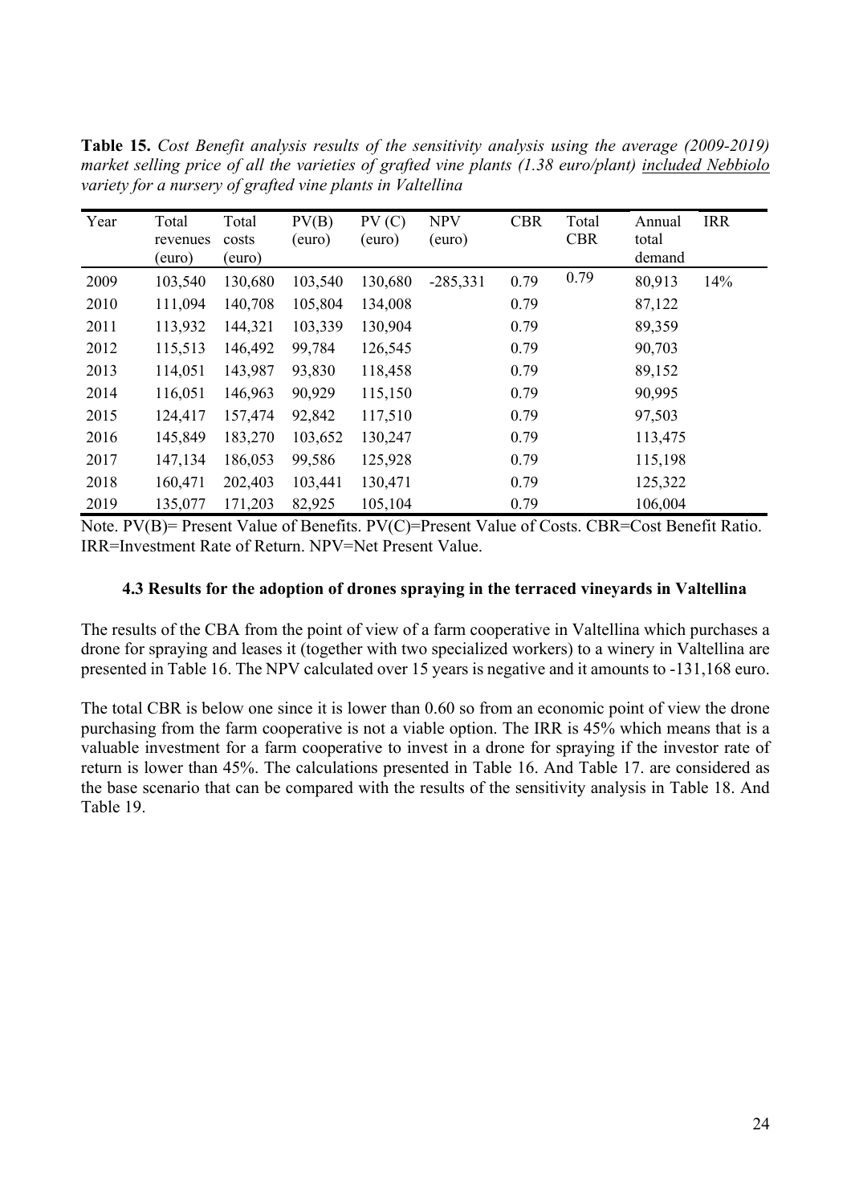**Table 15.** *Cost Benefit analysis results of the sensitivity analysis using the average (2009-2019) market selling price of all the varieties of grafted vine plants (1.38 euro/plant) included Nebbiolo variety for a nursery of grafted vine plants in Valtellina*

| Year | Total revenues (euro) | Total costs (euro) | PV(B) (euro) | PV (C) (euro) | NPV (euro) | CBR | Total CBR | Annual total demand | IRR |
|---|---|---|---|---|---|---|---|---|---|
| 2009 | 103,540 | 130,680 | 103,540 | 130,680 | -285,331 | 0.79 | 0.79 | 80,913 | 14% |
| 2010 | 111,094 | 140,708 | 105,804 | 134,008 | | 0.79 | | 87,122 | |
| 2011 | 113,932 | 144,321 | 103,339 | 130,904 | | 0.79 | | 89,359 | |
| 2012 | 115,513 | 146,492 | 99,784 | 126,545 | | 0.79 | | 90,703 | |
| 2013 | 114,051 | 143,987 | 93,830 | 118,458 | | 0.79 | | 89,152 | |
| 2014 | 116,051 | 146,963 | 90,929 | 115,150 | | 0.79 | | 90,995 | |
| 2015 | 124,417 | 157,474 | 92,842 | 117,510 | | 0.79 | | 97,503 | |
| 2016 | 145,849 | 183,270 | 103,652 | 130,247 | | 0.79 | | 113,475 | |
| 2017 | 147,134 | 186,053 | 99,586 | 125,928 | | 0.79 | | 115,198 | |
| 2018 | 160,471 | 202,403 | 103,441 | 130,471 | | 0.79 | | 125,322 | |
| 2019 | 135,077 | 171,203 | 82,925 | 105,104 | | 0.79 | | 106,004 | |

Note. PV(B)= Present Value of Benefits. PV(C)=Present Value of Costs. CBR=Cost Benefit Ratio. IRR=Investment Rate of Return. NPV=Net Present Value.

### 4.3 Results for the adoption of drones spraying in the terraced vineyards in Valtellina

The results of the CBA from the point of view of a farm cooperative in Valtellina which purchases a drone for spraying and leases it (together with two specialized workers) to a winery in Valtellina are presented in Table 16. The NPV calculated over 15 years is negative and it amounts to -131,168 euro.

The total CBR is below one since it is lower than 0.60 so from an economic point of view the drone purchasing from the farm cooperative is not a viable option. The IRR is 45% which means that is a valuable investment for a farm cooperative to invest in a drone for spraying if the investor ratio of return is lower than 45%. The calculations presented in Table 16. And Table 17. are considered as the base scenario that can be compared with the results of the sensitivity analysis in Table 18. And Table 19.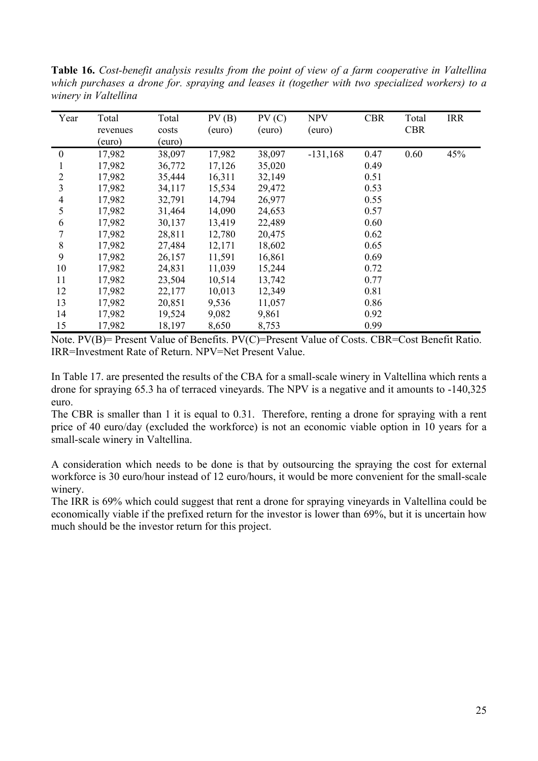**Table 16.** *Cost-benefit analysis results from the point of view of a farm cooperative in Valtellina which purchases a drone for. spraying and leases it (together with two specialized workers) to a winery in Valtellina*

| Year | Total revenues (euro) | Total costs (euro) | PV (B) (euro) | PV (C) (euro) | NPV (euro) | CBR | Total CBR | IRR |
|---|---|---|---|---|---|---|---|---|
| 0 | 17,982 | 38,097 | 17,982 | 38,097 | -131,168 | 0.47 | 0.60 | 45% |
| 1 | 17,982 | 36,772 | 17,126 | 35,020 | | 0.49 | | |
| 2 | 17,982 | 35,444 | 16,311 | 32,149 | | 0.51 | | |
| 3 | 17,982 | 34,117 | 15,534 | 29,472 | | 0.53 | | |
| 4 | 17,982 | 32,791 | 14,794 | 26,977 | | 0.55 | | |
| 5 | 17,982 | 31,464 | 14,090 | 24,653 | | 0.57 | | |
| 6 | 17,982 | 30,137 | 13,419 | 22,489 | | 0.60 | | |
| 7 | 17,982 | 28,811 | 12,780 | 20,475 | | 0.62 | | |
| 8 | 17,982 | 27,484 | 12,171 | 18,602 | | 0.65 | | |
| 9 | 17,982 | 26,157 | 11,591 | 16,861 | | 0.69 | | |
| 10 | 17,982 | 24,831 | 11,039 | 15,244 | | 0.72 | | |
| 11 | 17,982 | 23,504 | 10,514 | 13,742 | | 0.77 | | |
| 12 | 17,982 | 22,177 | 10,013 | 12,349 | | 0.81 | | |
| 13 | 17,982 | 20,851 | 9,536 | 11,057 | | 0.86 | | |
| 14 | 17,982 | 19,524 | 9,082 | 9,861 | | 0.92 | | |
| 15 | 17,982 | 18,197 | 8,650 | 8,753 | | 0.99 | | |

Note. PV(B)= Present Value of Benefits. PV(C)=Present Value of Costs. CBR=Cost Benefit Ratio. IRR=Investment Rate of Return. NPV=Net Present Value.

In Table 17. are presented the results of the CBA for a small-scale winery in Valtellina which rents a drone for spraying 65.3 ha of terraced vineyards. The NPV is a negative and it amounts to -140,325 euro.

The CBR is smaller than 1 it is equal to 0.31. Therefore, renting a drone for spraying with a rent price of 40 euro/day (excluded the workforce) is not an economic viable option in 10 years for a small-scale winery in Valtellina.

A consideration which needs to be done is that by outsourcing the spraying the cost for external workforce is 30 euro/hour instead of 12 euro/hours, it would be more convenient for the small-scale winery.

The IRR is 69% which could suggest that rent a drone for spraying vineyards in Valtellina could be economically viable if the prefixed return for the investor is lower than 69%, but it is uncertain how much should be the investor return for this project.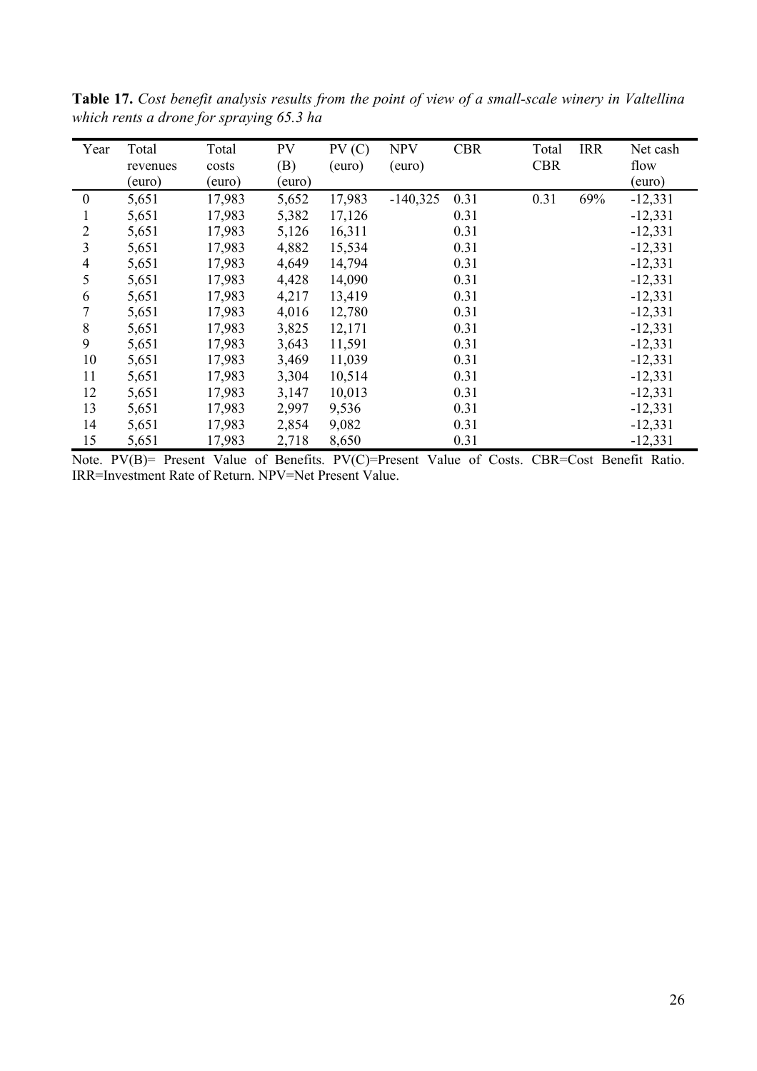**Table 17.** *Cost benefit analysis results from the point of view of a small-scale winery in Valtellina which rents a drone for spraying 65.3 ha*

| Year | Total revenues (euro) | Total costs (euro) | PV (B) (euro) | PV (C) (euro) | NPV (euro) | CBR | Total CBR | IRR | Net cash flow (euro) |
|---|---|---|---|---|---|---|---|---|---|
| 0 | 5,651 | 17,983 | 5,652 | 17,983 | -140,325 | 0.31 | 0.31 | 69% | -12,331 |
| 1 | 5,651 | 17,983 | 5,382 | 17,126 | | 0.31 | | | -12,331 |
| 2 | 5,651 | 17,983 | 5,126 | 16,311 | | 0.31 | | | -12,331 |
| 3 | 5,651 | 17,983 | 4,882 | 15,534 | | 0.31 | | | -12,331 |
| 4 | 5,651 | 17,983 | 4,649 | 14,794 | | 0.31 | | | -12,331 |
| 5 | 5,651 | 17,983 | 4,428 | 14,090 | | 0.31 | | | -12,331 |
| 6 | 5,651 | 17,983 | 4,217 | 13,419 | | 0.31 | | | -12,331 |
| 7 | 5,651 | 17,983 | 4,016 | 12,780 | | 0.31 | | | -12,331 |
| 8 | 5,651 | 17,983 | 3,825 | 12,171 | | 0.31 | | | -12,331 |
| 9 | 5,651 | 17,983 | 3,643 | 11,591 | | 0.31 | | | -12,331 |
| 10 | 5,651 | 17,983 | 3,469 | 11,039 | | 0.31 | | | -12,331 |
| 11 | 5,651 | 17,983 | 3,304 | 10,514 | | 0.31 | | | -12,331 |
| 12 | 5,651 | 17,983 | 3,147 | 10,013 | | 0.31 | | | -12,331 |
| 13 | 5,651 | 17,983 | 2,997 | 9,536 | | 0.31 | | | -12,331 |
| 14 | 5,651 | 17,983 | 2,854 | 9,082 | | 0.31 | | | -12,331 |
| 15 | 5,651 | 17,983 | 2,718 | 8,650 | | 0.31 | | | -12,331 |

Note. PV(B)= Present Value of Benefits. PV(C)=Present Value of Costs. CBR=Cost Benefit Ratio. IRR=Investment Rate of Return. NPV=Net Present Value.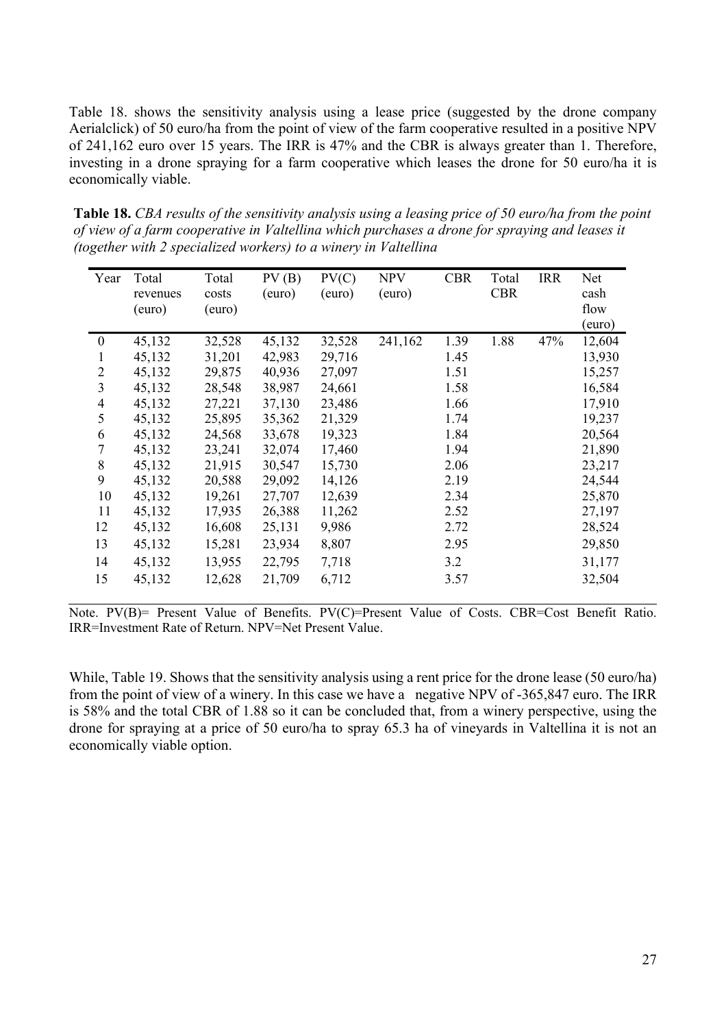Table 18. shows the sensitivity analysis using a lease price (suggested by the drone company Aerialclick) of 50 euro/ha from the point of view of the farm cooperative resulted in a positive NPV of 241,162 euro over 15 years. The IRR is 47% and the CBR is always greater than 1. Therefore, investing in a drone spraying for a farm cooperative which leases the drone for 50 euro/ha it is economically viable.

**Table 18.** *CBA results of the sensitivity analysis using a leasing price of 50 euro/ha from the point of view of a farm cooperative in Valtellina which purchases a drone for spraying and leases it (together with 2 specialized workers) to a winery in Valtellina*

| Year | Total revenues (euro) | Total costs (euro) | PV (B) (euro) | PV(C) (euro) | NPV (euro) | CBR | Total CBR | IRR | Net cash flow (euro) |
|---|---|---|---|---|---|---|---|---|---|
| 0 | 45,132 | 32,528 | 45,132 | 32,528 | 241,162 | 1.39 | 1.88 | 47% | 12,604 |
| 1 | 45,132 | 31,201 | 42,983 | 29,716 | | 1.45 | | | 13,930 |
| 2 | 45,132 | 29,875 | 40,936 | 27,097 | | 1.51 | | | 15,257 |
| 3 | 45,132 | 28,548 | 38,987 | 24,661 | | 1.58 | | | 16,584 |
| 4 | 45,132 | 27,221 | 37,130 | 23,486 | | 1.66 | | | 17,910 |
| 5 | 45,132 | 25,895 | 35,362 | 21,329 | | 1.74 | | | 19,237 |
| 6 | 45,132 | 24,568 | 33,678 | 19,323 | | 1.84 | | | 20,564 |
| 7 | 45,132 | 23,241 | 32,074 | 17,460 | | 1.94 | | | 21,890 |
| 8 | 45,132 | 21,915 | 30,547 | 15,730 | | 2.06 | | | 23,217 |
| 9 | 45,132 | 20,588 | 29,092 | 14,126 | | 2.19 | | | 24,544 |
| 10 | 45,132 | 19,261 | 27,707 | 12,639 | | 2.34 | | | 25,870 |
| 11 | 45,132 | 17,935 | 26,388 | 11,262 | | 2.52 | | | 27,197 |
| 12 | 45,132 | 16,608 | 25,131 | 9,986 | | 2.72 | | | 28,524 |
| 13 | 45,132 | 15,281 | 23,934 | 8,807 | | 2.95 | | | 29,850 |
| 14 | 45,132 | 13,955 | 22,795 | 7,718 | | 3.2 | | | 31,177 |
| 15 | 45,132 | 12,628 | 21,709 | 6,712 | | 3.57 | | | 32,504 |

Note. PV(B)= Present Value of Benefits. PV(C)=Present Value of Costs. CBR=Cost Benefit Ratio. IRR=Investment Rate of Return. NPV=Net Present Value.

While, Table 19. Shows that the sensitivity analysis using a rent price for the drone lease (50 euro/ha) from the point of view of a winery. In this case we have a negative NPV of -365,847 euro. The IRR is 58% and the total CBR of 1.88 so it can be concluded that, from a winery perspective, using the drone for spraying at a price of 50 euro/ha to spray 65.3 ha of vineyards in Valtellina it is not an economically viable option.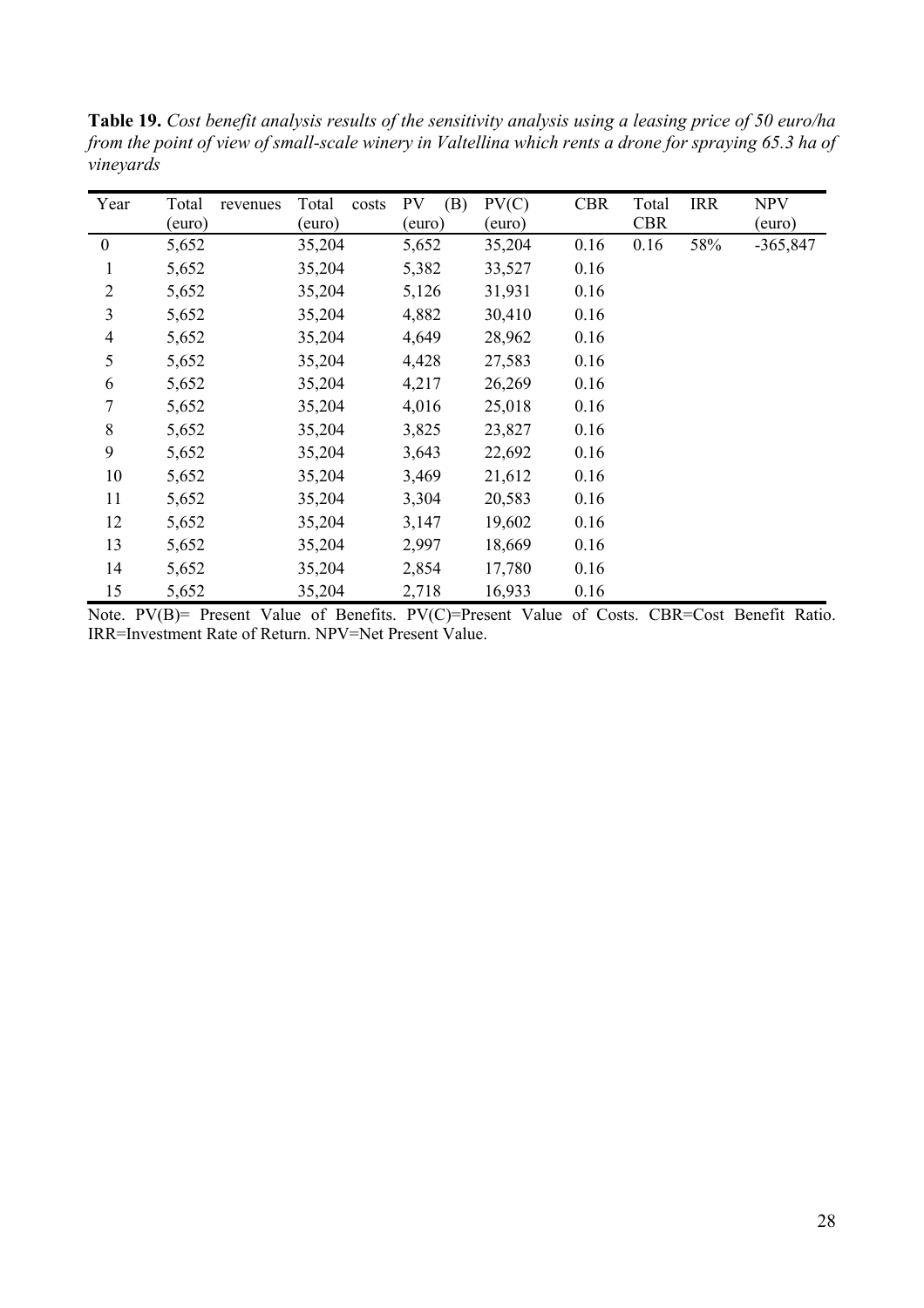**Table 19.** *Cost benefit analysis results of the sensitivity analysis using a leasing price of 50 euro/ha from the point of view of small-scale winery in Valtellina which rents a drone for spraying 65.3 ha of vineyards*

| Year | Total revenues (euro) | Total costs (euro) | PV (B) (euro) | PV(C) (euro) | CBR | Total CBR | IRR | NPV (euro) |
|---|---|---|---|---|---|---|---|---|
| 0 | 5,652 | 35,204 | 5,652 | 35,204 | 0.16 | 0.16 | 58% | -365,847 |
| 1 | 5,652 | 35,204 | 5,382 | 33,527 | 0.16 | | | |
| 2 | 5,652 | 35,204 | 5,126 | 31,931 | 0.16 | | | |
| 3 | 5,652 | 35,204 | 4,882 | 30,410 | 0.16 | | | |
| 4 | 5,652 | 35,204 | 4,649 | 28,962 | 0.16 | | | |
| 5 | 5,652 | 35,204 | 4,428 | 27,583 | 0.16 | | | |
| 6 | 5,652 | 35,204 | 4,217 | 26,269 | 0.16 | | | |
| 7 | 5,652 | 35,204 | 4,016 | 25,018 | 0.16 | | | |
| 8 | 5,652 | 35,204 | 3,825 | 23,827 | 0.16 | | | |
| 9 | 5,652 | 35,204 | 3,643 | 22,692 | 0.16 | | | |
| 10 | 5,652 | 35,204 | 3,469 | 21,612 | 0.16 | | | |
| 11 | 5,652 | 35,204 | 3,304 | 20,583 | 0.16 | | | |
| 12 | 5,652 | 35,204 | 3,147 | 19,602 | 0.16 | | | |
| 13 | 5,652 | 35,204 | 2,997 | 18,669 | 0.16 | | | |
| 14 | 5,652 | 35,204 | 2,854 | 17,780 | 0.16 | | | |
| 15 | 5,652 | 35,204 | 2,718 | 16,933 | 0.16 | | | |

Note. PV(B)= Present Value of Benefits. PV(C)=Present Value of Costs. CBR=Cost Benefit Ratio. IRR=Investment Rate of Return. NPV=Net Present Value.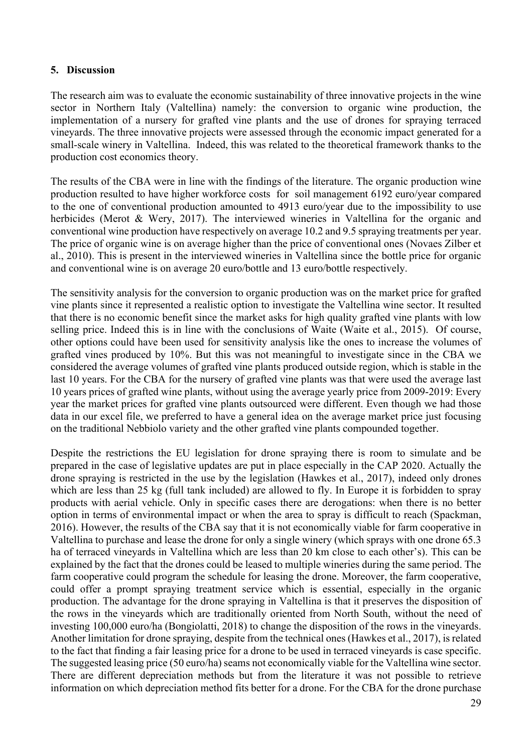## 5. Discussion

The research aim was to evaluate the economic sustainability of three innovative projects in the wine sector in Northern Italy (Valtellina) namely: the conversion to organic wine production, the implementation of a nursery for grafted vine plants and the use of drones for spraying terraced vineyards. The three innovative projects were assessed through the economic impact generated for a small-scale winery in Valtellina. Indeed, this was related to the theoretical framework thanks to the production cost economics theory.

The results of the CBA were in line with the findings of the literature. The organic production wine production resulted to have higher workforce costs for soil management 6192 euro/year compared to the one of conventional production amounted to 4913 euro/year due to the impossibility to use herbicides (Merot & Wery, 2017). The interviewed wineries in Valtellina for the organic and conventional wine production have respectively on average 10.2 and 9.5 spraying treatments per year. The price of organic wine is on average higher than the price of conventional ones (Novaes Zilber et al., 2010). This is present in the interviewed wineries in Valtellina since the bottle price for organic and conventional wine is on average 20 euro/bottle and 13 euro/bottle respectively.

The sensitivity analysis for the conversion to organic production was on the market price for grafted vine plants since it represented a realistic option to investigate the Valtellina wine sector. It resulted that there is no economic benefit since the market asks for high quality grafted vine plants with low selling price. Indeed this is in line with the conclusions of Waite (Waite et al., 2015). Of course, other options could have been used for sensitivity analysis like the ones to increase the volumes of grafted vines produced by 10%. But this was not meaningful to investigate since in the CBA we considered the average volumes of grafted vine plants produced outside region, which is stable in the last 10 years. For the CBA for the nursery of grafted vine plants was that were used the average last 10 years prices of grafted wine plants, without using the average yearly price from 2009-2019: Every year the market prices for grafted vine plants outsourced were different. Even though we had those data in our excel file, we preferred to have a general idea on the average market price just focusing on the traditional Nebbiolo variety and the other grafted vine plants compounded together.

Despite the restrictions the EU legislation for drone spraying there is room to simulate and be prepared in the case of legislative updates are put in place especially in the CAP 2020. Actually the drone spraying is restricted in the use by the legislation (Hawkes et al., 2017), indeed only drones which are less than 25 kg (full tank included) are allowed to fly. In Europe it is forbidden to spray products with aerial vehicle. Only in specific cases there are derogations: when there is no better option in terms of environmental impact or when the area to spray is difficult to reach (Spackman, 2016). However, the results of the CBA say that it is not economically viable for farm cooperative in Valtellina to purchase and lease the drone for only a single winery (which sprays with one drone 65.3 ha of terraced vineyards in Valtellina which are less than 20 km close to each other's). This can be explained by the fact that the drones could be leased to multiple wineries during the same period. The farm cooperative could program the schedule for leasing the drone. Moreover, the farm cooperative, could offer a prompt spraying treatment service which is essential, especially in the organic production. The advantage for the drone spraying in Valtellina is that it preserves the disposition of the rows in the vineyards which are traditionally oriented from North South, without the need of investing 100,000 euro/ha (Bongiolatti, 2018) to change the disposition of the rows in the vineyards. Another limitation for drone spraying, despite from the technical ones (Hawkes et al., 2017), is related to the fact that finding a fair leasing price for a drone to be used in terraced vineyards is case specific. The suggested leasing price (50 euro/ha) seams not economically viable for the Valtellina wine sector. There are different depreciation methods but from the literature it was not possible to retrieve information on which depreciation method fits better for a drone. For the CBA for the drone purchase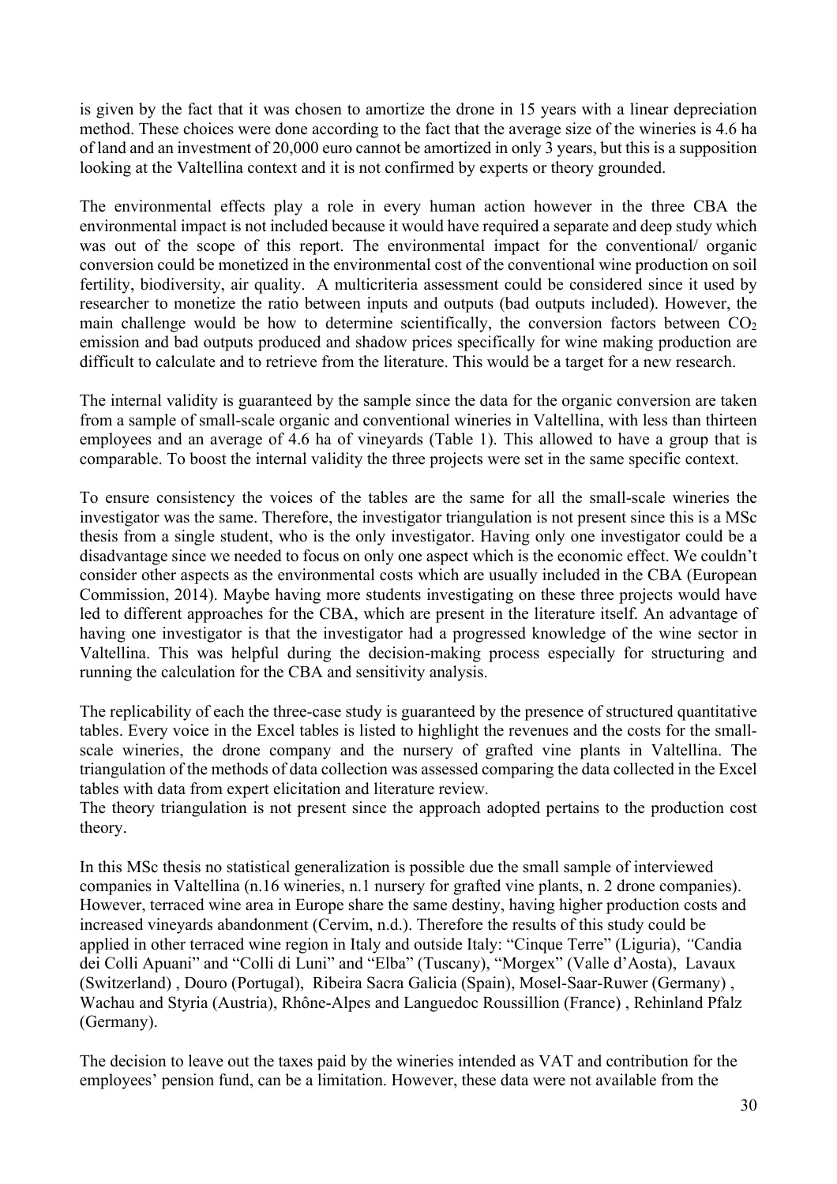is given by the fact that it was chosen to amortize the drone in 15 years with a linear depreciation method. These choices were done according to the fact that the average size of the wineries is 4.6 ha of land and an investment of 20,000 euro cannot be amortized in only 3 years, but this is a supposition looking at the Valtellina context and it is not confirmed by experts or theory grounded.

The environmental effects play a role in every human action however in the three CBA the environmental impact is not included because it would have required a separate and deep study which was out of the scope of this report. The environmental impact for the conventional/ organic conversion could be monetized in the environmental cost of the conventional wine production on soil fertility, biodiversity, air quality. A multicriteria assessment could be considered since it used by researcher to monetize the ratio between inputs and outputs (bad outputs included). However, the main challenge would be how to determine scientifically, the conversion factors between $CO_2$ emission and bad outputs produced and shadow prices specifically for wine making production are difficult to calculate and to retrieve from the literature. This would be a target for a new research.

The internal validity is guaranteed by the sample since the data for the organic conversion are taken from a sample of small-scale organic and conventional wineries in Valtellina, with less than thirteen employees and an average of 4.6 ha of vineyards (Table 1). This allowed to have a group that is comparable. To boost the internal validity the three projects were set in the same specific context.

To ensure consistency the voices of the tables are the same for all the small-scale wineries the investigator was the same. Therefore, the investigator triangulation is not present since this is a MSc thesis from a single student, who is the only investigator. Having only one investigator could be a disadvantage since we needed to focus on only one aspect which is the economic effect. We couldn't consider other aspects as the environmental costs which are usually included in the CBA (European Commission, 2014). Maybe having more students investigating on these three projects would have led to different approaches for the CBA, which are present in the literature itself. An advantage of having one investigator is that the investigator had a progressed knowledge of the wine sector in Valtellina. This was helpful during the decision-making process especially for structuring and running the calculation for the CBA and sensitivity analysis.

The replicability of each the three-case study is guaranteed by the presence of structured quantitative tables. Every voice in the Excel tables is listed to highlight the revenues and the costs for the small-scale wineries, the drone company and the nursery of grafted vine plants in Valtellina. The triangulation of the methods of data collection was assessed comparing the data collected in the Excel tables with data from expert elicitation and literature review.
The theory triangulation is not present since the approach adopted pertains to the production cost theory.

In this MSc thesis no statistical generalization is possible due the small sample of interviewed companies in Valtellina (n.16 wineries, n.1 nursery for grafted vine plants, n. 2 drone companies). However, terraced wine area in Europe share the same destiny, having higher production costs and increased vineyards abandonment (Cervim, n.d.). Therefore the results of this study could be applied in other terraced wine region in Italy and outside Italy: "Cinque Terre" (Liguria), "Candia dei Colli Apuani" and "Colli di Luni" and "Elba" (Tuscany), "Morgex" (Valle d'Aosta), Lavaux (Switzerland) , Douro (Portugal), Ribeira Sacra Galicia (Spain), Mosel-Saar-Ruwer (Germany) , Wachau and Styria (Austria), Rhône-Alpes and Languedoc Roussillion (France) , Rehinland Pfalz (Germany).

The decision to leave out the taxes paid by the wineries intended as VAT and contribution for the employees' pension fund, can be a limitation. However, these data were not available from the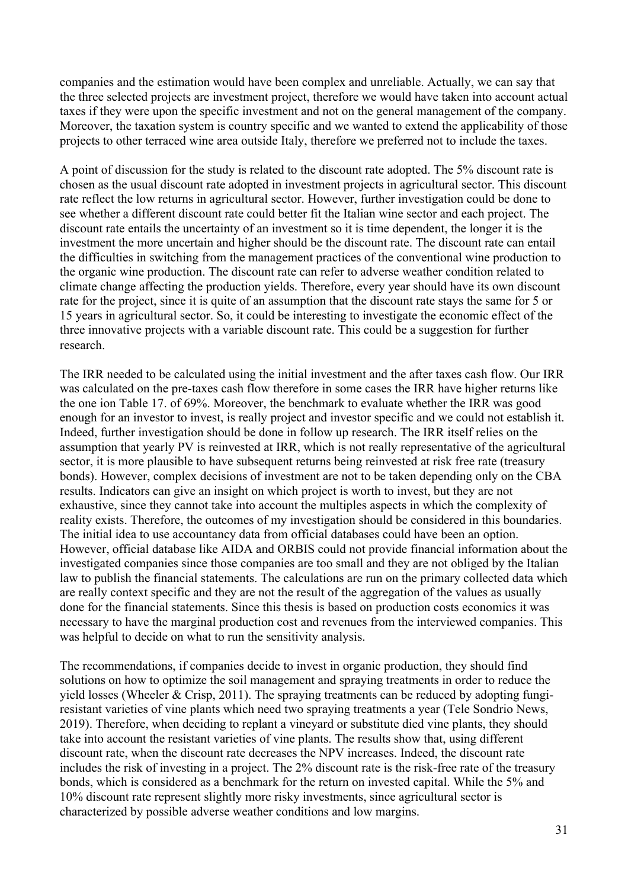companies and the estimation would have been complex and unreliable. Actually, we can say that the three selected projects are investment project, therefore we would have taken into account actual taxes if they were upon the specific investment and not on the general management of the company. Moreover, the taxation system is country specific and we wanted to extend the applicability of those projects to other terraced wine area outside Italy, therefore we preferred not to include the taxes.

A point of discussion for the study is related to the discount rate adopted. The 5% discount rate is chosen as the usual discount rate adopted in investment projects in agricultural sector. This discount rate reflect the low returns in agricultural sector. However, further investigation could be done to see whether a different discount rate could better fit the Italian wine sector and each project. The discount rate entails the uncertainty of an investment so it is time dependent, the longer it is the investment the more uncertain and higher should be the discount rate. The discount rate can entail the difficulties in switching from the management practices of the conventional wine production to the organic wine production. The discount rate can refer to adverse weather condition related to climate change affecting the production yields. Therefore, every year should have its own discount rate for the project, since it is quite of an assumption that the discount rate stays the same for 5 or 15 years in agricultural sector. So, it could be interesting to investigate the economic effect of the three innovative projects with a variable discount rate. This could be a suggestion for further research.

The IRR needed to be calculated using the initial investment and the after taxes cash flow. Our IRR was calculated on the pre-taxes cash flow therefore in some cases the IRR have higher returns like the one ion Table 17. of 69%. Moreover, the benchmark to evaluate whether the IRR was good enough for an investor to invest, is really project and investor specific and we could not establish it. Indeed, further investigation should be done in follow up research. The IRR itself relies on the assumption that yearly PV is reinvested at IRR, which is not really representative of the agricultural sector, it is more plausible to have subsequent returns being reinvested at risk free rate (treasury bonds). However, complex decisions of investment are not to be taken depending only on the CBA results. Indicators can give an insight on which project is worth to invest, but they are not exhaustive, since they cannot take into account the multiples aspects in which the complexity of reality exists. Therefore, the outcomes of my investigation should be considered in this boundaries. The initial idea to use accountancy data from official databases could have been an option. However, official database like AIDA and ORBIS could not provide financial information about the investigated companies since those companies are too small and they are not obliged by the Italian law to publish the financial statements. The calculations are run on the primary collected data which are really context specific and they are not the result of the aggregation of the values as usually done for the financial statements. Since this thesis is based on production costs economics it was necessary to have the marginal production cost and revenues from the interviewed companies. This was helpful to decide on what to run the sensitivity analysis.

The recommendations, if companies decide to invest in organic production, they should find solutions on how to optimize the soil management and spraying treatments in order to reduce the yield losses (Wheeler & Crisp, 2011). The spraying treatments can be reduced by adopting fungi-resistant varieties of vine plants which need two spraying treatments a year (Tele Sondrio News, 2019). Therefore, when deciding to replant a vineyard or substitute died vine plants, they should take into account the resistant varieties of vine plants. The results show that, using different discount rate, when the discount rate decreases the NPV increases. Indeed, the discount rate includes the risk of investing in a project. The 2% discount rate is the risk-free rate of the treasury bonds, which is considered as a benchmark for the return on invested capital. While the 5% and 10% discount rate represent slightly more risky investments, since agricultural sector is characterized by possible adverse weather conditions and low margins.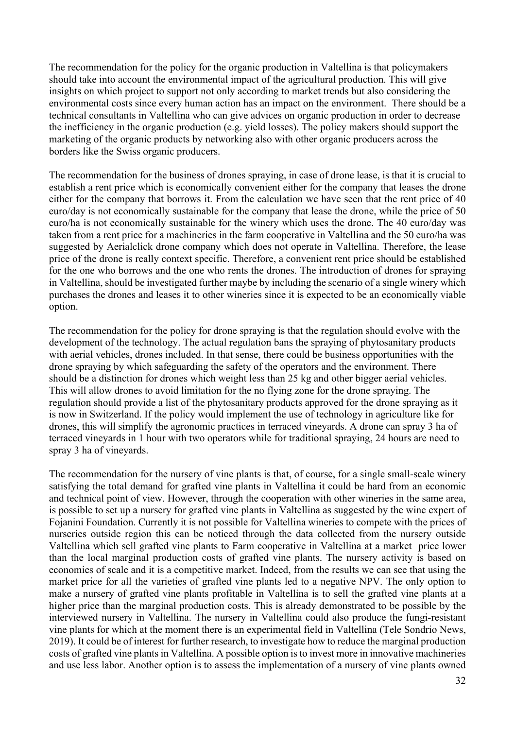The recommendation for the policy for the organic production in Valtellina is that policymakers should take into account the environmental impact of the agricultural production. This will give insights on which project to support not only according to market trends but also considering the environmental costs since every human action has an impact on the environment. There should be a technical consultants in Valtellina who can give advices on organic production in order to decrease the inefficiency in the organic production (e.g. yield losses). The policy makers should support the marketing of the organic products by networking also with other organic producers across the borders like the Swiss organic producers.

The recommendation for the business of drones spraying, in case of drone lease, is that it is crucial to establish a rent price which is economically convenient either for the company that leases the drone either for the company that borrows it. From the calculation we have seen that the rent price of 40 euro/day is not economically sustainable for the company that lease the drone, while the price of 50 euro/ha is not economically sustainable for the winery which uses the drone. The 40 euro/day was taken from a rent price for a machineries in the farm cooperative in Valtellina and the 50 euro/ha was suggested by Aerialclick drone company which does not operate in Valtellina. Therefore, the lease price of the drone is really context specific. Therefore, a convenient rent price should be established for the one who borrows and the one who rents the drones. The introduction of drones for spraying in Valtellina, should be investigated further maybe by including the scenario of a single winery which purchases the drones and leases it to other wineries since it is expected to be an economically viable option.

The recommendation for the policy for drone spraying is that the regulation should evolve with the development of the technology. The actual regulation bans the spraying of phytosanitary products with aerial vehicles, drones included. In that sense, there could be business opportunities with the drone spraying by which safeguarding the safety of the operators and the environment. There should be a distinction for drones which weight less than 25 kg and other bigger aerial vehicles. This will allow drones to avoid limitation for the no flying zone for the drone spraying. The regulation should provide a list of the phytosanitary products approved for the drone spraying as it is now in Switzerland. If the policy would implement the use of technology in agriculture like for drones, this will simplify the agronomic practices in terraced vineyards. A drone can spray 3 ha of terraced vineyards in 1 hour with two operators while for traditional spraying, 24 hours are need to spray 3 ha of vineyards.

The recommendation for the nursery of vine plants is that, of course, for a single small-scale winery satisfying the total demand for grafted vine plants in Valtellina it could be hard from an economic and technical point of view. However, through the cooperation with other wineries in the same area, is possible to set up a nursery for grafted vine plants in Valtellina as suggested by the wine expert of Fojanini Foundation. Currently it is not possible for Valtellina wineries to compete with the prices of nurseries outside region this can be noticed through the data collected from the nursery outside Valtellina which sell grafted vine plants to Farm cooperative in Valtellina at a market price lower than the local marginal production costs of grafted vine plants. The nursery activity is based on economies of scale and it is a competitive market. Indeed, from the results we can see that using the market price for all the varieties of grafted vine plants led to a negative NPV. The only option to make a nursery of grafted vine plants profitable in Valtellina is to sell the grafted vine plants at a higher price than the marginal production costs. This is already demonstrated to be possible by the interviewed nursery in Valtellina. The nursery in Valtellina could also produce the fungi-resistant vine plants for which at the moment there is an experimental field in Valtellina (Tele Sondrio News, 2019). It could be of interest for further research, to investigate how to reduce the marginal production costs of grafted vine plants in Valtellina. A possible option is to invest more in innovative machineries and use less labor. Another option is to assess the implementation of a nursery of vine plants owned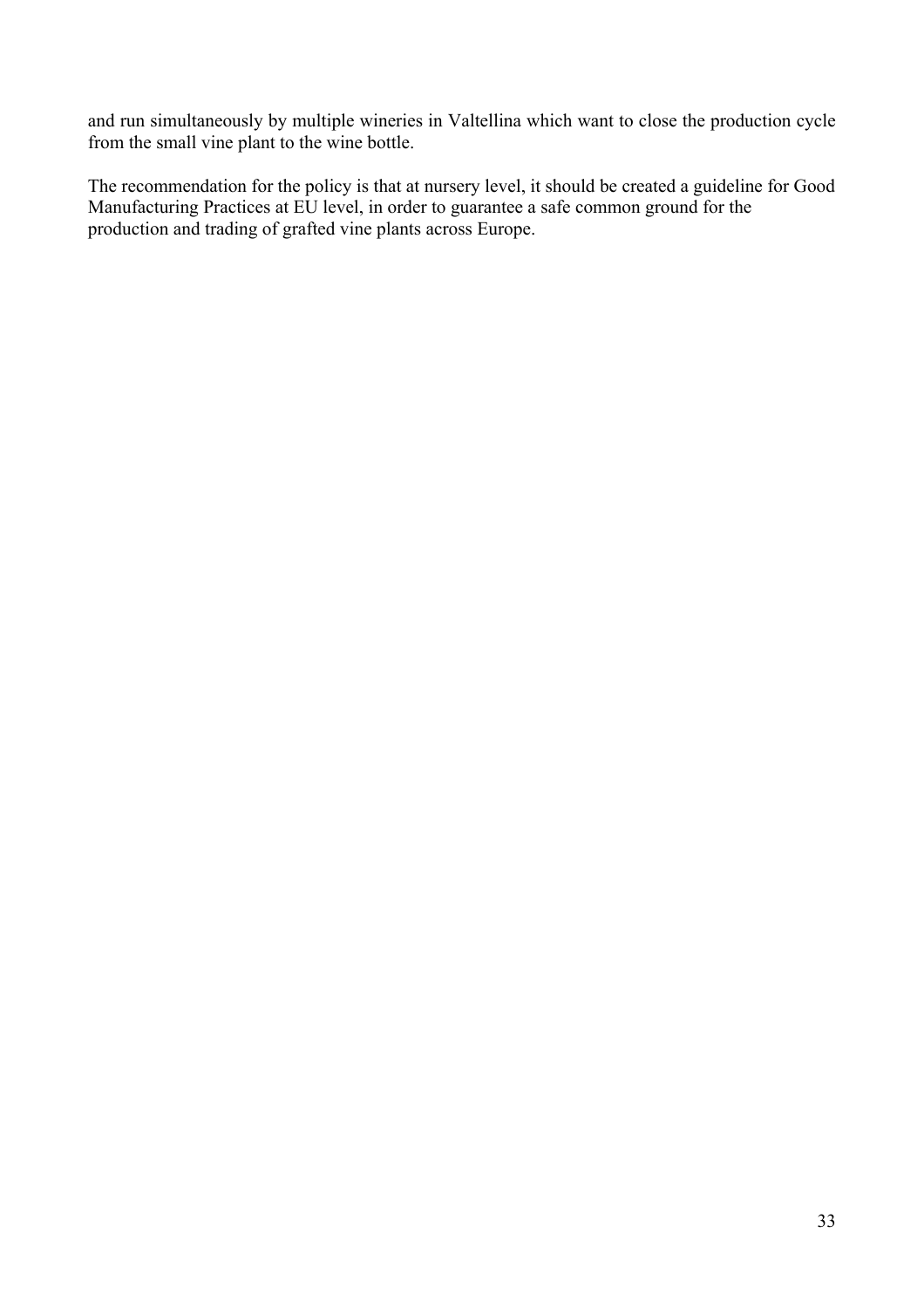and run simultaneously by multiple wineries in Valtellina which want to close the production cycle from the small vine plant to the wine bottle.

The recommendation for the policy is that at nursery level, it should be created a guideline for Good Manufacturing Practices at EU level, in order to guarantee a safe common ground for the production and trading of grafted vine plants across Europe.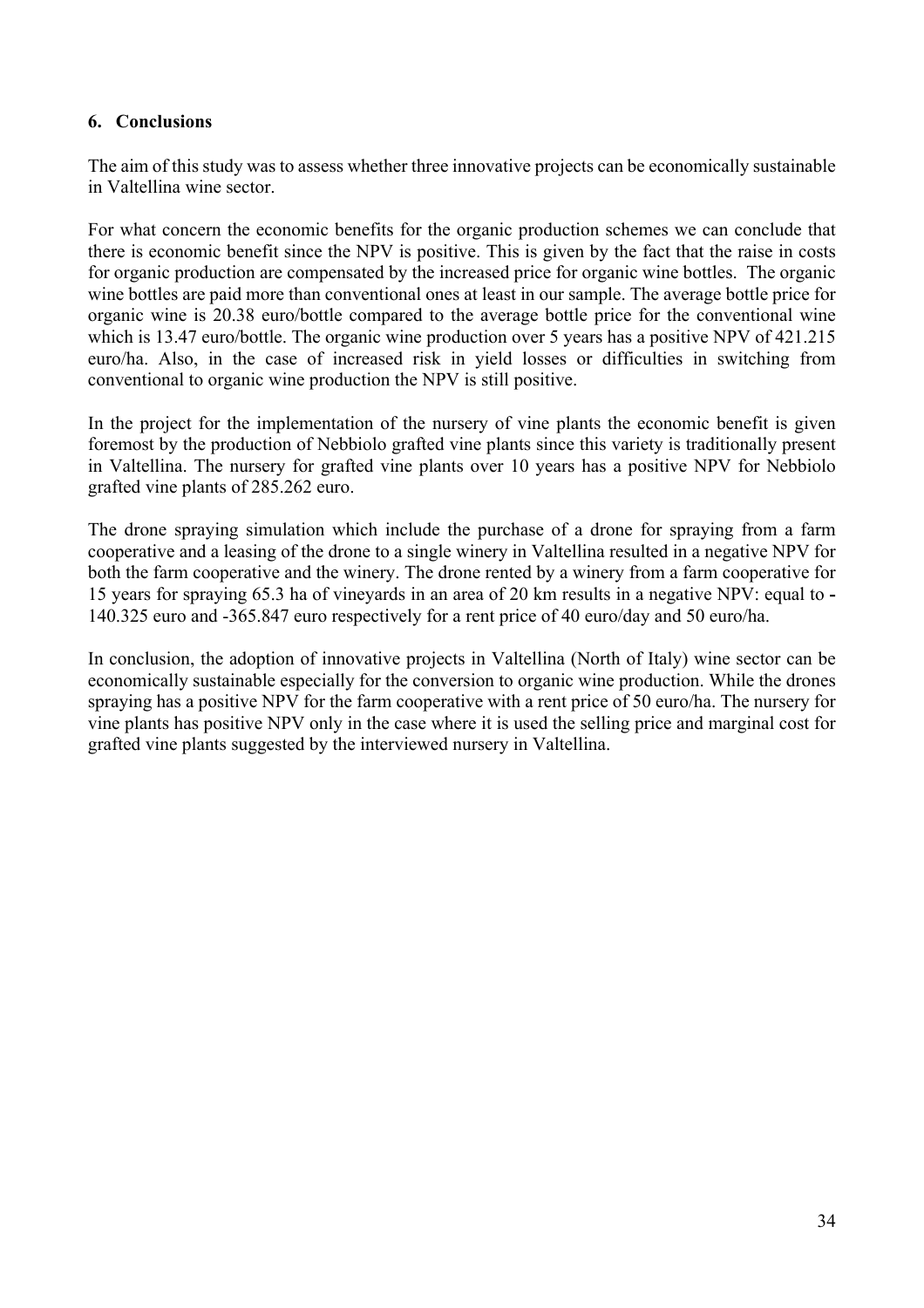## 6. Conclusions

The aim of this study was to assess whether three innovative projects can be economically sustainable in Valtellina wine sector.

For what concern the economic benefits for the organic production schemes we can conclude that there is economic benefit since the NPV is positive. This is given by the fact that the raise in costs for organic production are compensated by the increased price for organic wine bottles. The organic wine bottles are paid more than conventional ones at least in our sample. The average bottle price for organic wine is 20.38 euro/bottle compared to the average bottle price for the conventional wine which is 13.47 euro/bottle. The organic wine production over 5 years has a positive NPV of 421.215 euro/ha. Also, in the case of increased risk in yield losses or difficulties in switching from conventional to organic wine production the NPV is still positive.

In the project for the implementation of the nursery of vine plants the economic benefit is given foremost by the production of Nebbiolo grafted vine plants since this variety is traditionally present in Valtellina. The nursery for grafted vine plants over 10 years has a positive NPV for Nebbiolo grafted vine plants of 285.262 euro.

The drone spraying simulation which include the purchase of a drone for spraying from a farm cooperative and a leasing of the drone to a single winery in Valtellina resulted in a negative NPV for both the farm cooperative and the winery. The drone rented by a winery from a farm cooperative for 15 years for spraying 65.3 ha of vineyards in an area of 20 km results in a negative NPV: equal to -140.325 euro and -365.847 euro respectively for a rent price of 40 euro/day and 50 euro/ha.

In conclusion, the adoption of innovative projects in Valtellina (North of Italy) wine sector can be economically sustainable especially for the conversion to organic wine production. While the drones spraying has a positive NPV for the farm cooperative with a rent price of 50 euro/ha. The nursery for vine plants has positive NPV only in the case where it is used the selling price and marginal cost for grafted vine plants suggested by the interviewed nursery in Valtellina.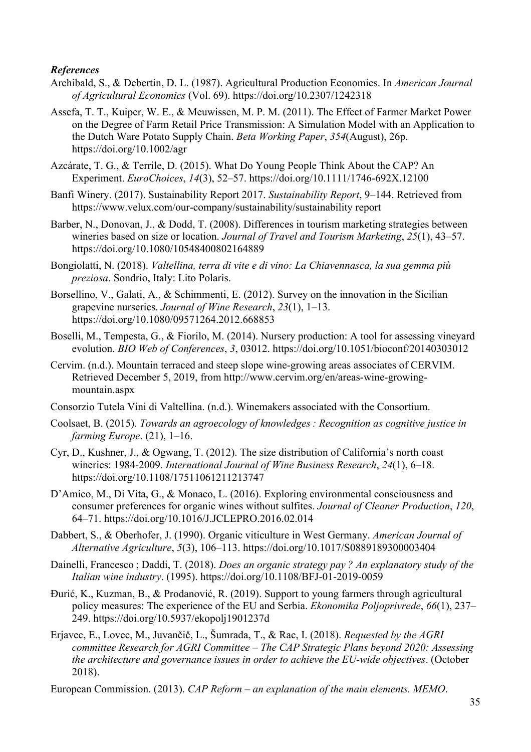***References***

Archibald, S., & Debertin, D. L. (1987). Agricultural Production Economics. In *American Journal of Agricultural Economics* (Vol. 69). https://doi.org/10.2307/1242318

Assefa, T. T., Kuiper, W. E., & Meuwissen, M. P. M. (2011). The Effect of Farmer Market Power on the Degree of Farm Retail Price Transmission: A Simulation Model with an Application to the Dutch Ware Potato Supply Chain. *Beta Working Paper*, *354*(August), 26p. https://doi.org/10.1002/agr

Azcárate, T. G., & Terrile, D. (2015). What Do Young People Think About the CAP? An Experiment. *EuroChoices*, *14*(3), 52–57. https://doi.org/10.1111/1746-692X.12100

Banfi Winery. (2017). Sustainability Report 2017. *Sustainability Report*, 9–144. Retrieved from https://www.velux.com/our-company/sustainability/sustainability report

Barber, N., Donovan, J., & Dodd, T. (2008). Differences in tourism marketing strategies between wineries based on size or location. *Journal of Travel and Tourism Marketing*, *25*(1), 43–57. https://doi.org/10.1080/10548400802164889

Bongiolatti, N. (2018). *Valtellina, terra di vite e di vino: La Chiavennasca, la sua gemma più preziosa*. Sondrio, Italy: Lito Polaris.

Borsellino, V., Galati, A., & Schimmenti, E. (2012). Survey on the innovation in the Sicilian grapevine nurseries. *Journal of Wine Research*, *23*(1), 1–13. https://doi.org/10.1080/09571264.2012.668853

Boselli, M., Tempesta, G., & Fiorilo, M. (2014). Nursery production: A tool for assessing vineyard evolution. *BIO Web of Conferences*, *3*, 03012. https://doi.org/10.1051/bioconf/20140303012

Cervim. (n.d.). Mountain terraced and steep slope wine-growing areas associates of CERVIM. Retrieved December 5, 2019, from http://www.cervim.org/en/areas-wine-growing-mountain.aspx

Consorzio Tutela Vini di Valtellina. (n.d.). Winemakers associated with the Consortium.

Coolsaet, B. (2015). *Towards an agroecology of knowledges : Recognition as cognitive justice in farming Europe*. (21), 1–16.

Cyr, D., Kushner, J., & Ogwang, T. (2012). The size distribution of California's north coast wineries: 1984-2009. *International Journal of Wine Business Research*, *24*(1), 6–18. https://doi.org/10.1108/17511061211213747

D'Amico, M., Di Vita, G., & Monaco, L. (2016). Exploring environmental consciousness and consumer preferences for organic wines without sulfites. *Journal of Cleaner Production*, *120*, 64–71. https://doi.org/10.1016/J.JCLEPRO.2016.02.014

Dabbert, S., & Oberhofer, J. (1990). Organic viticulture in West Germany. *American Journal of Alternative Agriculture*, *5*(3), 106–113. https://doi.org/10.1017/S0889189300003404

Dainelli, Francesco ; Daddi, T. (2018). *Does an organic strategy pay ? An explanatory study of the Italian wine industry*. (1995). https://doi.org/10.1108/BFJ-01-2019-0059

Đurić, K., Kuzman, B., & Prodanović, R. (2019). Support to young farmers through agricultural policy measures: The experience of the EU and Serbia. *Ekonomika Poljoprivrede*, *66*(1), 237–249. https://doi.org/10.5937/ekopolj1901237d

Erjavec, E., Lovec, M., Juvančič, L., Šumrada, T., & Rac, I. (2018). *Requested by the AGRI committee Research for AGRI Committee – The CAP Strategic Plans beyond 2020: Assessing the architecture and governance issues in order to achieve the EU-wide objectives*. (October 2018).

European Commission. (2013). *CAP Reform – an explanation of the main elements. MEMO*.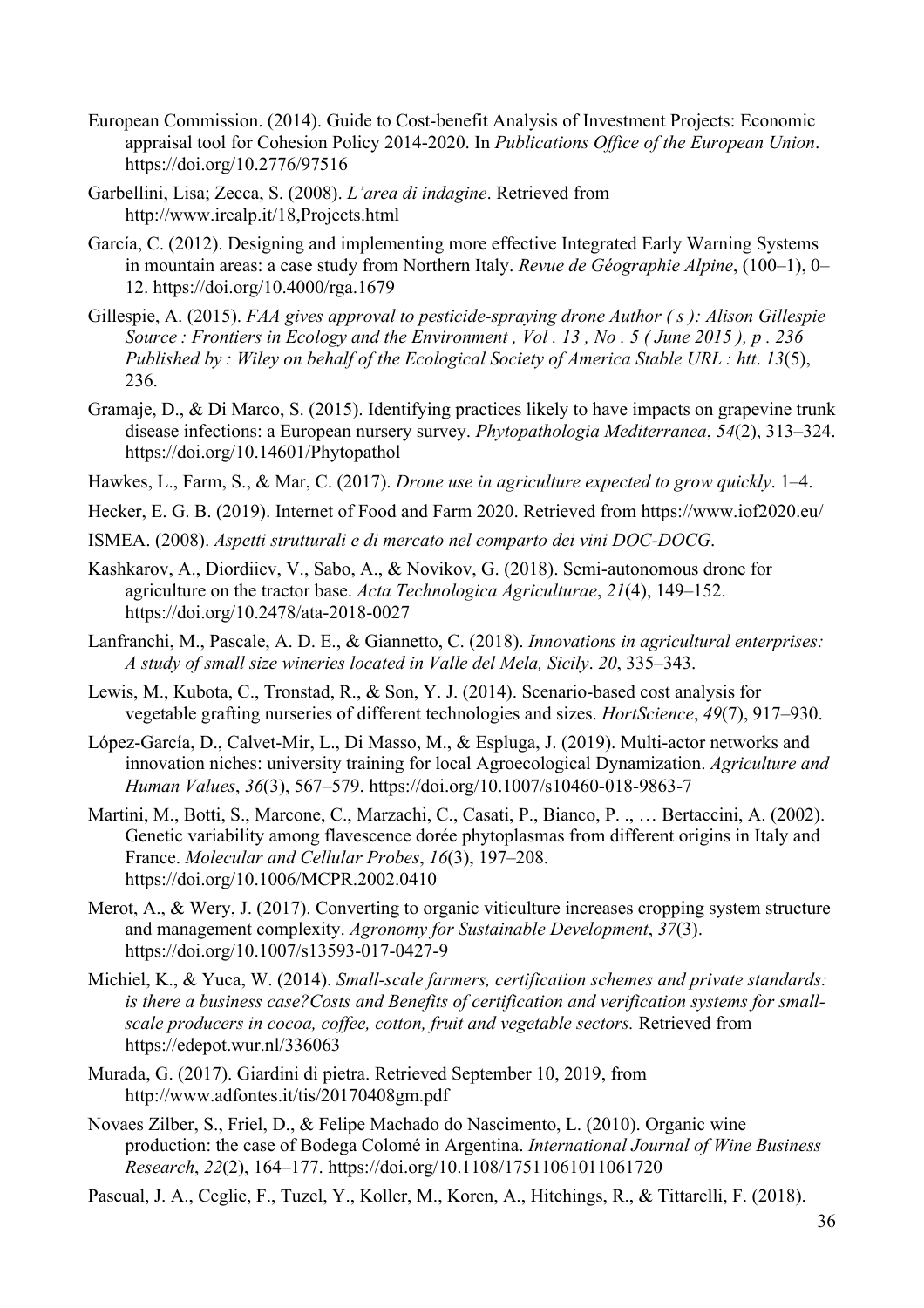European Commission. (2014). Guide to Cost-benefit Analysis of Investment Projects: Economic appraisal tool for Cohesion Policy 2014-2020. In *Publications Office of the European Union*. https://doi.org/10.2776/97516

Garbellini, Lisa; Zecca, S. (2008). *L'area di indagine*. Retrieved from http://www.irealp.it/18,Projects.html

García, C. (2012). Designing and implementing more effective Integrated Early Warning Systems in mountain areas: a case study from Northern Italy. *Revue de Géographie Alpine*, (100–1), 0–12. https://doi.org/10.4000/rga.1679

Gillespie, A. (2015). *FAA gives approval to pesticide-spraying drone Author ( s ): Alison Gillespie Source : Frontiers in Ecology and the Environment , Vol . 13 , No . 5 ( June 2015 ), p . 236 Published by : Wiley on behalf of the Ecological Society of America Stable URL : htt*. *13*(5), 236.

Gramaje, D., & Di Marco, S. (2015). Identifying practices likely to have impacts on grapevine trunk disease infections: a European nursery survey. *Phytopathologia Mediterranea*, *54*(2), 313–324. https://doi.org/10.14601/Phytopathol

Hawkes, L., Farm, S., & Mar, C. (2017). *Drone use in agriculture expected to grow quickly*. 1–4.

Hecker, E. G. B. (2019). Internet of Food and Farm 2020. Retrieved from https://www.iof2020.eu/

ISMEA. (2008). *Aspetti strutturali e di mercato nel comparto dei vini DOC-DOCG*.

Kashkarov, A., Diordiiev, V., Sabo, A., & Novikov, G. (2018). Semi-autonomous drone for agriculture on the tractor base. *Acta Technologica Agriculturae*, *21*(4), 149–152. https://doi.org/10.2478/ata-2018-0027

Lanfranchi, M., Pascale, A. D. E., & Giannetto, C. (2018). *Innovations in agricultural enterprises: A study of small size wineries located in Valle del Mela, Sicily*. *20*, 335–343.

Lewis, M., Kubota, C., Tronstad, R., & Son, Y. J. (2014). Scenario-based cost analysis for vegetable grafting nurseries of different technologies and sizes. *HortScience*, *49*(7), 917–930.

López-García, D., Calvet-Mir, L., Di Masso, M., & Espluga, J. (2019). Multi-actor networks and innovation niches: university training for local Agroecological Dynamization. *Agriculture and Human Values*, *36*(3), 567–579. https://doi.org/10.1007/s10460-018-9863-7

Martini, M., Botti, S., Marcone, C., Marzachì, C., Casati, P., Bianco, P. ., … Bertaccini, A. (2002). Genetic variability among flavescence dorée phytoplasmas from different origins in Italy and France. *Molecular and Cellular Probes*, *16*(3), 197–208. https://doi.org/10.1006/MCPR.2002.0410

Merot, A., & Wery, J. (2017). Converting to organic viticulture increases cropping system structure and management complexity. *Agronomy for Sustainable Development*, *37*(3). https://doi.org/10.1007/s13593-017-0427-9

Michiel, K., & Yuca, W. (2014). *Small-scale farmers, certification schemes and private standards: is there a business case?Costs and Benefits of certification and verification systems for small-scale producers in cocoa, coffee, cotton, fruit and vegetable sectors.* Retrieved from https://edepot.wur.nl/336063

Murada, G. (2017). Giardini di pietra. Retrieved September 10, 2019, from http://www.adfontes.it/tis/20170408gm.pdf

Novaes Zilber, S., Friel, D., & Felipe Machado do Nascimento, L. (2010). Organic wine production: the case of Bodega Colomé in Argentina. *International Journal of Wine Business Research*, *22*(2), 164–177. https://doi.org/10.1108/17511061011061720

Pascual, J. A., Ceglie, F., Tuzel, Y., Koller, M., Koren, A., Hitchings, R., & Tittarelli, F. (2018).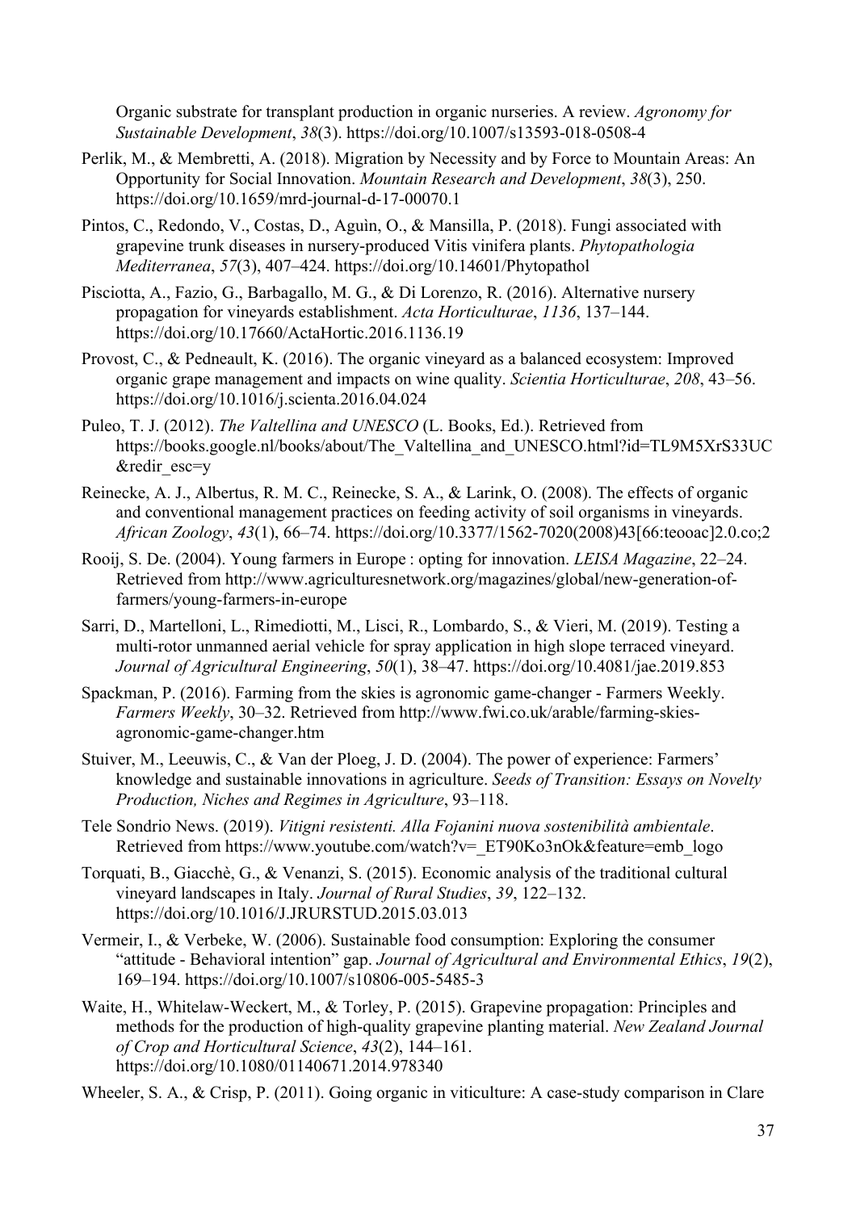Organic substrate for transplant production in organic nurseries. A review. *Agronomy for Sustainable Development*, *38*(3). https://doi.org/10.1007/s13593-018-0508-4

Perlik, M., & Membretti, A. (2018). Migration by Necessity and by Force to Mountain Areas: An Opportunity for Social Innovation. *Mountain Research and Development*, *38*(3), 250. https://doi.org/10.1659/mrd-journal-d-17-00070.1

Pintos, C., Redondo, V., Costas, D., Aguìn, O., & Mansilla, P. (2018). Fungi associated with grapevine trunk diseases in nursery-produced Vitis vinifera plants. *Phytopathologia Mediterranea*, *57*(3), 407–424. https://doi.org/10.14601/Phytopathol

Pisciotta, A., Fazio, G., Barbagallo, M. G., & Di Lorenzo, R. (2016). Alternative nursery propagation for vineyards establishment. *Acta Horticulturae*, *1136*, 137–144. https://doi.org/10.17660/ActaHortic.2016.1136.19

Provost, C., & Pedneault, K. (2016). The organic vineyard as a balanced ecosystem: Improved organic grape management and impacts on wine quality. *Scientia Horticulturae*, *208*, 43–56. https://doi.org/10.1016/j.scienta.2016.04.024

Puleo, T. J. (2012). *The Valtellina and UNESCO* (L. Books, Ed.). Retrieved from https://books.google.nl/books/about/The_Valtellina_and_UNESCO.html?id=TL9M5XrS33UC&redir_esc=y

Reinecke, A. J., Albertus, R. M. C., Reinecke, S. A., & Larink, O. (2008). The effects of organic and conventional management practices on feeding activity of soil organisms in vineyards. *African Zoology*, *43*(1), 66–74. https://doi.org/10.3377/1562-7020(2008)43[66:teooac]2.0.co;2

Rooij, S. De. (2004). Young farmers in Europe : opting for innovation. *LEISA Magazine*, 22–24. Retrieved from http://www.agriculturesnetwork.org/magazines/global/new-generation-of-farmers/young-farmers-in-europe

Sarri, D., Martelloni, L., Rimediotti, M., Lisci, R., Lombardo, S., & Vieri, M. (2019). Testing a multi-rotor unmanned aerial vehicle for spray application in high slope terraced vineyard. *Journal of Agricultural Engineering*, *50*(1), 38–47. https://doi.org/10.4081/jae.2019.853

Spackman, P. (2016). Farming from the skies is agronomic game-changer - Farmers Weekly. *Farmers Weekly*, 30–32. Retrieved from http://www.fwi.co.uk/arable/farming-skies-agronomic-game-changer.htm

Stuiver, M., Leeuwis, C., & Van der Ploeg, J. D. (2004). The power of experience: Farmers' knowledge and sustainable innovations in agriculture. *Seeds of Transition: Essays on Novelty Production, Niches and Regimes in Agriculture*, 93–118.

Tele Sondrio News. (2019). *Vitigni resistenti. Alla Fojanini nuova sostenibilità ambientale*. Retrieved from https://www.youtube.com/watch?v=_ET90Ko3nOk&feature=emb_logo

Torquati, B., Giacchè, G., & Venanzi, S. (2015). Economic analysis of the traditional cultural vineyard landscapes in Italy. *Journal of Rural Studies*, *39*, 122–132. https://doi.org/10.1016/J.JRURSTUD.2015.03.013

Vermeir, I., & Verbeke, W. (2006). Sustainable food consumption: Exploring the consumer "attitude - Behavioral intention" gap. *Journal of Agricultural and Environmental Ethics*, *19*(2), 169–194. https://doi.org/10.1007/s10806-005-5485-3

Waite, H., Whitelaw-Weckert, M., & Torley, P. (2015). Grapevine propagation: Principles and methods for the production of high-quality grapevine planting material. *New Zealand Journal of Crop and Horticultural Science*, *43*(2), 144–161. https://doi.org/10.1080/01140671.2014.978340

Wheeler, S. A., & Crisp, P. (2011). Going organic in viticulture: A case-study comparison in Clare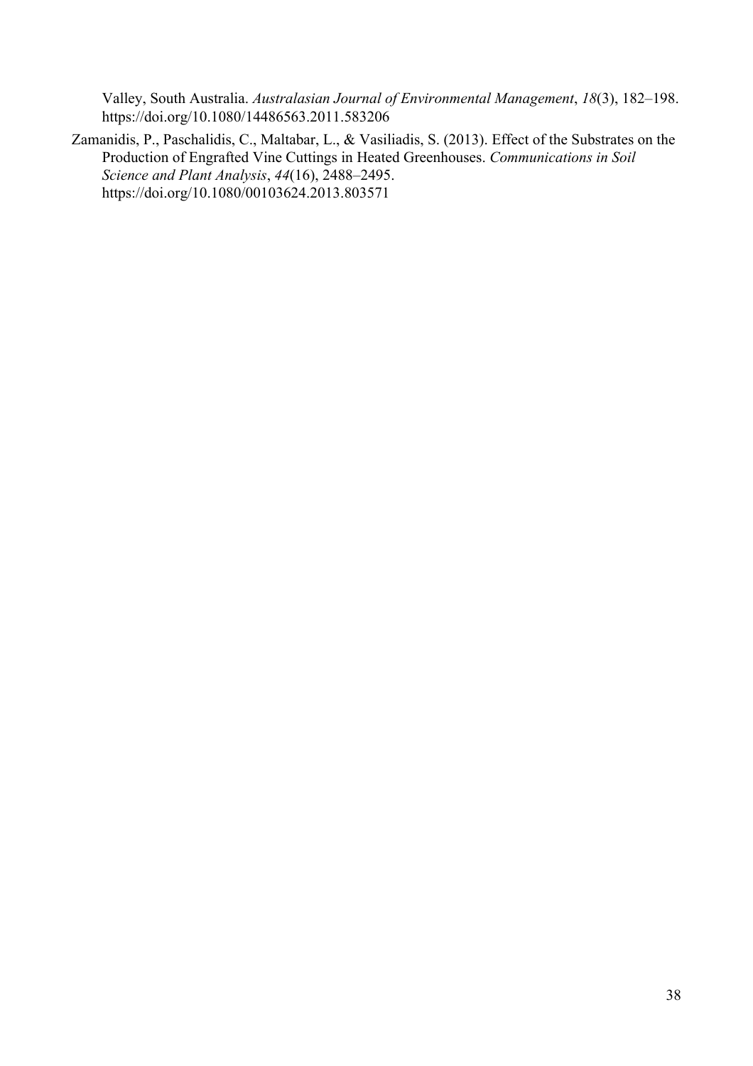Valley, South Australia. *Australasian Journal of Environmental Management*, *18*(3), 182–198. https://doi.org/10.1080/14486563.2011.583206

Zamanidis, P., Paschalidis, C., Maltabar, L., & Vasiliadis, S. (2013). Effect of the Substrates on the Production of Engrafted Vine Cuttings in Heated Greenhouses. *Communications in Soil Science and Plant Analysis*, *44*(16), 2488–2495. https://doi.org/10.1080/00103624.2013.803571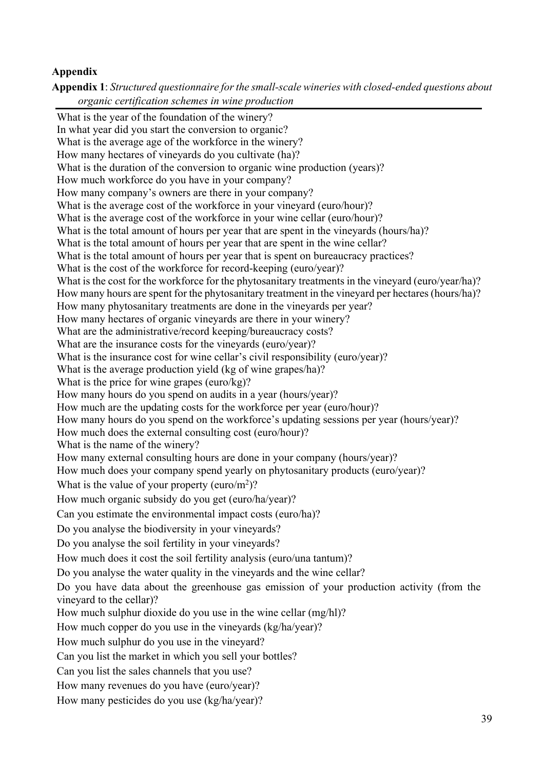## Appendix

**Appendix 1**: *Structured questionnaire for the small-scale wineries with closed-ended questions about organic certification schemes in wine production*

What is the year of the foundation of the winery?
In what year did you start the conversion to organic?
What is the average age of the workforce in the winery?
How many hectares of vineyards do you cultivate (ha)?
What is the duration of the conversion to organic wine production (years)?
How much workforce do you have in your company?
How many company's owners are there in your company?
What is the average cost of the workforce in your vineyard (euro/hour)?
What is the average cost of the workforce in your wine cellar (euro/hour)?
What is the total amount of hours per year that are spent in the vineyards (hours/ha)?
What is the total amount of hours per year that are spent in the wine cellar?
What is the total amount of hours per year that is spent on bureaucracy practices?
What is the cost of the workforce for record-keeping (euro/year)?
What is the cost for the workforce for the phytosanitary treatments in the vineyard (euro/year/ha)?
How many hours are spent for the phytosanitary treatment in the vineyard per hectares (hours/ha)?
How many phytosanitary treatments are done in the vineyards per year?
How many hectares of organic vineyards are there in your winery?
What are the administrative/record keeping/bureaucracy costs?
What are the insurance costs for the vineyards (euro/year)?
What is the insurance cost for wine cellar's civil responsibility (euro/year)?
What is the average production yield (kg of wine grapes/ha)?
What is the price for wine grapes (euro/kg)?
How many hours do you spend on audits in a year (hours/year)?
How much are the updating costs for the workforce per year (euro/hour)?
How many hours do you spend on the workforce's updating sessions per year (hours/year)?
How much does the external consulting cost (euro/hour)?
What is the name of the winery?
How many external consulting hours are done in your company (hours/year)?
How much does your company spend yearly on phytosanitary products (euro/year)?
What is the value of your property (euro/m$^2$)?
How much organic subsidy do you get (euro/ha/year)?
Can you estimate the environmental impact costs (euro/ha)?
Do you analyse the biodiversity in your vineyards?
Do you analyse the soil fertility in your vineyards?
How much does it cost the soil fertility analysis (euro/una tantum)?
Do you analyse the water quality in the vineyards and the wine cellar?
Do you have data about the greenhouse gas emission of your production activity (from the vineyard to the cellar)?
How much sulphur dioxide do you use in the wine cellar (mg/hl)?
How much copper do you use in the vineyards (kg/ha/year)?
How much sulphur do you use in the vineyard?
Can you list the market in which you sell your bottles?
Can you list the sales channels that you use?
How many revenues do you have (euro/year)?
How many pesticides do you use (kg/ha/year)?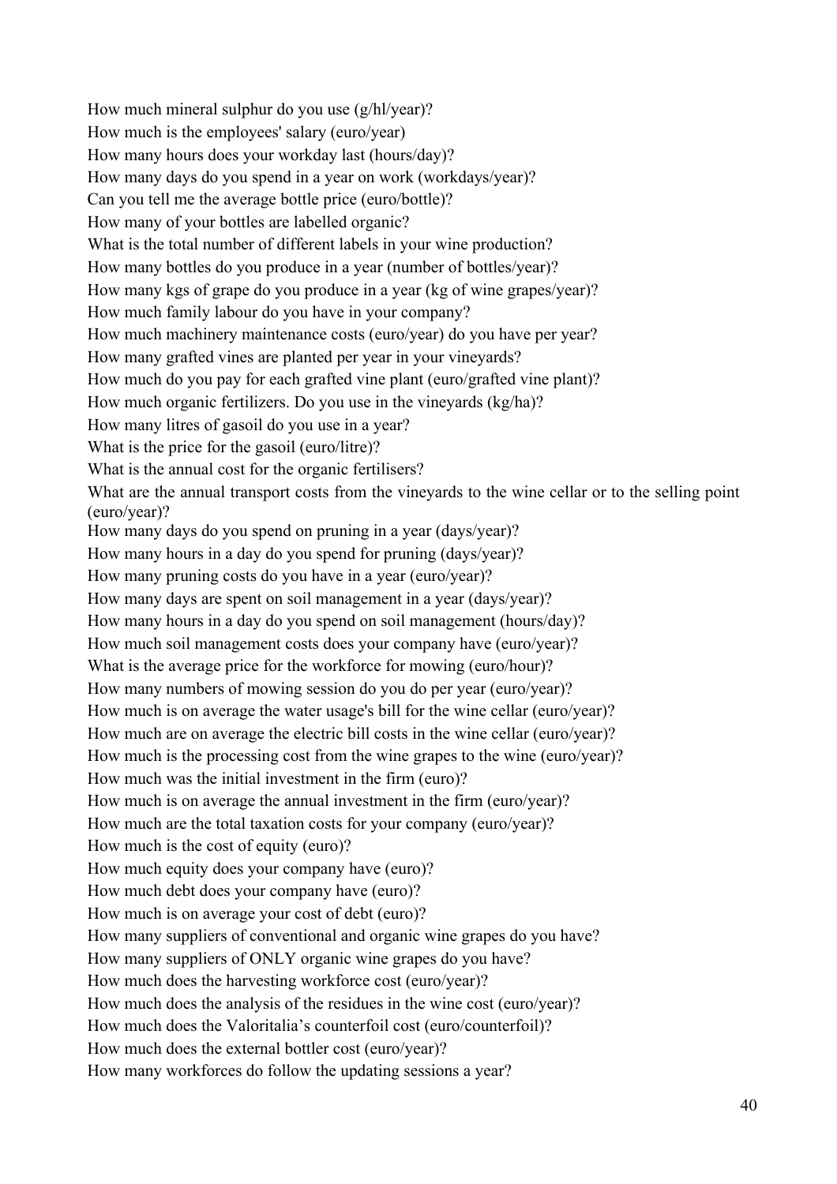How much mineral sulphur do you use (g/hl/year)?

How much is the employees' salary (euro/year)

How many hours does your workday last (hours/day)?

How many days do you spend in a year on work (workdays/year)?

Can you tell me the average bottle price (euro/bottle)?

How many of your bottles are labelled organic?

What is the total number of different labels in your wine production?

How many bottles do you produce in a year (number of bottles/year)?

How many kgs of grape do you produce in a year (kg of wine grapes/year)?

How much family labour do you have in your company?

How much machinery maintenance costs (euro/year) do you have per year?

How many grafted vines are planted per year in your vineyards?

How much do you pay for each grafted vine plant (euro/grafted vine plant)?

How much organic fertilizers. Do you use in the vineyards (kg/ha)?

How many litres of gasoil do you use in a year?

What is the price for the gasoil (euro/litre)?

What is the annual cost for the organic fertilisers?

What are the annual transport costs from the vineyards to the wine cellar or to the selling point (euro/year)?

How many days do you spend on pruning in a year (days/year)?

How many hours in a day do you spend for pruning (days/year)?

How many pruning costs do you have in a year (euro/year)?

How many days are spent on soil management in a year (days/year)?

How many hours in a day do you spend on soil management (hours/day)?

How much soil management costs does your company have (euro/year)?

What is the average price for the workforce for mowing (euro/hour)?

How many numbers of mowing session do you do per year (euro/year)?

How much is on average the water usage's bill for the wine cellar (euro/year)?

How much are on average the electric bill costs in the wine cellar (euro/year)?

How much is the processing cost from the wine grapes to the wine (euro/year)?

How much was the initial investment in the firm (euro)?

How much is on average the annual investment in the firm (euro/year)?

How much are the total taxation costs for your company (euro/year)?

How much is the cost of equity (euro)?

How much equity does your company have (euro)?

How much debt does your company have (euro)?

How much is on average your cost of debt (euro)?

How many suppliers of conventional and organic wine grapes do you have?

How many suppliers of ONLY organic wine grapes do you have?

How much does the harvesting workforce cost (euro/year)?

How much does the analysis of the residues in the wine cost (euro/year)?

How much does the Valoritalia's counterfoil cost (euro/counterfoil)?

How much does the external bottler cost (euro/year)?

How many workforces do follow the updating sessions a year?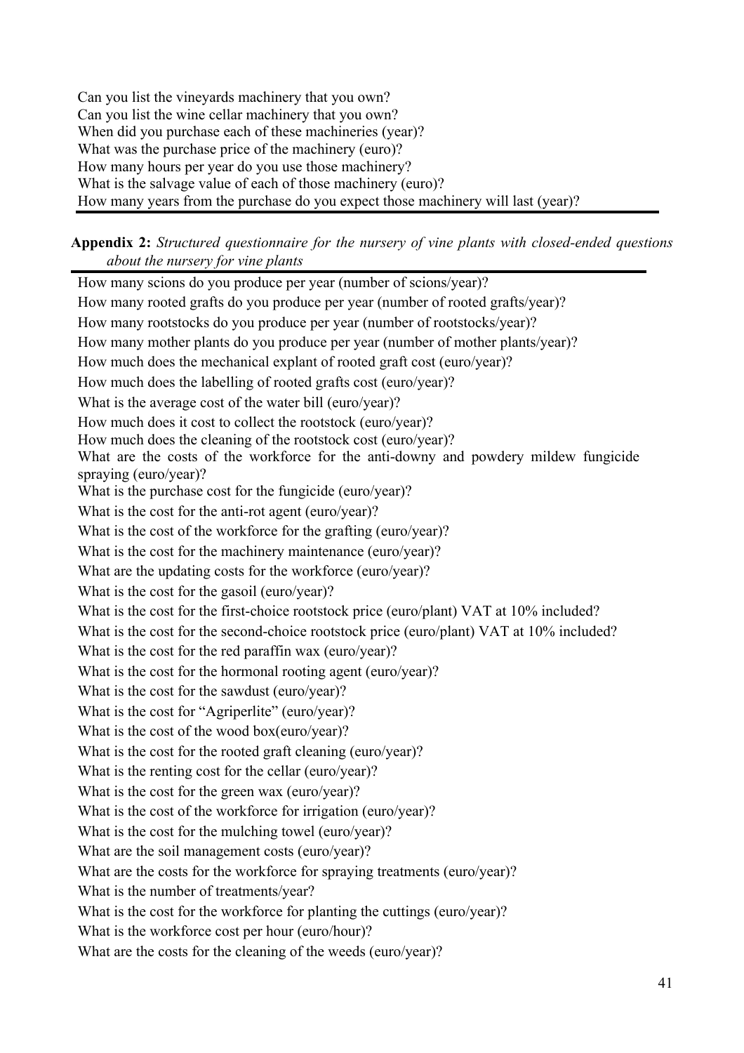Can you list the vineyards machinery that you own?
Can you list the wine cellar machinery that you own?
When did you purchase each of these machineries (year)?
What was the purchase price of the machinery (euro)?
How many hours per year do you use those machinery?
What is the salvage value of each of those machinery (euro)?
How many years from the purchase do you expect those machinery will last (year)?

**Appendix 2:** *Structured questionnaire for the nursery of vine plants with closed-ended questions about the nursery for vine plants*

How many scions do you produce per year (number of scions/year)?
How many rooted grafts do you produce per year (number of rooted grafts/year)?
How many rootstocks do you produce per year (number of rootstocks/year)?
How many mother plants do you produce per year (number of mother plants/year)?
How much does the mechanical explant of rooted graft cost (euro/year)?
How much does the labelling of rooted grafts cost (euro/year)?
What is the average cost of the water bill (euro/year)?
How much does it cost to collect the rootstock (euro/year)?
How much does the cleaning of the rootstock cost (euro/year)?
What are the costs of the workforce for the anti-downy and powdery mildew fungicide spraying (euro/year)?
What is the purchase cost for the fungicide (euro/year)?
What is the cost for the anti-rot agent (euro/year)?
What is the cost of the workforce for the grafting (euro/year)?
What is the cost for the machinery maintenance (euro/year)?
What are the updating costs for the workforce (euro/year)?
What is the cost for the gasoil (euro/year)?
What is the cost for the first-choice rootstock price (euro/plant) VAT at 10% included?
What is the cost for the second-choice rootstock price (euro/plant) VAT at 10% included?
What is the cost for the red paraffin wax (euro/year)?
What is the cost for the hormonal rooting agent (euro/year)?
What is the cost for the sawdust (euro/year)?
What is the cost for "Agriperlite" (euro/year)?
What is the cost of the wood box(euro/year)?
What is the cost for the rooted graft cleaning (euro/year)?
What is the renting cost for the cellar (euro/year)?
What is the cost for the green wax (euro/year)?
What is the cost of the workforce for irrigation (euro/year)?
What is the cost for the mulching towel (euro/year)?
What are the soil management costs (euro/year)?
What are the costs for the workforce for spraying treatments (euro/year)?
What is the number of treatments/year?
What is the cost for the workforce for planting the cuttings (euro/year)?
What is the workforce cost per hour (euro/hour)?
What are the costs for the cleaning of the weeds (euro/year)?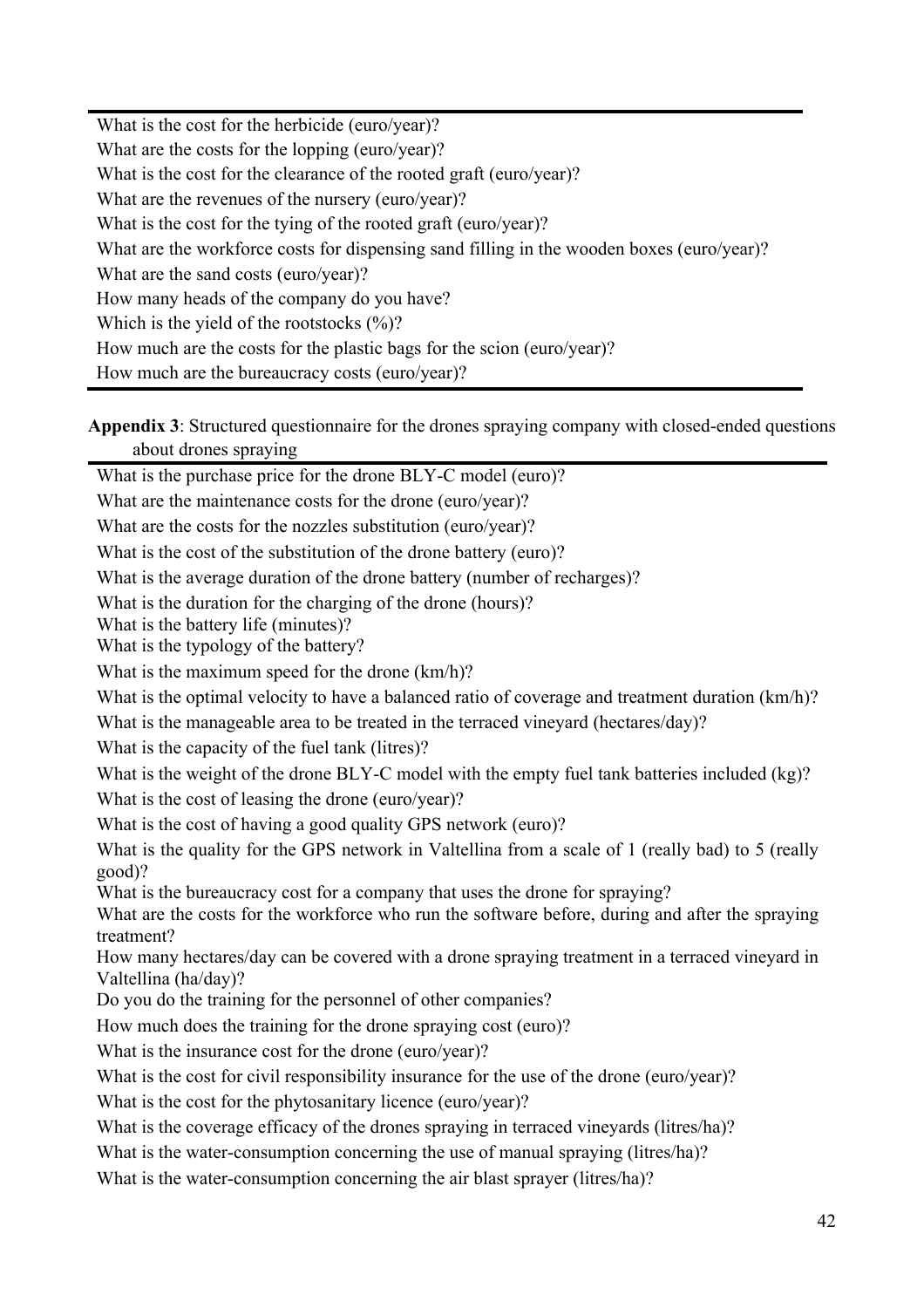| |
|---|
| What is the cost for the herbicide (euro/year)? |
| What are the costs for the lopping (euro/year)? |
| What is the cost for the clearance of the rooted graft (euro/year)? |
| What are the revenues of the nursery (euro/year)? |
| What is the cost for the tying of the rooted graft (euro/year)? |
| What are the workforce costs for dispensing sand filling in the wooden boxes (euro/year)? |
| What are the sand costs (euro/year)? |
| How many heads of the company do you have? |
| Which is the yield of the rootstocks (%)? |
| How much are the costs for the plastic bags for the scion (euro/year)? |
| How much are the bureaucracy costs (euro/year)? |

**Appendix 3**: Structured questionnaire for the drones spraying company with closed-ended questions about drones spraying

| |
|---|
| What is the purchase price for the drone BLY-C model (euro)? |
| What are the maintenance costs for the drone (euro/year)? |
| What are the costs for the nozzles substitution (euro/year)? |
| What is the cost of the substitution of the drone battery (euro)? |
| What is the average duration of the drone battery (number of recharges)? |
| What is the duration for the charging of the drone (hours)? |
| What is the battery life (minutes)? |
| What is the typology of the battery? |
| What is the maximum speed for the drone (km/h)? |
| What is the optimal velocity to have a balanced ratio of coverage and treatment duration (km/h)? |
| What is the manageable area to be treated in the terraced vineyard (hectares/day)? |
| What is the capacity of the fuel tank (litres)? |
| What is the weight of the drone BLY-C model with the empty fuel tank batteries included (kg)? |
| What is the cost of leasing the drone (euro/year)? |
| What is the cost of having a good quality GPS network (euro)? |
| What is the quality for the GPS network in Valtellina from a scale of 1 (really bad) to 5 (really good)? |
| What is the bureaucracy cost for a company that uses the drone for spraying? |
| What are the costs for the workforce who run the software before, during and after the spraying treatment? |
| How many hectares/day can be covered with a drone spraying treatment in a terraced vineyard in Valtellina (ha/day)? |
| Do you do the training for the personnel of other companies? |
| How much does the training for the drone spraying cost (euro)? |
| What is the insurance cost for the drone (euro/year)? |
| What is the cost for civil responsibility insurance for the use of the drone (euro/year)? |
| What is the cost for the phytosanitary licence (euro/year)? |
| What is the coverage efficacy of the drones spraying in terraced vineyards (litres/ha)? |
| What is the water-consumption concerning the use of manual spraying (litres/ha)? |
| What is the water-consumption concerning the air blast sprayer (litres/ha)? |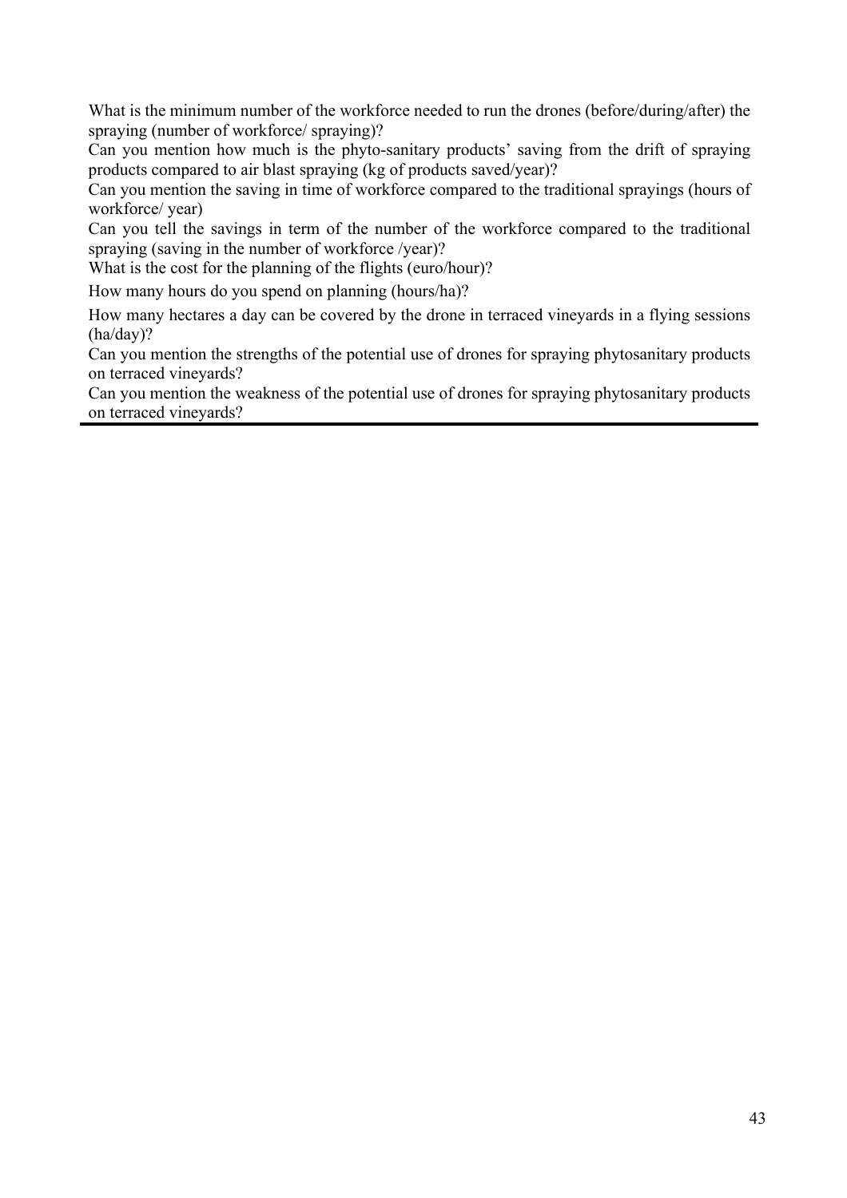What is the minimum number of the workforce needed to run the drones (before/during/after) the spraying (number of workforce/ spraying)?

Can you mention how much is the phyto-sanitary products' saving from the drift of spraying products compared to air blast spraying (kg of products saved/year)?

Can you mention the saving in time of workforce compared to the traditional sprayings (hours of workforce/ year)

Can you tell the savings in term of the number of the workforce compared to the traditional spraying (saving in the number of workforce /year)?

What is the cost for the planning of the flights (euro/hour)?

How many hours do you spend on planning (hours/ha)?

How many hectares a day can be covered by the drone in terraced vineyards in a flying sessions (ha/day)?

Can you mention the strengths of the potential use of drones for spraying phytosanitary products on terraced vineyards?

Can you mention the weakness of the potential use of drones for spraying phytosanitary products on terraced vineyards?